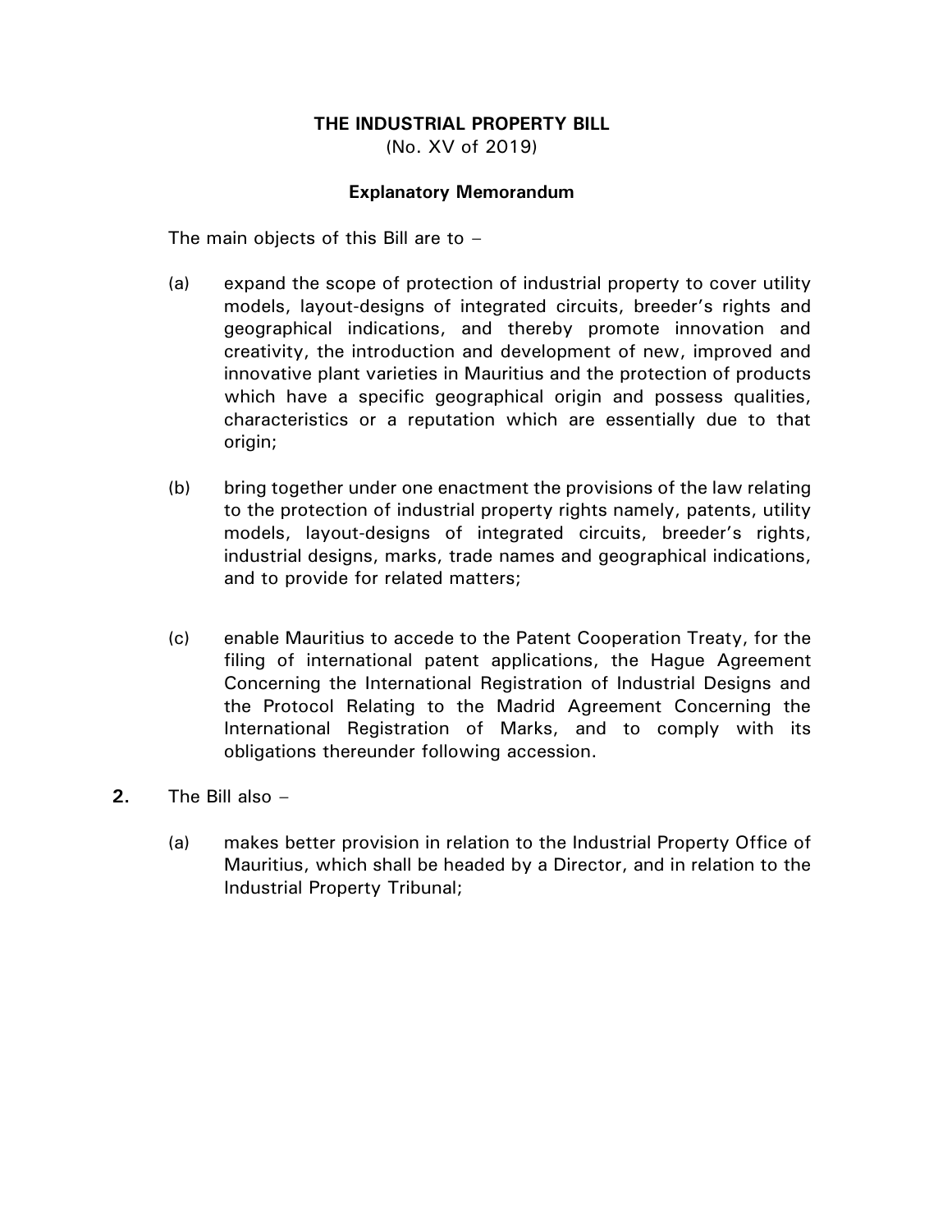# THE INDUSTRIAL PROPERTY BILL

(No. XV of 2019)

## Explanatory Memorandum

The main objects of this Bill are to –

(a) expand the scope of protection of industrial property to cover utility models, layout-designs of integrated circuits, breeder's rights and geographical indications, and thereby promote innovation and creativity, the introduction and development of new, improved and innovative plant varieties in Mauritius and the protection of products which have a specific geographical origin and possess qualities, characteristics or a reputation which are essentially due to that origin;

(b) bring together under one enactment the provisions of the law relating to the protection of industrial property rights namely, patents, utility models, layout-designs of integrated circuits, breeder's rights, industrial designs, marks, trade names and geographical indications, and to provide for related matters;

(c) enable Mauritius to accede to the Patent Cooperation Treaty, for the filing of international patent applications, the Hague Agreement Concerning the International Registration of Industrial Designs and the Protocol Relating to the Madrid Agreement Concerning the International Registration of Marks, and to comply with its obligations thereunder following accession.

**2.** The Bill also –

(a) makes better provision in relation to the Industrial Property Office of Mauritius, which shall be headed by a Director, and in relation to the Industrial Property Tribunal;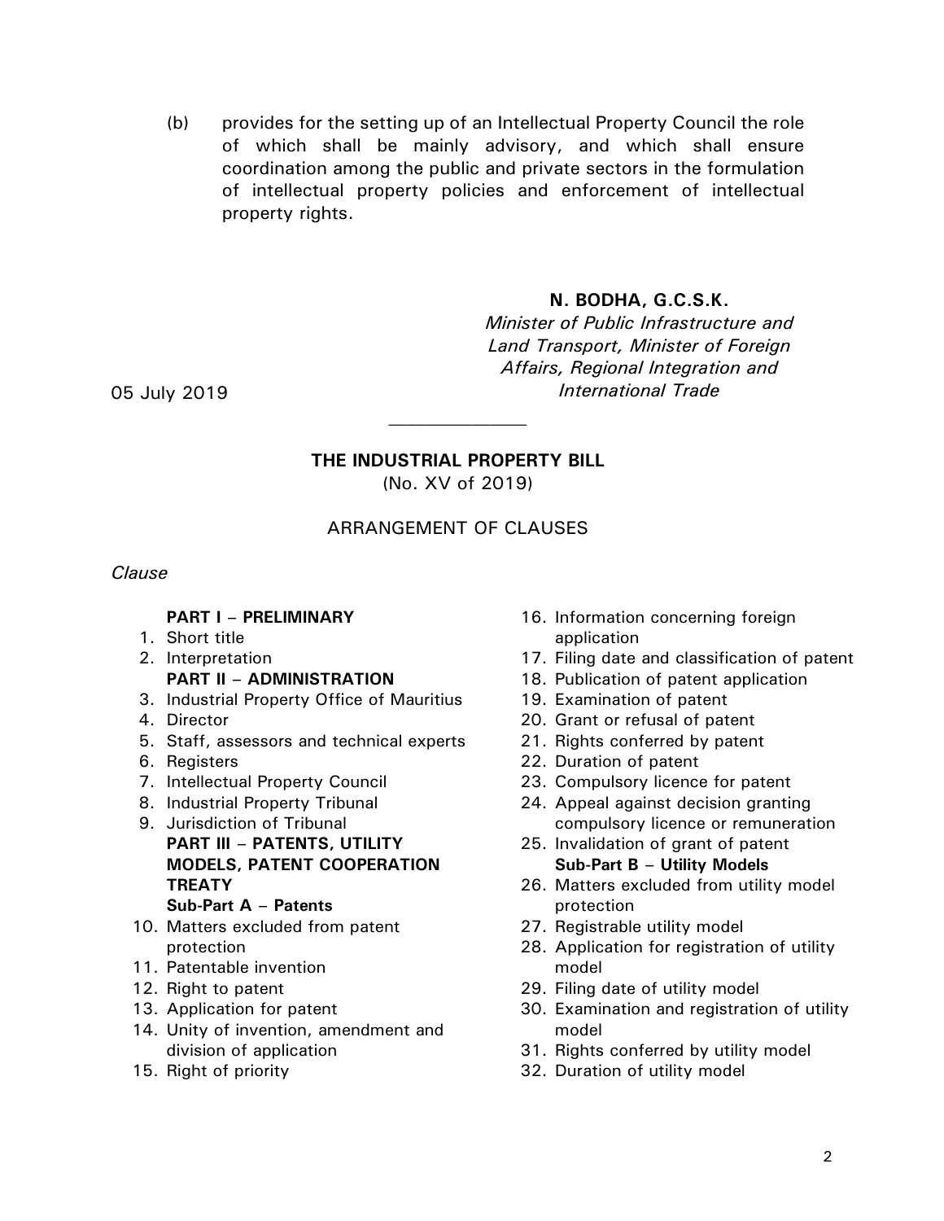(b) provides for the setting up of an Intellectual Property Council the role of which shall be mainly advisory, and which shall ensure coordination among the public and private sectors in the formulation of intellectual property policies and enforcement of intellectual property rights.

**N. BODHA, G.C.S.K.**
*Minister of Public Infrastructure and Land Transport, Minister of Foreign Affairs, Regional Integration and International Trade*

05 July 2019

---

## THE INDUSTRIAL PROPERTY BILL

(No. XV of 2019)

ARRANGEMENT OF CLAUSES

*Clause*

**PART I – PRELIMINARY**

1. Short title
2. Interpretation

**PART II – ADMINISTRATION**

3. Industrial Property Office of Mauritius
4. Director
5. Staff, assessors and technical experts
6. Registers
7. Intellectual Property Council
8. Industrial Property Tribunal
9. Jurisdiction of Tribunal

**PART III – PATENTS, UTILITY MODELS, PATENT COOPERATION TREATY**

**Sub-Part A – Patents**

10. Matters excluded from patent protection
11. Patentable invention
12. Right to patent
13. Application for patent
14. Unity of invention, amendment and division of application
15. Right of priority
16. Information concerning foreign application
17. Filing date and classification of patent
18. Publication of patent application
19. Examination of patent
20. Grant or refusal of patent
21. Rights conferred by patent
22. Duration of patent
23. Compulsory licence for patent
24. Appeal against decision granting compulsory licence or remuneration
25. Invalidation of grant of patent

**Sub-Part B – Utility Models**

26. Matters excluded from utility model protection
27. Registrable utility model
28. Application for registration of utility model
29. Filing date of utility model
30. Examination and registration of utility model
31. Rights conferred by utility model
32. Duration of utility model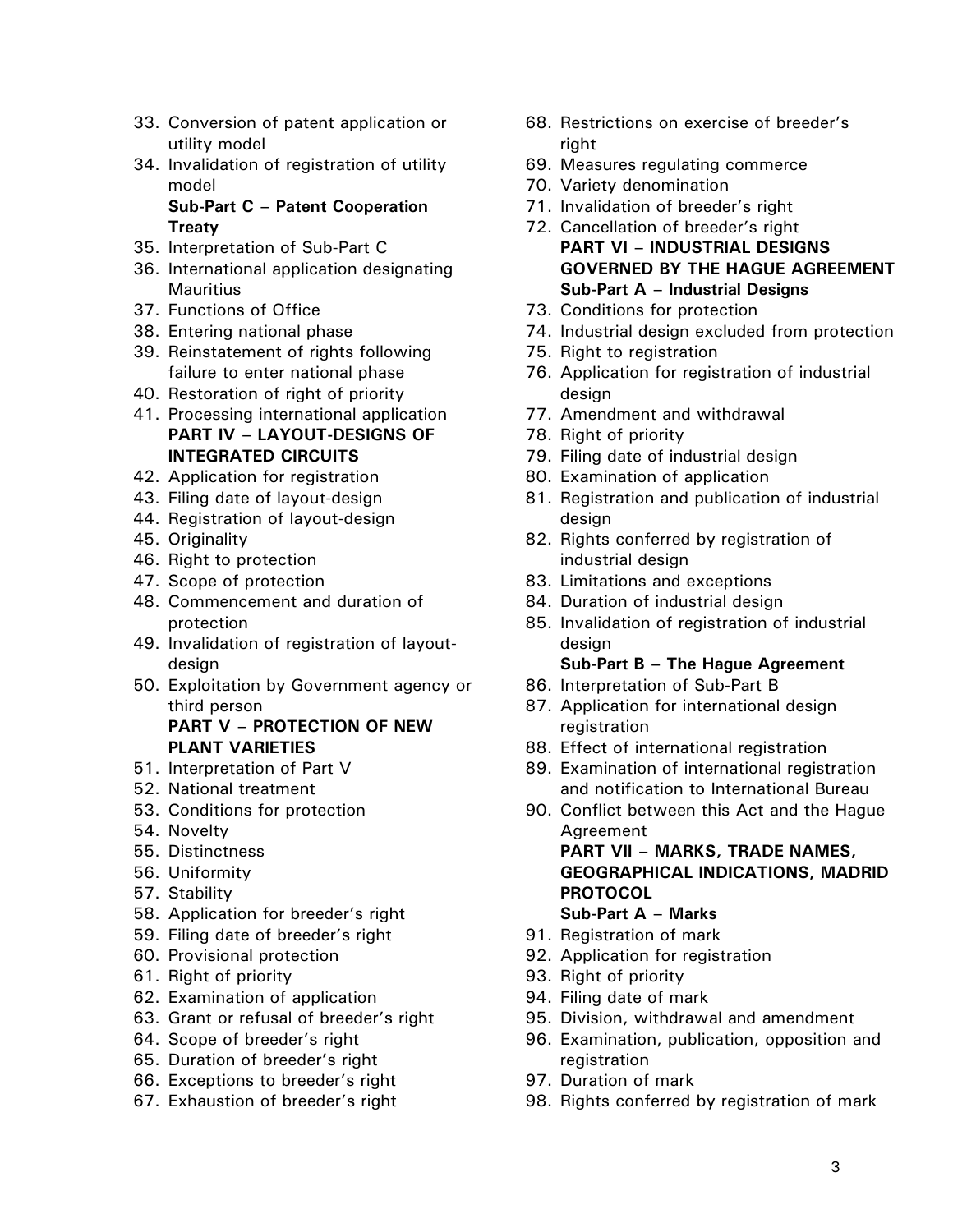33. Conversion of patent application or utility model
34. Invalidation of registration of utility model

**Sub-Part C – Patent Cooperation Treaty**

35. Interpretation of Sub-Part C
36. International application designating Mauritius
37. Functions of Office
38. Entering national phase
39. Reinstatement of rights following failure to enter national phase
40. Restoration of right of priority
41. Processing international application

**PART IV – LAYOUT-DESIGNS OF INTEGRATED CIRCUITS**

42. Application for registration
43. Filing date of layout-design
44. Registration of layout-design
45. Originality
46. Right to protection
47. Scope of protection
48. Commencement and duration of protection
49. Invalidation of registration of layout-design
50. Exploitation by Government agency or third person

**PART V – PROTECTION OF NEW PLANT VARIETIES**

51. Interpretation of Part V
52. National treatment
53. Conditions for protection
54. Novelty
55. Distinctness
56. Uniformity
57. Stability
58. Application for breeder's right
59. Filing date of breeder's right
60. Provisional protection
61. Right of priority
62. Examination of application
63. Grant or refusal of breeder's right
64. Scope of breeder's right
65. Duration of breeder's right
66. Exceptions to breeder's right
67. Exhaustion of breeder's right
68. Restrictions on exercise of breeder's right
69. Measures regulating commerce
70. Variety denomination
71. Invalidation of breeder's right
72. Cancellation of breeder's right

**PART VI – INDUSTRIAL DESIGNS GOVERNED BY THE HAGUE AGREEMENT**

**Sub-Part A – Industrial Designs**

73. Conditions for protection
74. Industrial design excluded from protection
75. Right to registration
76. Application for registration of industrial design
77. Amendment and withdrawal
78. Right of priority
79. Filing date of industrial design
80. Examination of application
81. Registration and publication of industrial design
82. Rights conferred by registration of industrial design
83. Limitations and exceptions
84. Duration of industrial design
85. Invalidation of registration of industrial design

**Sub-Part B – The Hague Agreement**

86. Interpretation of Sub-Part B
87. Application for international design registration
88. Effect of international registration
89. Examination of international registration and notification to International Bureau
90. Conflict between this Act and the Hague Agreement

**PART VII – MARKS, TRADE NAMES, GEOGRAPHICAL INDICATIONS, MADRID PROTOCOL**

**Sub-Part A – Marks**

91. Registration of mark
92. Application for registration
93. Right of priority
94. Filing date of mark
95. Division, withdrawal and amendment
96. Examination, publication, opposition and registration
97. Duration of mark
98. Rights conferred by registration of mark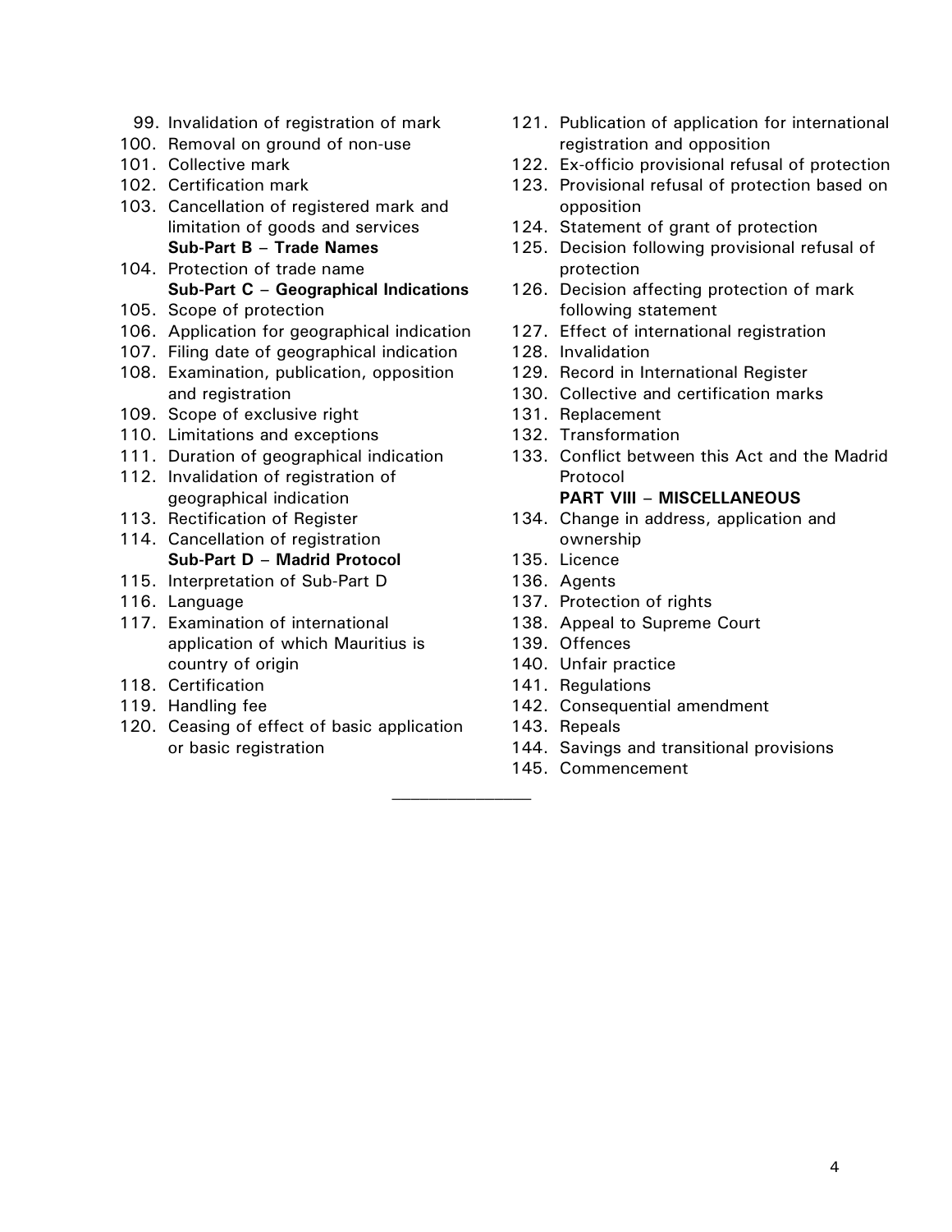99. Invalidation of registration of mark
100. Removal on ground of non-use
101. Collective mark
102. Certification mark
103. Cancellation of registered mark and limitation of goods and services

**Sub-Part B – Trade Names**

104. Protection of trade name

**Sub-Part C – Geographical Indications**

105. Scope of protection
106. Application for geographical indication
107. Filing date of geographical indication
108. Examination, publication, opposition and registration
109. Scope of exclusive right
110. Limitations and exceptions
111. Duration of geographical indication
112. Invalidation of registration of geographical indication
113. Rectification of Register
114. Cancellation of registration

**Sub-Part D – Madrid Protocol**

115. Interpretation of Sub-Part D
116. Language
117. Examination of international application of which Mauritius is country of origin
118. Certification
119. Handling fee
120. Ceasing of effect of basic application or basic registration
121. Publication of application for international registration and opposition
122. Ex-officio provisional refusal of protection
123. Provisional refusal of protection based on opposition
124. Statement of grant of protection
125. Decision following provisional refusal of protection
126. Decision affecting protection of mark following statement
127. Effect of international registration
128. Invalidation
129. Record in International Register
130. Collective and certification marks
131. Replacement
132. Transformation
133. Conflict between this Act and the Madrid Protocol

**PART VIII – MISCELLANEOUS**

134. Change in address, application and ownership
135. Licence
136. Agents
137. Protection of rights
138. Appeal to Supreme Court
139. Offences
140. Unfair practice
141. Regulations
142. Consequential amendment
143. Repeals
144. Savings and transitional provisions
145. Commencement

---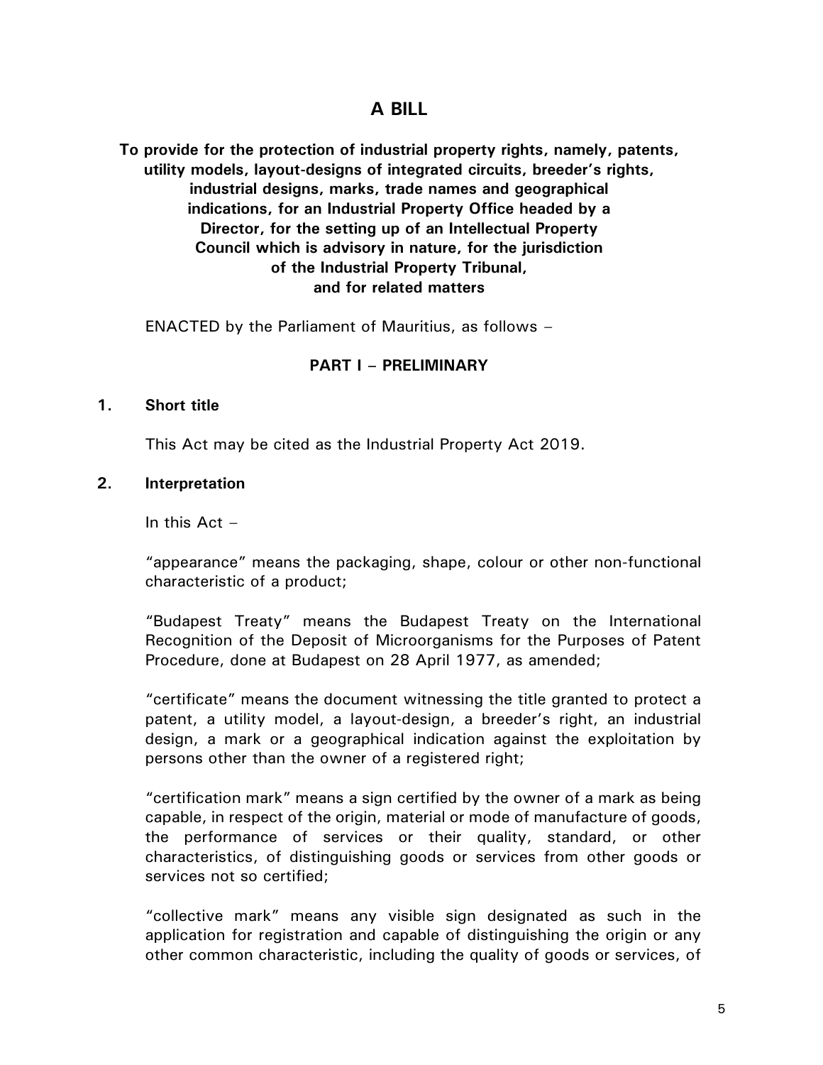# A BILL

**To provide for the protection of industrial property rights, namely, patents, utility models, layout-designs of integrated circuits, breeder's rights, industrial designs, marks, trade names and geographical indications, for an Industrial Property Office headed by a Director, for the setting up of an Intellectual Property Council which is advisory in nature, for the jurisdiction of the Industrial Property Tribunal, and for related matters**

ENACTED by the Parliament of Mauritius, as follows –

## PART I – PRELIMINARY

### 1. Short title

This Act may be cited as the Industrial Property Act 2019.

### 2. Interpretation

In this Act –

"appearance" means the packaging, shape, colour or other non-functional characteristic of a product;

"Budapest Treaty" means the Budapest Treaty on the International Recognition of the Deposit of Microorganisms for the Purposes of Patent Procedure, done at Budapest on 28 April 1977, as amended;

"certificate" means the document witnessing the title granted to protect a patent, a utility model, a layout-design, a breeder's right, an industrial design, a mark or a geographical indication against the exploitation by persons other than the owner of a registered right;

"certification mark" means a sign certified by the owner of a mark as being capable, in respect of the origin, material or mode of manufacture of goods, the performance of services or their quality, standard, or other characteristics, of distinguishing goods or services from other goods or services not so certified;

"collective mark" means any visible sign designated as such in the application for registration and capable of distinguishing the origin or any other common characteristic, including the quality of goods or services, of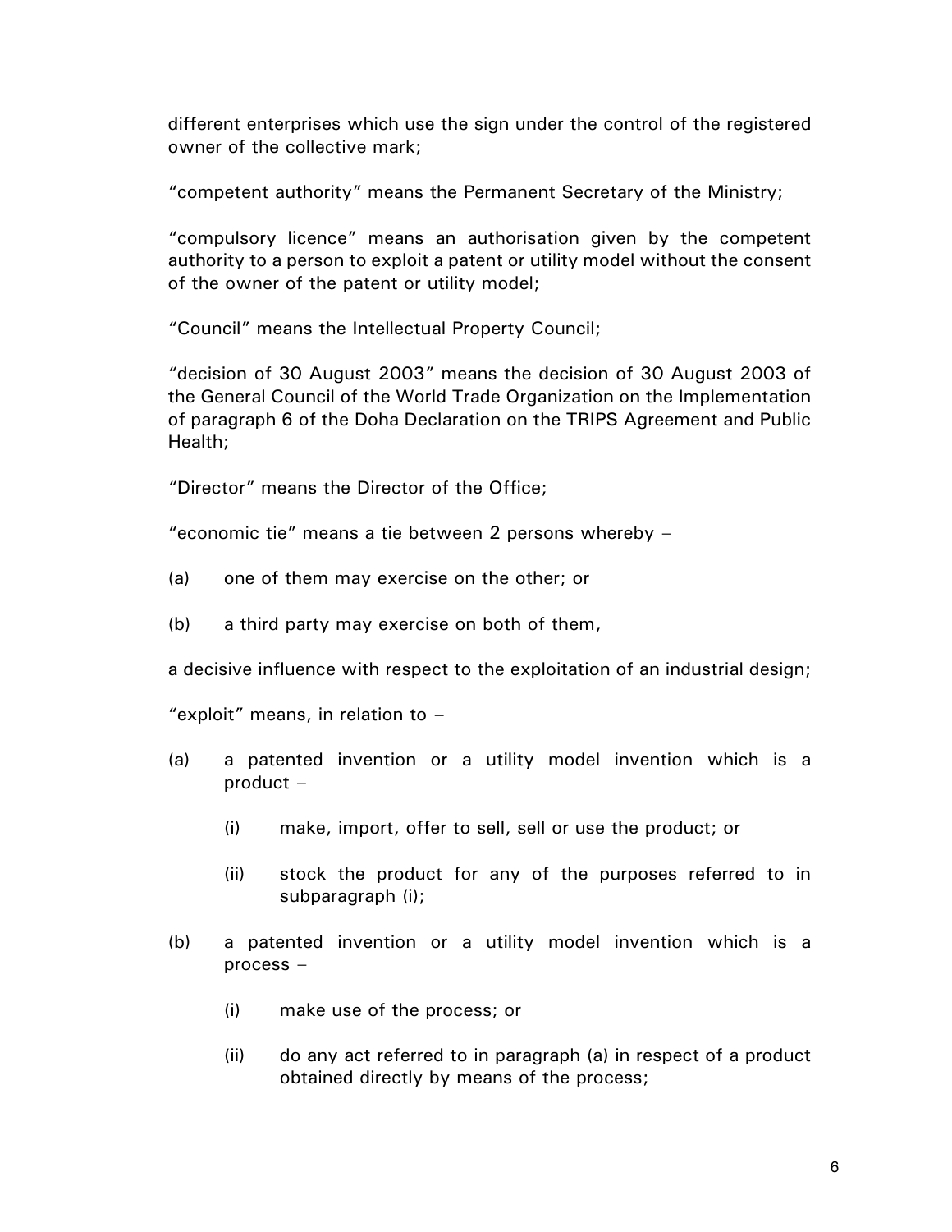different enterprises which use the sign under the control of the registered owner of the collective mark;

"competent authority" means the Permanent Secretary of the Ministry;

"compulsory licence" means an authorisation given by the competent authority to a person to exploit a patent or utility model without the consent of the owner of the patent or utility model;

"Council" means the Intellectual Property Council;

"decision of 30 August 2003" means the decision of 30 August 2003 of the General Council of the World Trade Organization on the Implementation of paragraph 6 of the Doha Declaration on the TRIPS Agreement and Public Health;

"Director" means the Director of the Office;

"economic tie" means a tie between 2 persons whereby –

(a) one of them may exercise on the other; or

(b) a third party may exercise on both of them,

a decisive influence with respect to the exploitation of an industrial design;

"exploit" means, in relation to –

(a) a patented invention or a utility model invention which is a product –

  (i) make, import, offer to sell, sell or use the product; or

  (ii) stock the product for any of the purposes referred to in subparagraph (i);

(b) a patented invention or a utility model invention which is a process –

  (i) make use of the process; or

  (ii) do any act referred to in paragraph (a) in respect of a product obtained directly by means of the process;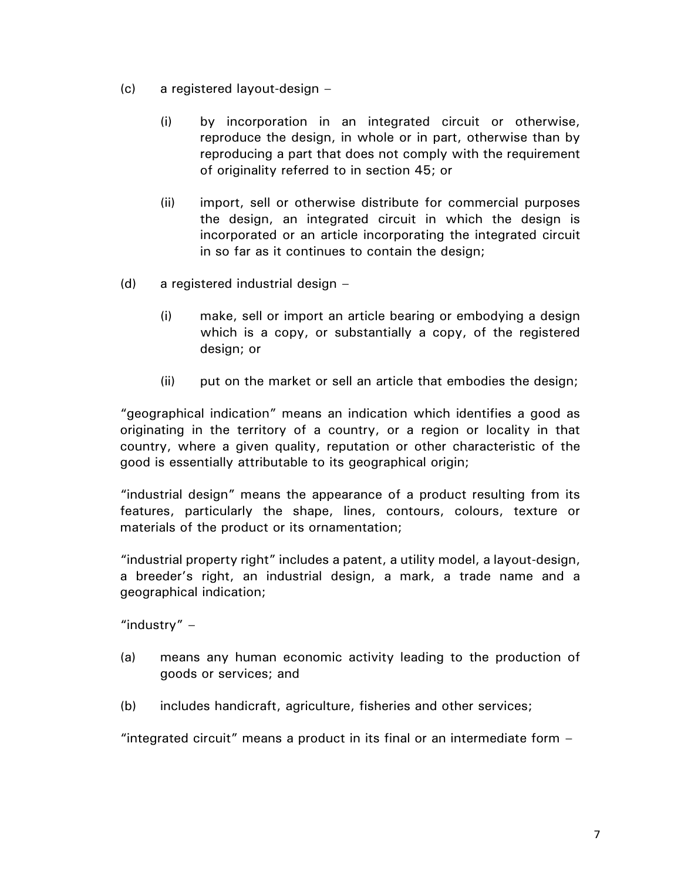(c) a registered layout-design –

  (i) by incorporation in an integrated circuit or otherwise, reproduce the design, in whole or in part, otherwise than by reproducing a part that does not comply with the requirement of originality referred to in section 45; or

  (ii) import, sell or otherwise distribute for commercial purposes the design, an integrated circuit in which the design is incorporated or an article incorporating the integrated circuit in so far as it continues to contain the design;

(d) a registered industrial design –

  (i) make, sell or import an article bearing or embodying a design which is a copy, or substantially a copy, of the registered design; or

  (ii) put on the market or sell an article that embodies the design;

"geographical indication" means an indication which identifies a good as originating in the territory of a country, or a region or locality in that country, where a given quality, reputation or other characteristic of the good is essentially attributable to its geographical origin;

"industrial design" means the appearance of a product resulting from its features, particularly the shape, lines, contours, colours, texture or materials of the product or its ornamentation;

"industrial property right" includes a patent, a utility model, a layout-design, a breeder's right, an industrial design, a mark, a trade name and a geographical indication;

"industry" –

(a) means any human economic activity leading to the production of goods or services; and

(b) includes handicraft, agriculture, fisheries and other services;

"integrated circuit" means a product in its final or an intermediate form –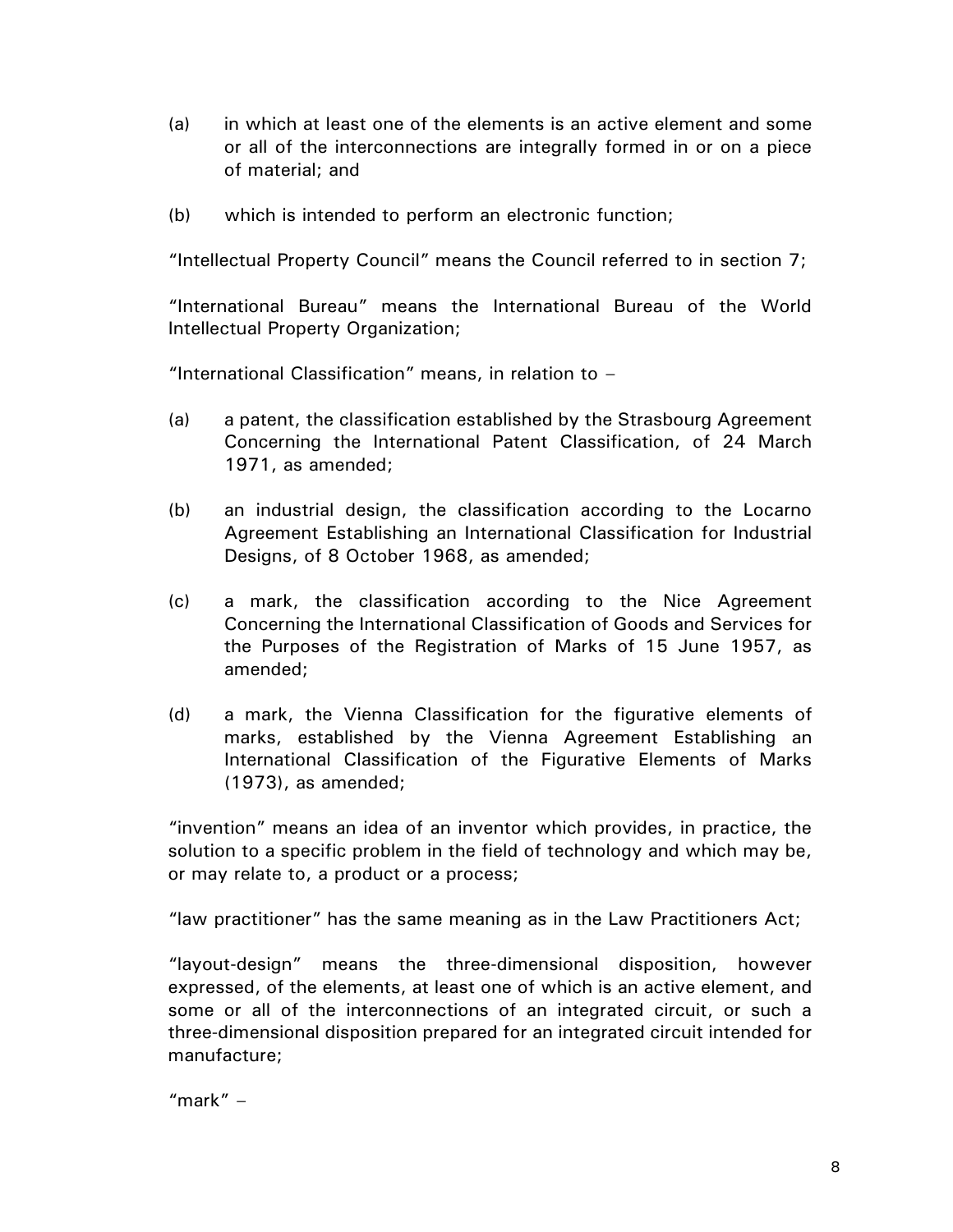(a) in which at least one of the elements is an active element and some or all of the interconnections are integrally formed in or on a piece of material; and

(b) which is intended to perform an electronic function;

"Intellectual Property Council" means the Council referred to in section 7;

"International Bureau" means the International Bureau of the World Intellectual Property Organization;

"International Classification" means, in relation to –

(a) a patent, the classification established by the Strasbourg Agreement Concerning the International Patent Classification, of 24 March 1971, as amended;

(b) an industrial design, the classification according to the Locarno Agreement Establishing an International Classification for Industrial Designs, of 8 October 1968, as amended;

(c) a mark, the classification according to the Nice Agreement Concerning the International Classification of Goods and Services for the Purposes of the Registration of Marks of 15 June 1957, as amended;

(d) a mark, the Vienna Classification for the figurative elements of marks, established by the Vienna Agreement Establishing an International Classification of the Figurative Elements of Marks (1973), as amended;

"invention" means an idea of an inventor which provides, in practice, the solution to a specific problem in the field of technology and which may be, or may relate to, a product or a process;

"law practitioner" has the same meaning as in the Law Practitioners Act;

"layout-design" means the three-dimensional disposition, however expressed, of the elements, at least one of which is an active element, and some or all of the interconnections of an integrated circuit, or such a three-dimensional disposition prepared for an integrated circuit intended for manufacture;

"mark" –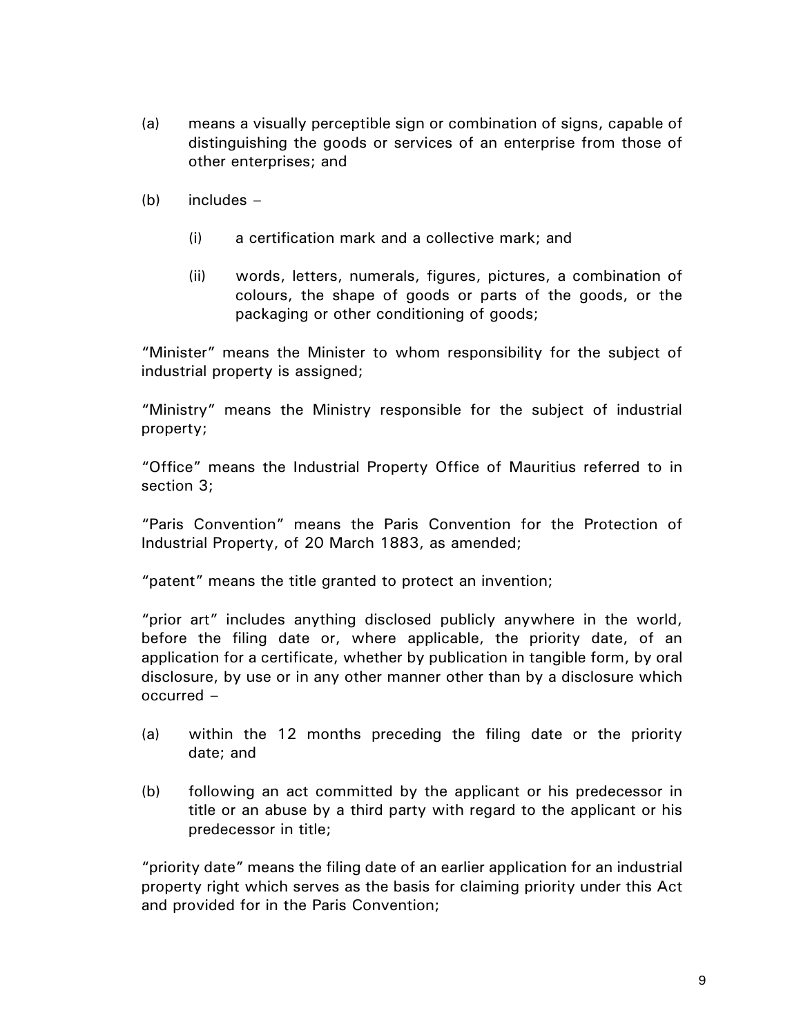(a) means a visually perceptible sign or combination of signs, capable of distinguishing the goods or services of an enterprise from those of other enterprises; and

(b) includes –

    (i) a certification mark and a collective mark; and

    (ii) words, letters, numerals, figures, pictures, a combination of colours, the shape of goods or parts of the goods, or the packaging or other conditioning of goods;

"Minister" means the Minister to whom responsibility for the subject of industrial property is assigned;

"Ministry" means the Ministry responsible for the subject of industrial property;

"Office" means the Industrial Property Office of Mauritius referred to in section 3;

"Paris Convention" means the Paris Convention for the Protection of Industrial Property, of 20 March 1883, as amended;

"patent" means the title granted to protect an invention;

"prior art" includes anything disclosed publicly anywhere in the world, before the filing date or, where applicable, the priority date, of an application for a certificate, whether by publication in tangible form, by oral disclosure, by use or in any other manner other than by a disclosure which occurred –

(a) within the 12 months preceding the filing date or the priority date; and

(b) following an act committed by the applicant or his predecessor in title or an abuse by a third party with regard to the applicant or his predecessor in title;

"priority date" means the filing date of an earlier application for an industrial property right which serves as the basis for claiming priority under this Act and provided for in the Paris Convention;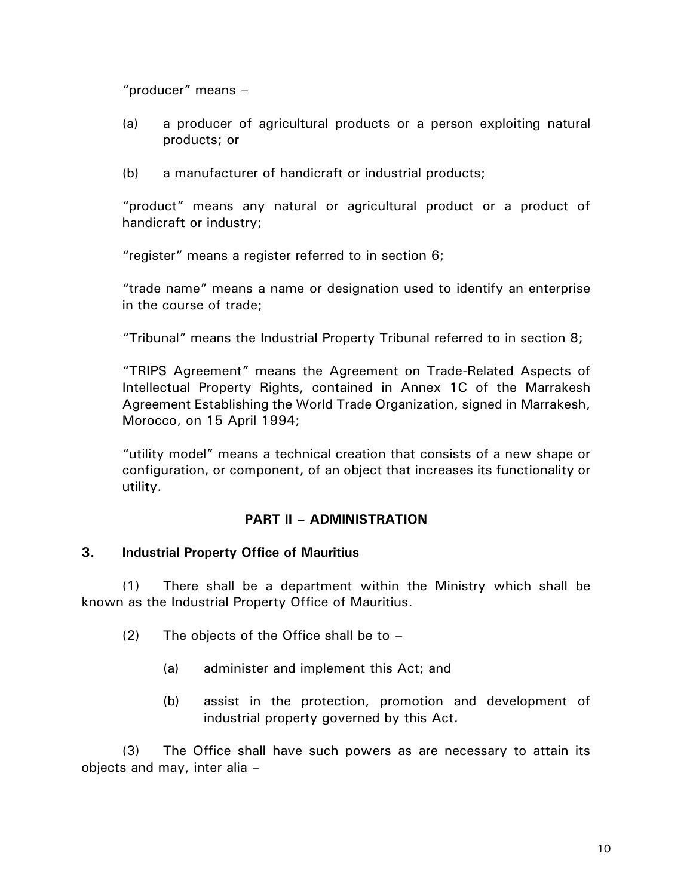"producer" means –

(a) a producer of agricultural products or a person exploiting natural products; or

(b) a manufacturer of handicraft or industrial products;

"product" means any natural or agricultural product or a product of handicraft or industry;

"register" means a register referred to in section 6;

"trade name" means a name or designation used to identify an enterprise in the course of trade;

"Tribunal" means the Industrial Property Tribunal referred to in section 8;

"TRIPS Agreement" means the Agreement on Trade-Related Aspects of Intellectual Property Rights, contained in Annex 1C of the Marrakesh Agreement Establishing the World Trade Organization, signed in Marrakesh, Morocco, on 15 April 1994;

"utility model" means a technical creation that consists of a new shape or configuration, or component, of an object that increases its functionality or utility.

## PART II – ADMINISTRATION

### 3. Industrial Property Office of Mauritius

(1) There shall be a department within the Ministry which shall be known as the Industrial Property Office of Mauritius.

(2) The objects of the Office shall be to –

(a) administer and implement this Act; and

(b) assist in the protection, promotion and development of industrial property governed by this Act.

(3) The Office shall have such powers as are necessary to attain its objects and may, inter alia –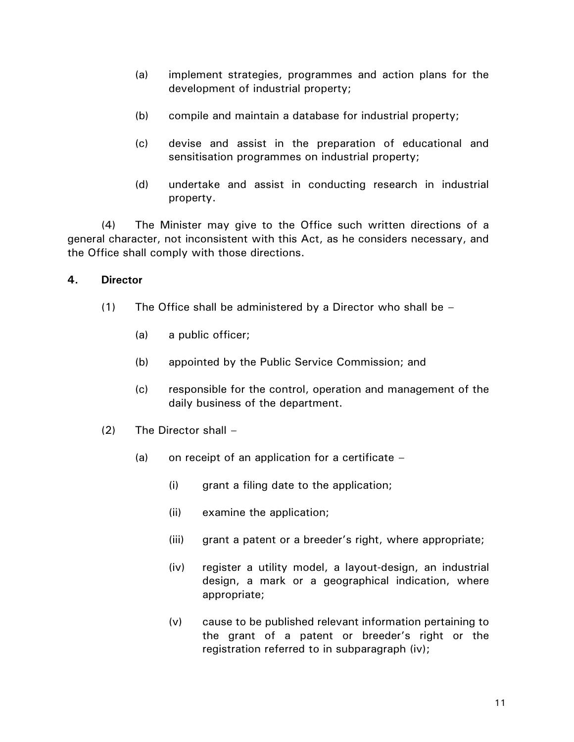(a) implement strategies, programmes and action plans for the development of industrial property;

(b) compile and maintain a database for industrial property;

(c) devise and assist in the preparation of educational and sensitisation programmes on industrial property;

(d) undertake and assist in conducting research in industrial property.

(4) The Minister may give to the Office such written directions of a general character, not inconsistent with this Act, as he considers necessary, and the Office shall comply with those directions.

### 4. Director

(1) The Office shall be administered by a Director who shall be –

(a) a public officer;

(b) appointed by the Public Service Commission; and

(c) responsible for the control, operation and management of the daily business of the department.

(2) The Director shall –

(a) on receipt of an application for a certificate –

(i) grant a filing date to the application;

(ii) examine the application;

(iii) grant a patent or a breeder's right, where appropriate;

(iv) register a utility model, a layout-design, an industrial design, a mark or a geographical indication, where appropriate;

(v) cause to be published relevant information pertaining to the grant of a patent or breeder's right or the registration referred to in subparagraph (iv);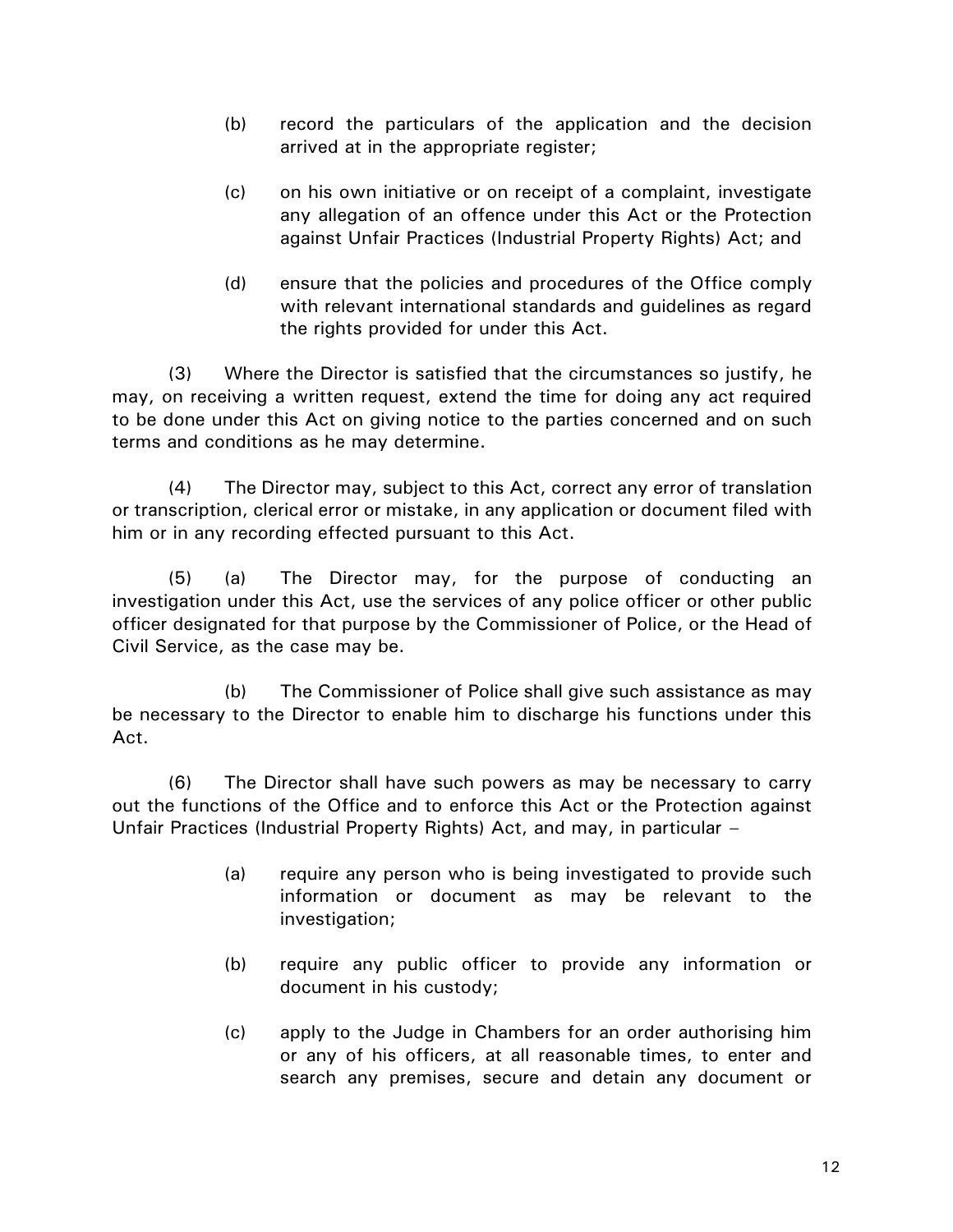(b) record the particulars of the application and the decision arrived at in the appropriate register;

(c) on his own initiative or on receipt of a complaint, investigate any allegation of an offence under this Act or the Protection against Unfair Practices (Industrial Property Rights) Act; and

(d) ensure that the policies and procedures of the Office comply with relevant international standards and guidelines as regard the rights provided for under this Act.

(3) Where the Director is satisfied that the circumstances so justify, he may, on receiving a written request, extend the time for doing any act required to be done under this Act on giving notice to the parties concerned and on such terms and conditions as he may determine.

(4) The Director may, subject to this Act, correct any error of translation or transcription, clerical error or mistake, in any application or document filed with him or in any recording effected pursuant to this Act.

(5) (a) The Director may, for the purpose of conducting an investigation under this Act, use the services of any police officer or other public officer designated for that purpose by the Commissioner of Police, or the Head of Civil Service, as the case may be.

(b) The Commissioner of Police shall give such assistance as may be necessary to the Director to enable him to discharge his functions under this Act.

(6) The Director shall have such powers as may be necessary to carry out the functions of the Office and to enforce this Act or the Protection against Unfair Practices (Industrial Property Rights) Act, and may, in particular –

(a) require any person who is being investigated to provide such information or document as may be relevant to the investigation;

(b) require any public officer to provide any information or document in his custody;

(c) apply to the Judge in Chambers for an order authorising him or any of his officers, at all reasonable times, to enter and search any premises, secure and detain any document or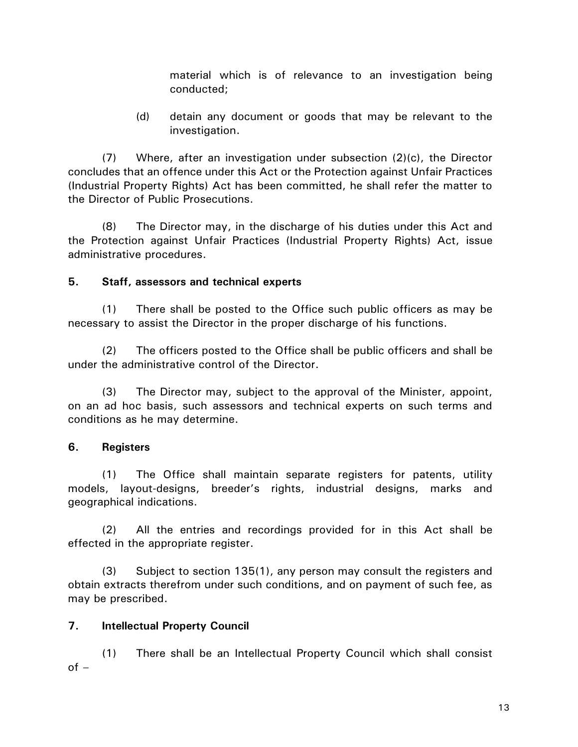material which is of relevance to an investigation being conducted;

(d) detain any document or goods that may be relevant to the investigation.

(7) Where, after an investigation under subsection (2)(c), the Director concludes that an offence under this Act or the Protection against Unfair Practices (Industrial Property Rights) Act has been committed, he shall refer the matter to the Director of Public Prosecutions.

(8) The Director may, in the discharge of his duties under this Act and the Protection against Unfair Practices (Industrial Property Rights) Act, issue administrative procedures.

**5. Staff, assessors and technical experts**

(1) There shall be posted to the Office such public officers as may be necessary to assist the Director in the proper discharge of his functions.

(2) The officers posted to the Office shall be public officers and shall be under the administrative control of the Director.

(3) The Director may, subject to the approval of the Minister, appoint, on an ad hoc basis, such assessors and technical experts on such terms and conditions as he may determine.

**6. Registers**

(1) The Office shall maintain separate registers for patents, utility models, layout-designs, breeder's rights, industrial designs, marks and geographical indications.

(2) All the entries and recordings provided for in this Act shall be effected in the appropriate register.

(3) Subject to section 135(1), any person may consult the registers and obtain extracts therefrom under such conditions, and on payment of such fee, as may be prescribed.

**7. Intellectual Property Council**

(1) There shall be an Intellectual Property Council which shall consist of –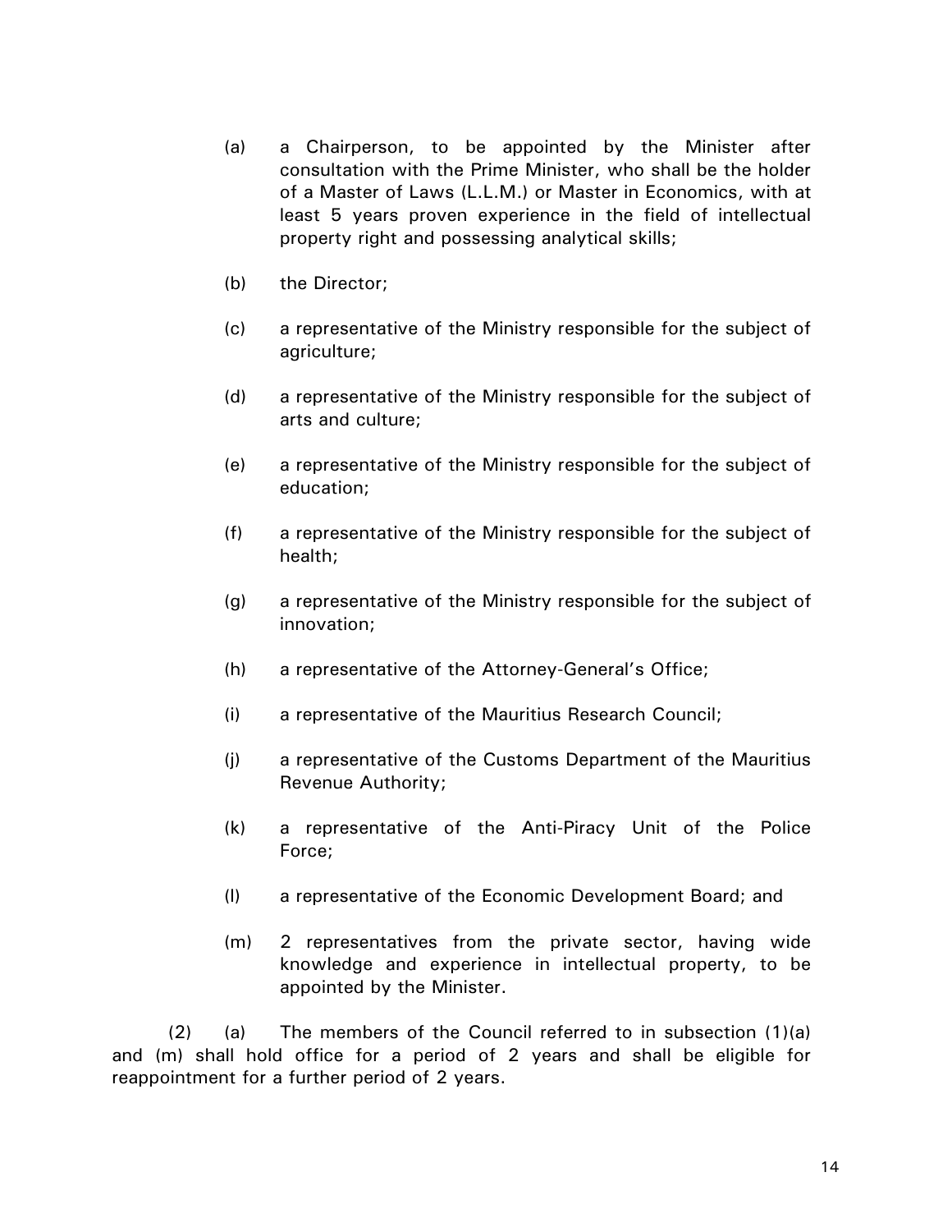(a) a Chairperson, to be appointed by the Minister after consultation with the Prime Minister, who shall be the holder of a Master of Laws (L.L.M.) or Master in Economics, with at least 5 years proven experience in the field of intellectual property right and possessing analytical skills;

(b) the Director;

(c) a representative of the Ministry responsible for the subject of agriculture;

(d) a representative of the Ministry responsible for the subject of arts and culture;

(e) a representative of the Ministry responsible for the subject of education;

(f) a representative of the Ministry responsible for the subject of health;

(g) a representative of the Ministry responsible for the subject of innovation;

(h) a representative of the Attorney-General's Office;

(i) a representative of the Mauritius Research Council;

(j) a representative of the Customs Department of the Mauritius Revenue Authority;

(k) a representative of the Anti-Piracy Unit of the Police Force;

(l) a representative of the Economic Development Board; and

(m) 2 representatives from the private sector, having wide knowledge and experience in intellectual property, to be appointed by the Minister.

(2) (a) The members of the Council referred to in subsection (1)(a) and (m) shall hold office for a period of 2 years and shall be eligible for reappointment for a further period of 2 years.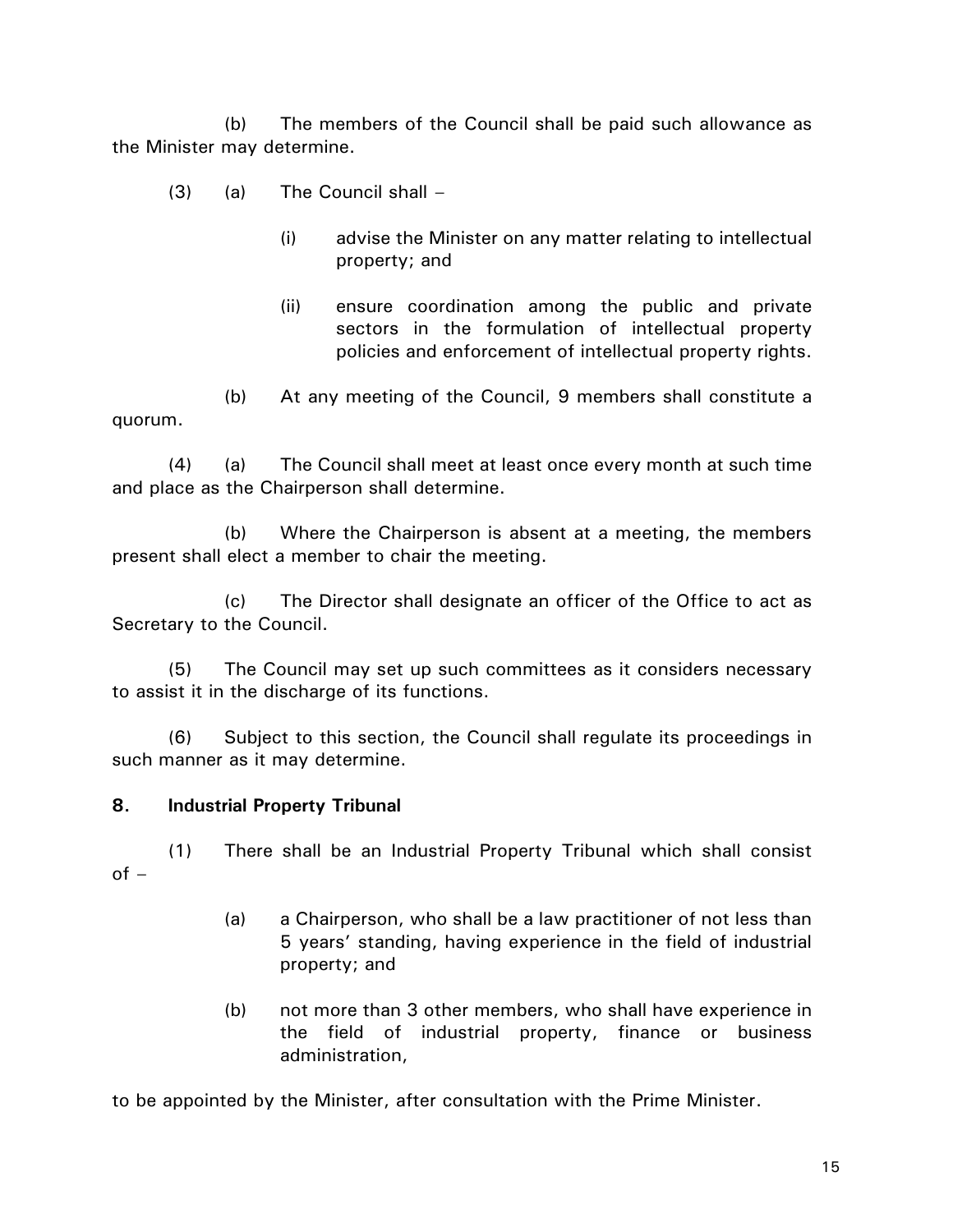(b) The members of the Council shall be paid such allowance as the Minister may determine.

(3) (a) The Council shall –

(i) advise the Minister on any matter relating to intellectual property; and

(ii) ensure coordination among the public and private sectors in the formulation of intellectual property policies and enforcement of intellectual property rights.

(b) At any meeting of the Council, 9 members shall constitute a quorum.

(4) (a) The Council shall meet at least once every month at such time and place as the Chairperson shall determine.

(b) Where the Chairperson is absent at a meeting, the members present shall elect a member to chair the meeting.

(c) The Director shall designate an officer of the Office to act as Secretary to the Council.

(5) The Council may set up such committees as it considers necessary to assist it in the discharge of its functions.

(6) Subject to this section, the Council shall regulate its proceedings in such manner as it may determine.

### 8. Industrial Property Tribunal

(1) There shall be an Industrial Property Tribunal which shall consist of –

(a) a Chairperson, who shall be a law practitioner of not less than 5 years' standing, having experience in the field of industrial property; and

(b) not more than 3 other members, who shall have experience in the field of industrial property, finance or business administration,

to be appointed by the Minister, after consultation with the Prime Minister.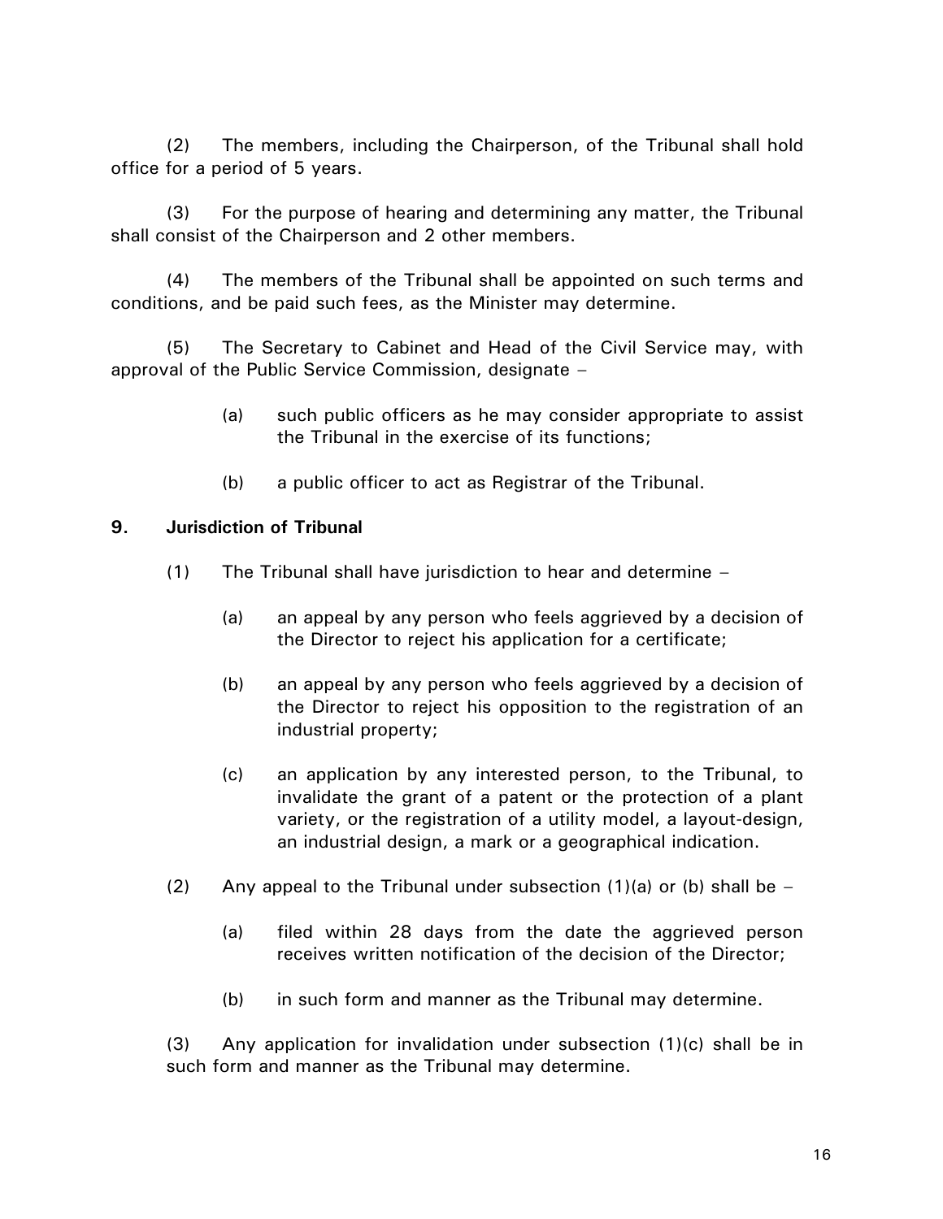(2) The members, including the Chairperson, of the Tribunal shall hold office for a period of 5 years.

(3) For the purpose of hearing and determining any matter, the Tribunal shall consist of the Chairperson and 2 other members.

(4) The members of the Tribunal shall be appointed on such terms and conditions, and be paid such fees, as the Minister may determine.

(5) The Secretary to Cabinet and Head of the Civil Service may, with approval of the Public Service Commission, designate –

(a) such public officers as he may consider appropriate to assist the Tribunal in the exercise of its functions;

(b) a public officer to act as Registrar of the Tribunal.

## 9. Jurisdiction of Tribunal

(1) The Tribunal shall have jurisdiction to hear and determine –

(a) an appeal by any person who feels aggrieved by a decision of the Director to reject his application for a certificate;

(b) an appeal by any person who feels aggrieved by a decision of the Director to reject his opposition to the registration of an industrial property;

(c) an application by any interested person, to the Tribunal, to invalidate the grant of a patent or the protection of a plant variety, or the registration of a utility model, a layout-design, an industrial design, a mark or a geographical indication.

(2) Any appeal to the Tribunal under subsection (1)(a) or (b) shall be –

(a) filed within 28 days from the date the aggrieved person receives written notification of the decision of the Director;

(b) in such form and manner as the Tribunal may determine.

(3) Any application for invalidation under subsection (1)(c) shall be in such form and manner as the Tribunal may determine.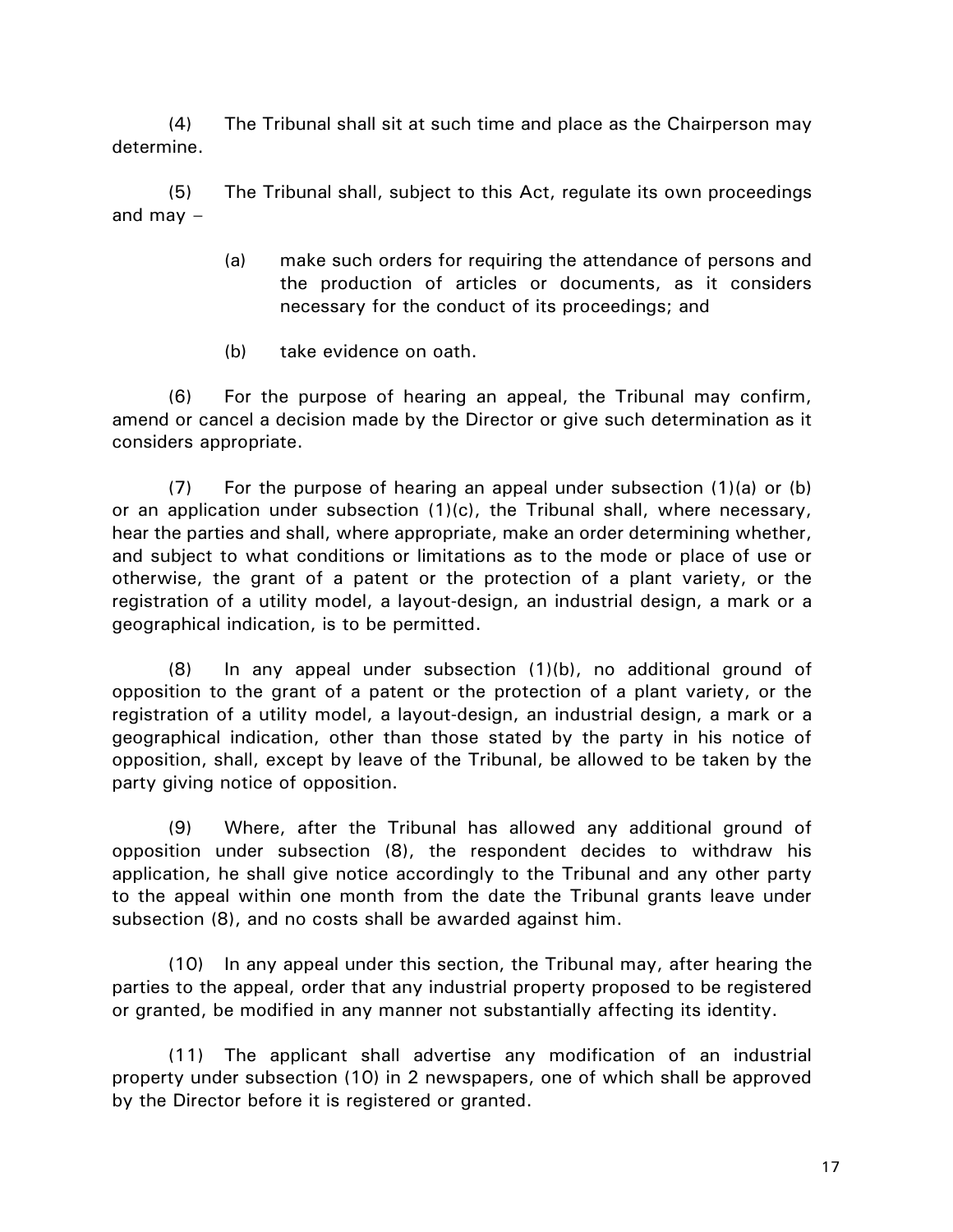(4) The Tribunal shall sit at such time and place as the Chairperson may determine.

(5) The Tribunal shall, subject to this Act, regulate its own proceedings and may –

- (a) make such orders for requiring the attendance of persons and the production of articles or documents, as it considers necessary for the conduct of its proceedings; and
- (b) take evidence on oath.

(6) For the purpose of hearing an appeal, the Tribunal may confirm, amend or cancel a decision made by the Director or give such determination as it considers appropriate.

(7) For the purpose of hearing an appeal under subsection (1)(a) or (b) or an application under subsection (1)(c), the Tribunal shall, where necessary, hear the parties and shall, where appropriate, make an order determining whether, and subject to what conditions or limitations as to the mode or place of use or otherwise, the grant of a patent or the protection of a plant variety, or the registration of a utility model, a layout-design, an industrial design, a mark or a geographical indication, is to be permitted.

(8) In any appeal under subsection (1)(b), no additional ground of opposition to the grant of a patent or the protection of a plant variety, or the registration of a utility model, a layout-design, an industrial design, a mark or a geographical indication, other than those stated by the party in his notice of opposition, shall, except by leave of the Tribunal, be allowed to be taken by the party giving notice of opposition.

(9) Where, after the Tribunal has allowed any additional ground of opposition under subsection (8), the respondent decides to withdraw his application, he shall give notice accordingly to the Tribunal and any other party to the appeal within one month from the date the Tribunal grants leave under subsection (8), and no costs shall be awarded against him.

(10) In any appeal under this section, the Tribunal may, after hearing the parties to the appeal, order that any industrial property proposed to be registered or granted, be modified in any manner not substantially affecting its identity.

(11) The applicant shall advertise any modification of an industrial property under subsection (10) in 2 newspapers, one of which shall be approved by the Director before it is registered or granted.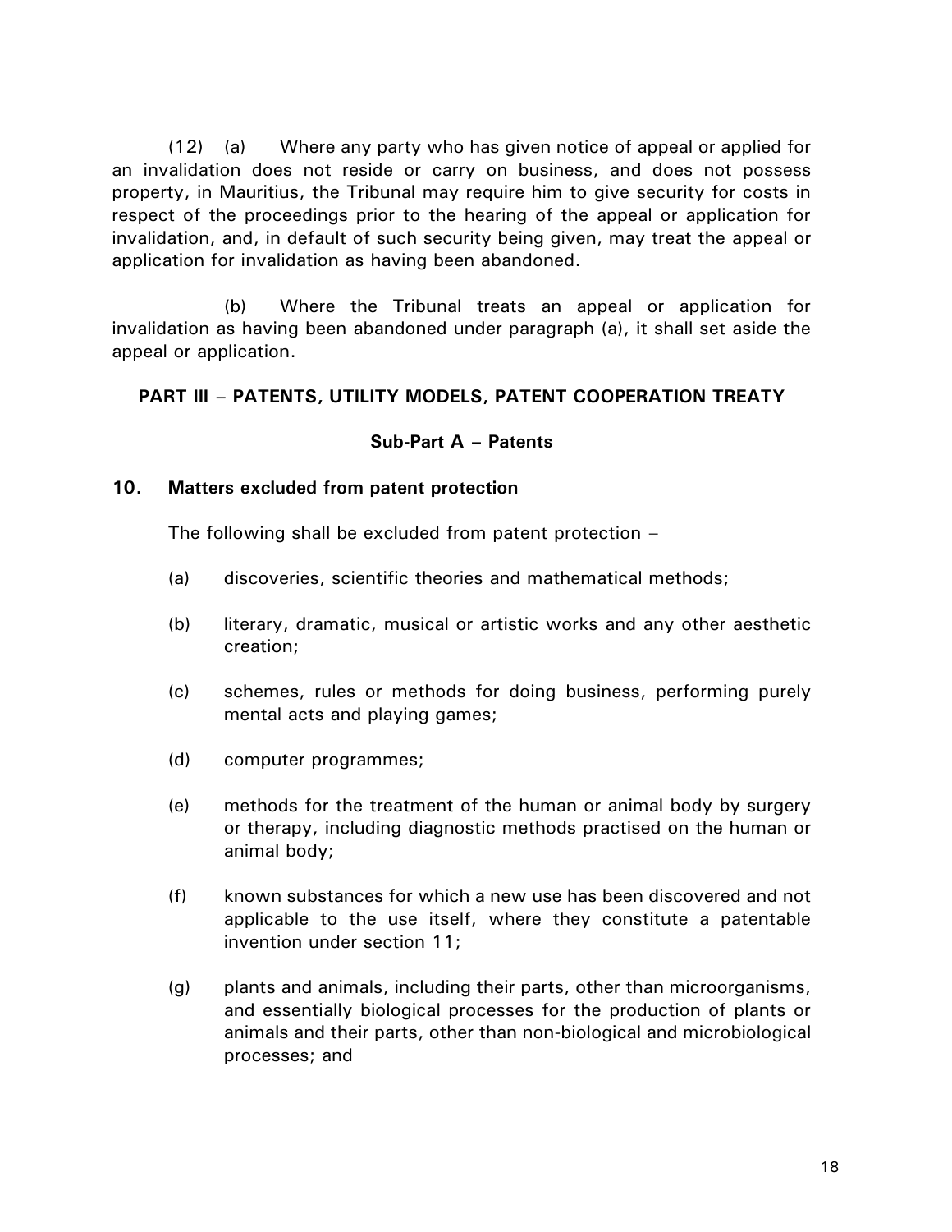(12) (a) Where any party who has given notice of appeal or applied for an invalidation does not reside or carry on business, and does not possess property, in Mauritius, the Tribunal may require him to give security for costs in respect of the proceedings prior to the hearing of the appeal or application for invalidation, and, in default of such security being given, may treat the appeal or application for invalidation as having been abandoned.

(b) Where the Tribunal treats an appeal or application for invalidation as having been abandoned under paragraph (a), it shall set aside the appeal or application.

## PART III – PATENTS, UTILITY MODELS, PATENT COOPERATION TREATY

### Sub-Part A – Patents

**10. Matters excluded from patent protection**

The following shall be excluded from patent protection –

(a) discoveries, scientific theories and mathematical methods;

(b) literary, dramatic, musical or artistic works and any other aesthetic creation;

(c) schemes, rules or methods for doing business, performing purely mental acts and playing games;

(d) computer programmes;

(e) methods for the treatment of the human or animal body by surgery or therapy, including diagnostic methods practised on the human or animal body;

(f) known substances for which a new use has been discovered and not applicable to the use itself, where they constitute a patentable invention under section 11;

(g) plants and animals, including their parts, other than microorganisms, and essentially biological processes for the production of plants or animals and their parts, other than non-biological and microbiological processes; and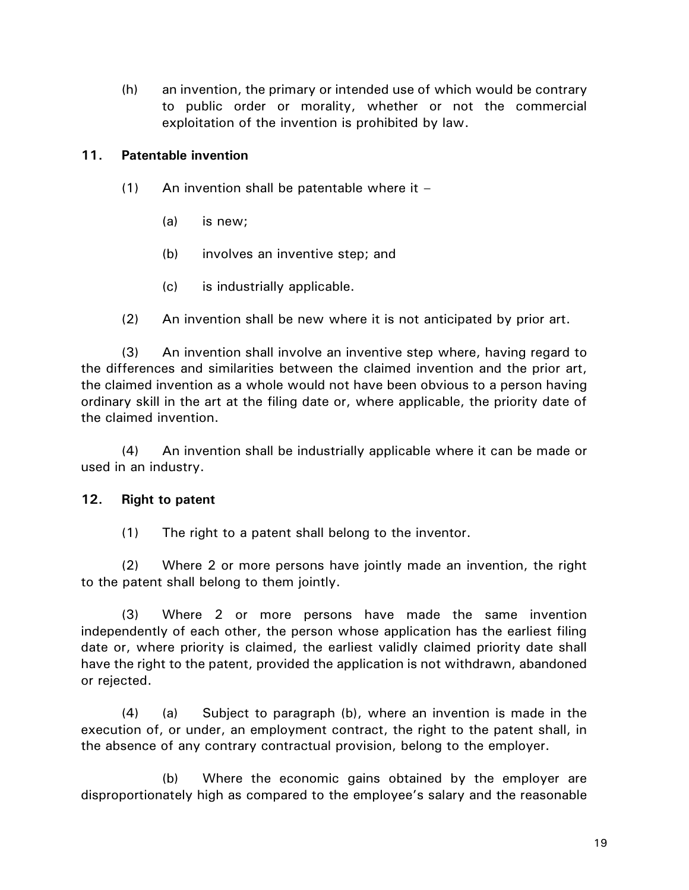(h) an invention, the primary or intended use of which would be contrary to public order or morality, whether or not the commercial exploitation of the invention is prohibited by law.

### 11. Patentable invention

(1) An invention shall be patentable where it –

(a) is new;

(b) involves an inventive step; and

(c) is industrially applicable.

(2) An invention shall be new where it is not anticipated by prior art.

(3) An invention shall involve an inventive step where, having regard to the differences and similarities between the claimed invention and the prior art, the claimed invention as a whole would not have been obvious to a person having ordinary skill in the art at the filing date or, where applicable, the priority date of the claimed invention.

(4) An invention shall be industrially applicable where it can be made or used in an industry.

### 12. Right to patent

(1) The right to a patent shall belong to the inventor.

(2) Where 2 or more persons have jointly made an invention, the right to the patent shall belong to them jointly.

(3) Where 2 or more persons have made the same invention independently of each other, the person whose application has the earliest filing date or, where priority is claimed, the earliest validly claimed priority date shall have the right to the patent, provided the application is not withdrawn, abandoned or rejected.

(4) (a) Subject to paragraph (b), where an invention is made in the execution of, or under, an employment contract, the right to the patent shall, in the absence of any contrary contractual provision, belong to the employer.

(b) Where the economic gains obtained by the employer are disproportionately high as compared to the employee's salary and the reasonable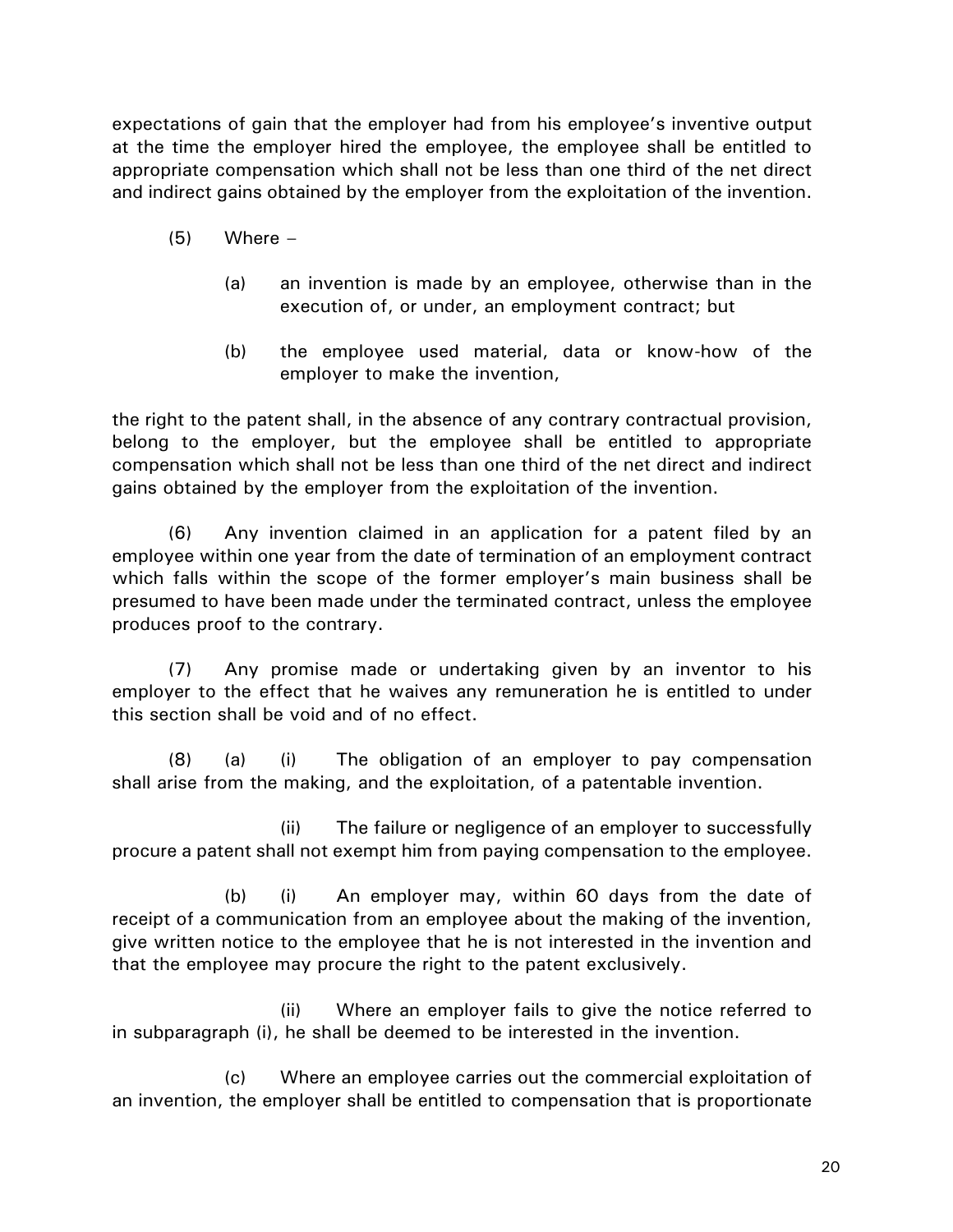expectations of gain that the employer had from his employee's inventive output at the time the employer hired the employee, the employee shall be entitled to appropriate compensation which shall not be less than one third of the net direct and indirect gains obtained by the employer from the exploitation of the invention.

(5) Where –

(a) an invention is made by an employee, otherwise than in the execution of, or under, an employment contract; but

(b) the employee used material, data or know-how of the employer to make the invention,

the right to the patent shall, in the absence of any contrary contractual provision, belong to the employer, but the employee shall be entitled to appropriate compensation which shall not be less than one third of the net direct and indirect gains obtained by the employer from the exploitation of the invention.

(6) Any invention claimed in an application for a patent filed by an employee within one year from the date of termination of an employment contract which falls within the scope of the former employer's main business shall be presumed to have been made under the terminated contract, unless the employee produces proof to the contrary.

(7) Any promise made or undertaking given by an inventor to his employer to the effect that he waives any remuneration he is entitled to under this section shall be void and of no effect.

(8) (a) (i) The obligation of an employer to pay compensation shall arise from the making, and the exploitation, of a patentable invention.

(ii) The failure or negligence of an employer to successfully procure a patent shall not exempt him from paying compensation to the employee.

(b) (i) An employer may, within 60 days from the date of receipt of a communication from an employee about the making of the invention, give written notice to the employee that he is not interested in the invention and that the employee may procure the right to the patent exclusively.

(ii) Where an employer fails to give the notice referred to in subparagraph (i), he shall be deemed to be interested in the invention.

(c) Where an employee carries out the commercial exploitation of an invention, the employer shall be entitled to compensation that is proportionate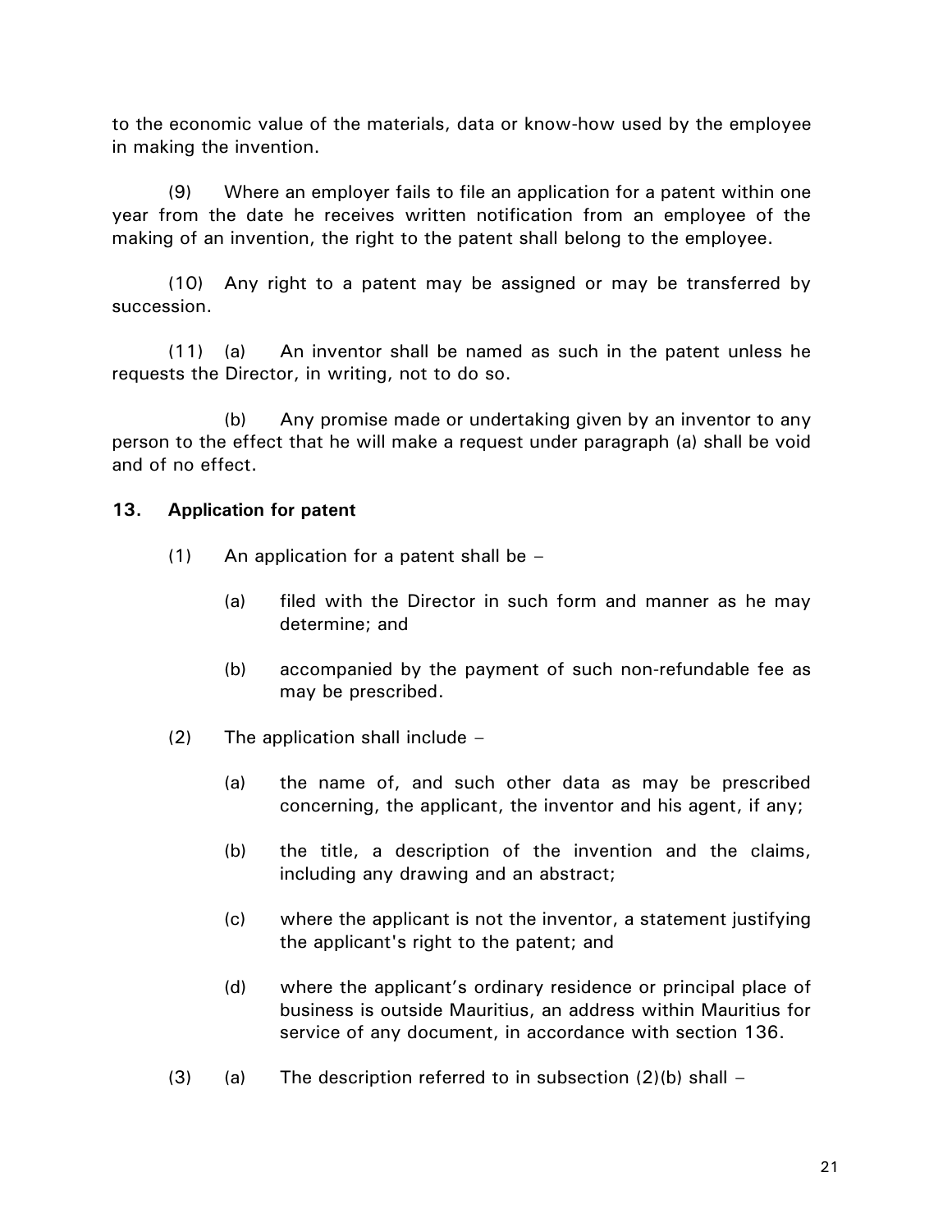to the economic value of the materials, data or know-how used by the employee in making the invention.

(9) Where an employer fails to file an application for a patent within one year from the date he receives written notification from an employee of the making of an invention, the right to the patent shall belong to the employee.

(10) Any right to a patent may be assigned or may be transferred by succession.

(11) (a) An inventor shall be named as such in the patent unless he requests the Director, in writing, not to do so.

(b) Any promise made or undertaking given by an inventor to any person to the effect that he will make a request under paragraph (a) shall be void and of no effect.

**13. Application for patent**

(1) An application for a patent shall be –

(a) filed with the Director in such form and manner as he may determine; and

(b) accompanied by the payment of such non-refundable fee as may be prescribed.

(2) The application shall include –

(a) the name of, and such other data as may be prescribed concerning, the applicant, the inventor and his agent, if any;

(b) the title, a description of the invention and the claims, including any drawing and an abstract;

(c) where the applicant is not the inventor, a statement justifying the applicant's right to the patent; and

(d) where the applicant’s ordinary residence or principal place of business is outside Mauritius, an address within Mauritius for service of any document, in accordance with section 136.

(3) (a) The description referred to in subsection (2)(b) shall –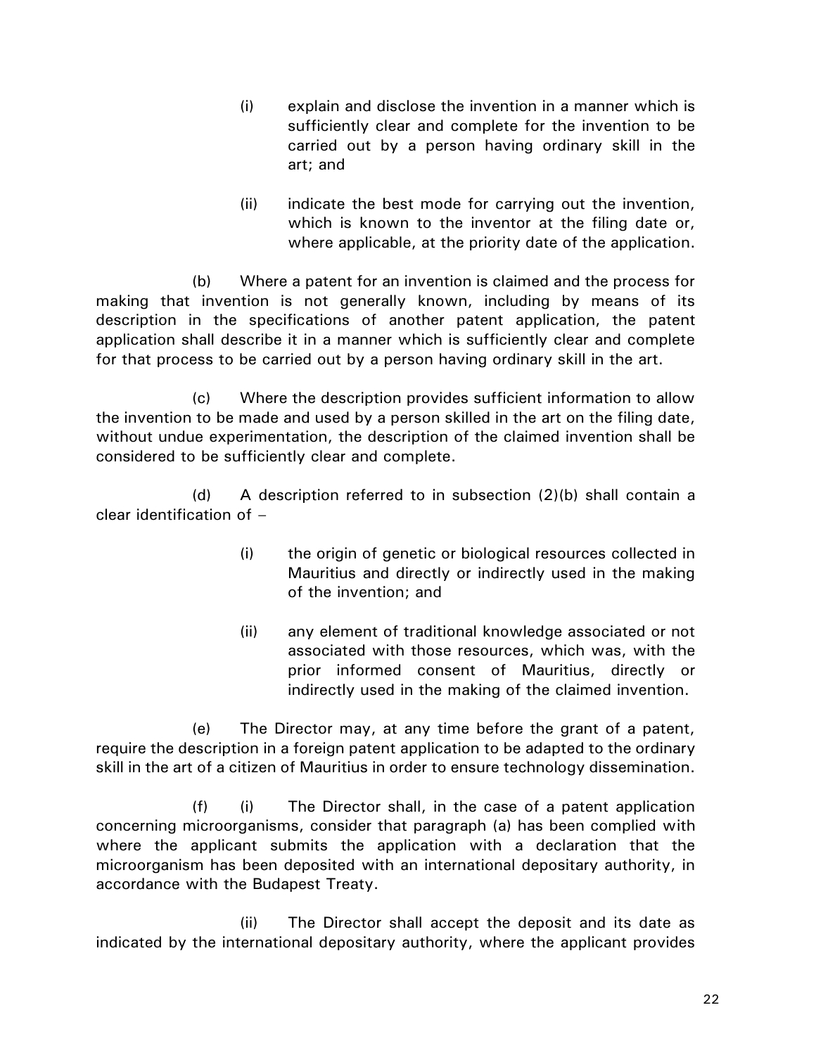(i) explain and disclose the invention in a manner which is sufficiently clear and complete for the invention to be carried out by a person having ordinary skill in the art; and

(ii) indicate the best mode for carrying out the invention, which is known to the inventor at the filing date or, where applicable, at the priority date of the application.

(b) Where a patent for an invention is claimed and the process for making that invention is not generally known, including by means of its description in the specifications of another patent application, the patent application shall describe it in a manner which is sufficiently clear and complete for that process to be carried out by a person having ordinary skill in the art.

(c) Where the description provides sufficient information to allow the invention to be made and used by a person skilled in the art on the filing date, without undue experimentation, the description of the claimed invention shall be considered to be sufficiently clear and complete.

(d) A description referred to in subsection (2)(b) shall contain a clear identification of –

(i) the origin of genetic or biological resources collected in Mauritius and directly or indirectly used in the making of the invention; and

(ii) any element of traditional knowledge associated or not associated with those resources, which was, with the prior informed consent of Mauritius, directly or indirectly used in the making of the claimed invention.

(e) The Director may, at any time before the grant of a patent, require the description in a foreign patent application to be adapted to the ordinary skill in the art of a citizen of Mauritius in order to ensure technology dissemination.

(f) (i) The Director shall, in the case of a patent application concerning microorganisms, consider that paragraph (a) has been complied with where the applicant submits the application with a declaration that the microorganism has been deposited with an international depositary authority, in accordance with the Budapest Treaty.

(ii) The Director shall accept the deposit and its date as indicated by the international depositary authority, where the applicant provides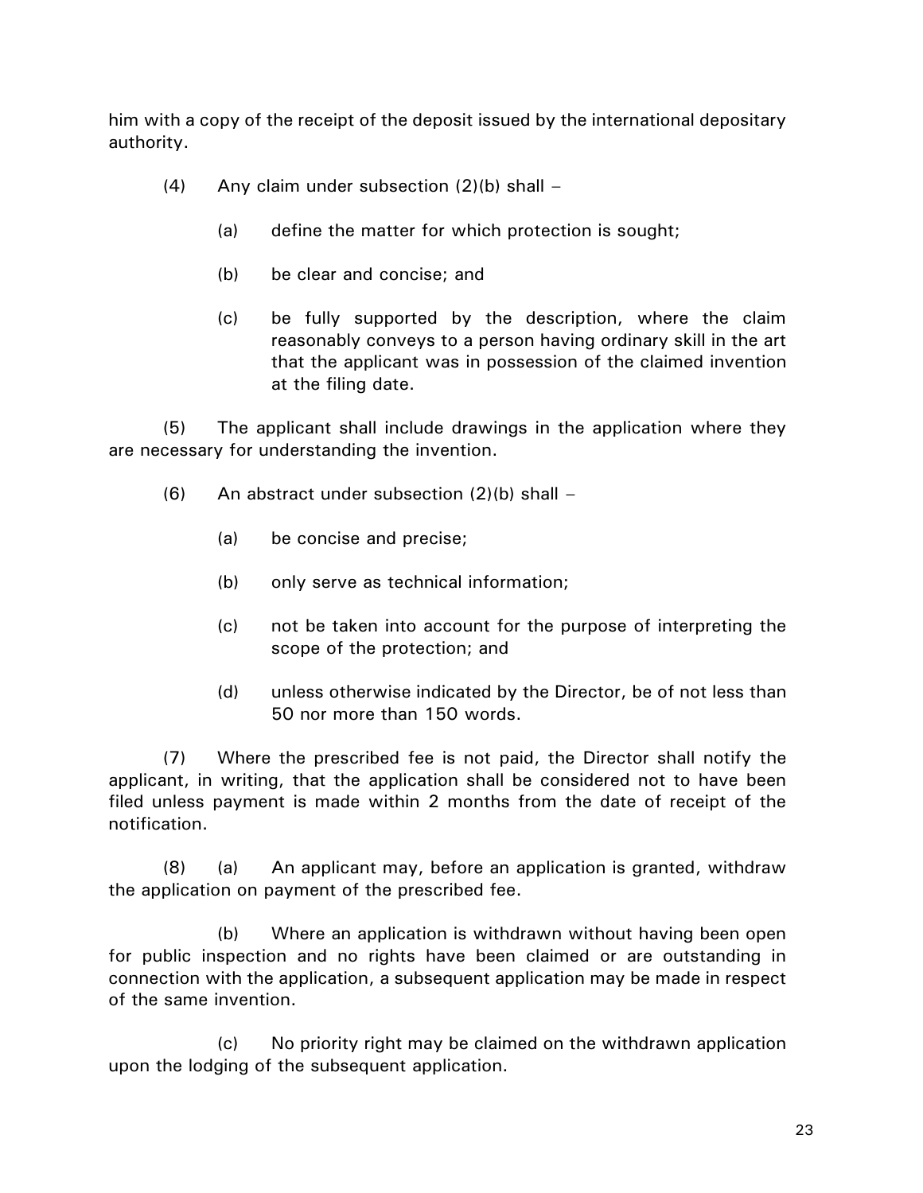him with a copy of the receipt of the deposit issued by the international depositary authority.

(4) Any claim under subsection (2)(b) shall –

(a) define the matter for which protection is sought;

(b) be clear and concise; and

(c) be fully supported by the description, where the claim reasonably conveys to a person having ordinary skill in the art that the applicant was in possession of the claimed invention at the filing date.

(5) The applicant shall include drawings in the application where they are necessary for understanding the invention.

(6) An abstract under subsection (2)(b) shall –

(a) be concise and precise;

(b) only serve as technical information;

(c) not be taken into account for the purpose of interpreting the scope of the protection; and

(d) unless otherwise indicated by the Director, be of not less than 50 nor more than 150 words.

(7) Where the prescribed fee is not paid, the Director shall notify the applicant, in writing, that the application shall be considered not to have been filed unless payment is made within 2 months from the date of receipt of the notification.

(8) (a) An applicant may, before an application is granted, withdraw the application on payment of the prescribed fee.

(b) Where an application is withdrawn without having been open for public inspection and no rights have been claimed or are outstanding in connection with the application, a subsequent application may be made in respect of the same invention.

(c) No priority right may be claimed on the withdrawn application upon the lodging of the subsequent application.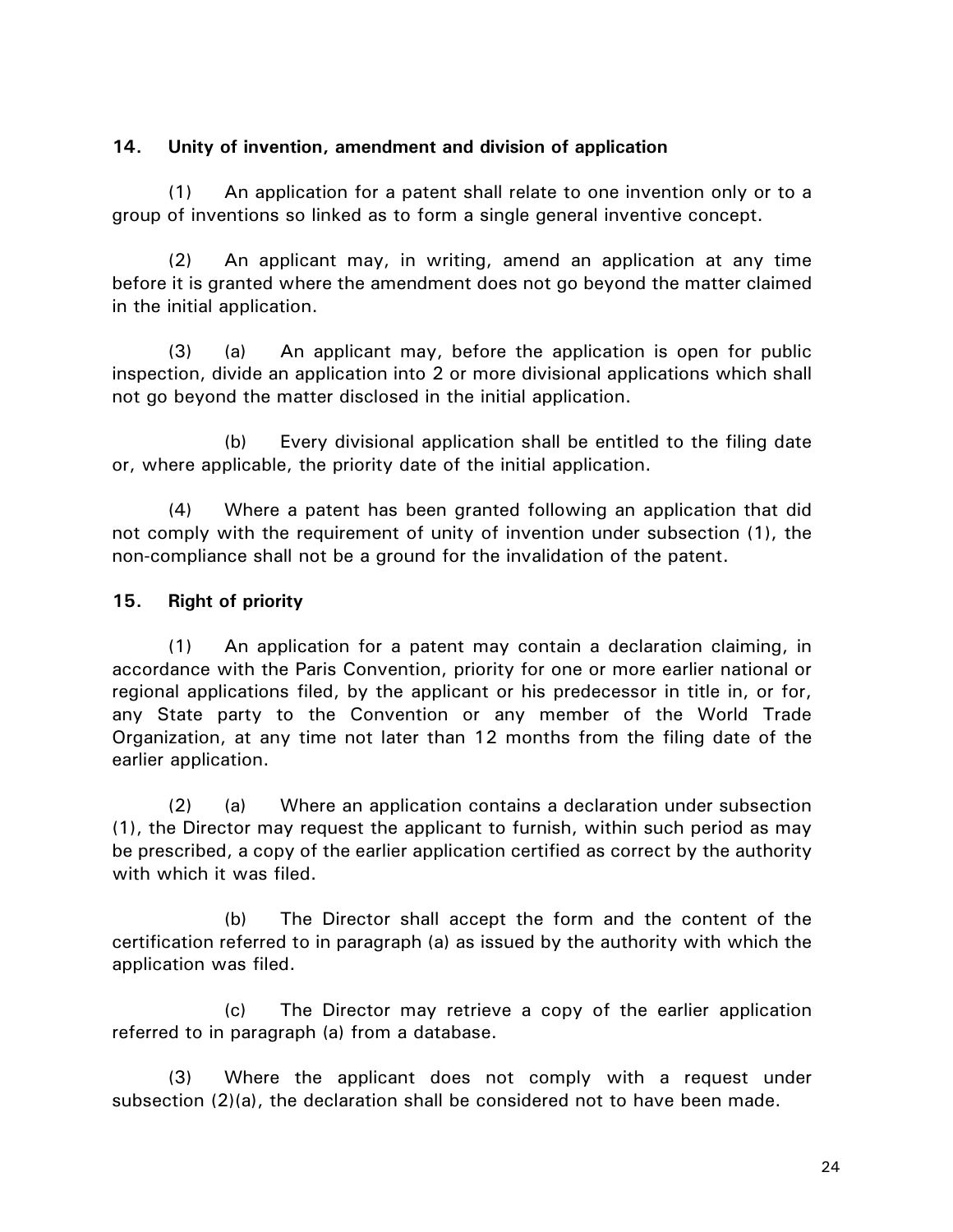**14. Unity of invention, amendment and division of application**

(1) An application for a patent shall relate to one invention only or to a group of inventions so linked as to form a single general inventive concept.

(2) An applicant may, in writing, amend an application at any time before it is granted where the amendment does not go beyond the matter claimed in the initial application.

(3) (a) An applicant may, before the application is open for public inspection, divide an application into 2 or more divisional applications which shall not go beyond the matter disclosed in the initial application.

(b) Every divisional application shall be entitled to the filing date or, where applicable, the priority date of the initial application.

(4) Where a patent has been granted following an application that did not comply with the requirement of unity of invention under subsection (1), the non-compliance shall not be a ground for the invalidation of the patent.

**15. Right of priority**

(1) An application for a patent may contain a declaration claiming, in accordance with the Paris Convention, priority for one or more earlier national or regional applications filed, by the applicant or his predecessor in title in, or for, any State party to the Convention or any member of the World Trade Organization, at any time not later than 12 months from the filing date of the earlier application.

(2) (a) Where an application contains a declaration under subsection (1), the Director may request the applicant to furnish, within such period as may be prescribed, a copy of the earlier application certified as correct by the authority with which it was filed.

(b) The Director shall accept the form and the content of the certification referred to in paragraph (a) as issued by the authority with which the application was filed.

(c) The Director may retrieve a copy of the earlier application referred to in paragraph (a) from a database.

(3) Where the applicant does not comply with a request under subsection (2)(a), the declaration shall be considered not to have been made.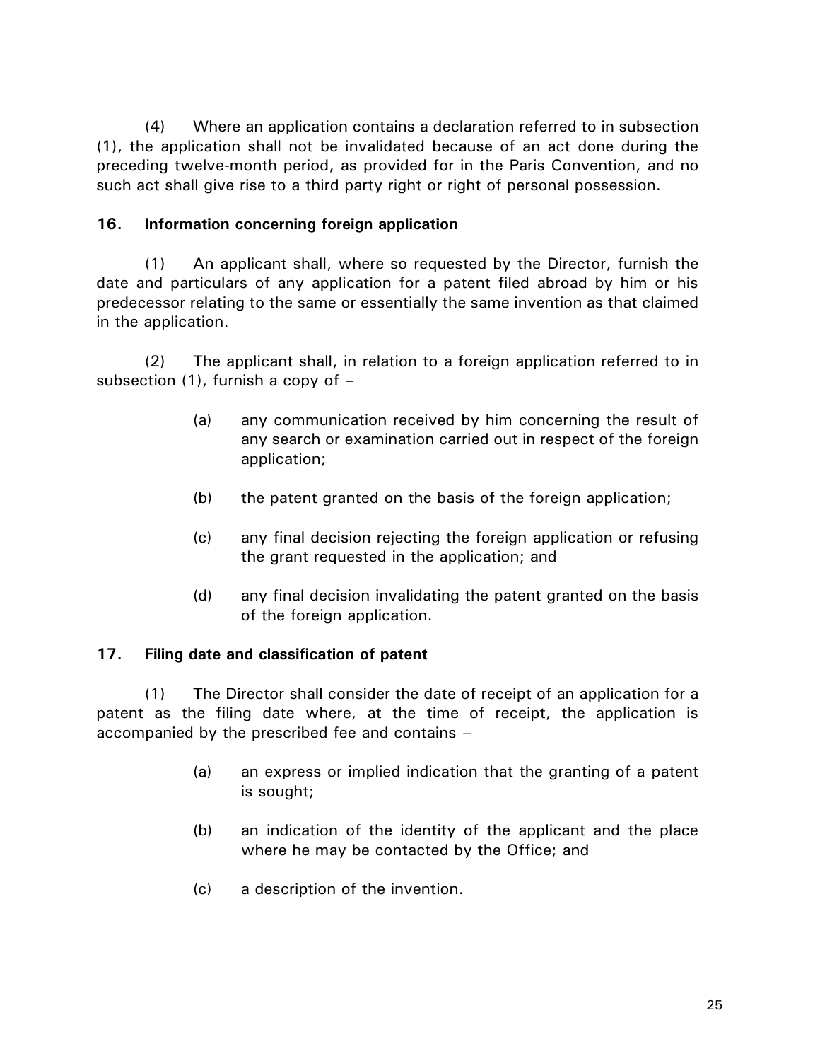(4) Where an application contains a declaration referred to in subsection (1), the application shall not be invalidated because of an act done during the preceding twelve-month period, as provided for in the Paris Convention, and no such act shall give rise to a third party right or right of personal possession.

### 16. Information concerning foreign application

(1) An applicant shall, where so requested by the Director, furnish the date and particulars of any application for a patent filed abroad by him or his predecessor relating to the same or essentially the same invention as that claimed in the application.

(2) The applicant shall, in relation to a foreign application referred to in subsection (1), furnish a copy of –

(a) any communication received by him concerning the result of any search or examination carried out in respect of the foreign application;

(b) the patent granted on the basis of the foreign application;

(c) any final decision rejecting the foreign application or refusing the grant requested in the application; and

(d) any final decision invalidating the patent granted on the basis of the foreign application.

### 17. Filing date and classification of patent

(1) The Director shall consider the date of receipt of an application for a patent as the filing date where, at the time of receipt, the application is accompanied by the prescribed fee and contains –

(a) an express or implied indication that the granting of a patent is sought;

(b) an indication of the identity of the applicant and the place where he may be contacted by the Office; and

(c) a description of the invention.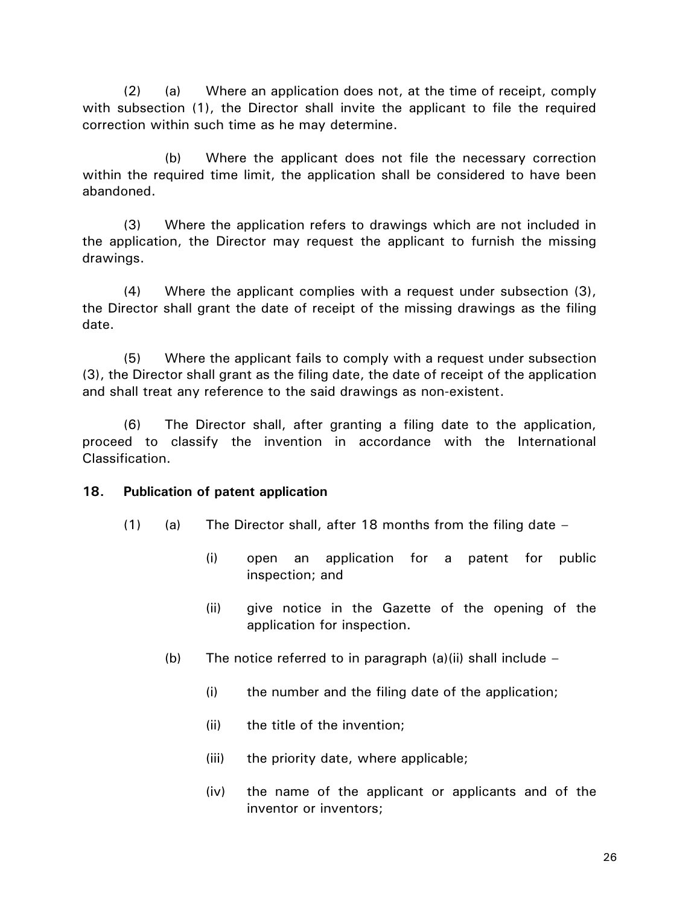(2) (a) Where an application does not, at the time of receipt, comply with subsection (1), the Director shall invite the applicant to file the required correction within such time as he may determine.

(b) Where the applicant does not file the necessary correction within the required time limit, the application shall be considered to have been abandoned.

(3) Where the application refers to drawings which are not included in the application, the Director may request the applicant to furnish the missing drawings.

(4) Where the applicant complies with a request under subsection (3), the Director shall grant the date of receipt of the missing drawings as the filing date.

(5) Where the applicant fails to comply with a request under subsection (3), the Director shall grant as the filing date, the date of receipt of the application and shall treat any reference to the said drawings as non-existent.

(6) The Director shall, after granting a filing date to the application, proceed to classify the invention in accordance with the International Classification.

**18. Publication of patent application**

(1) (a) The Director shall, after 18 months from the filing date –

(i) open an application for a patent for public inspection; and

(ii) give notice in the Gazette of the opening of the application for inspection.

(b) The notice referred to in paragraph (a)(ii) shall include –

(i) the number and the filing date of the application;

(ii) the title of the invention;

(iii) the priority date, where applicable;

(iv) the name of the applicant or applicants and of the inventor or inventors;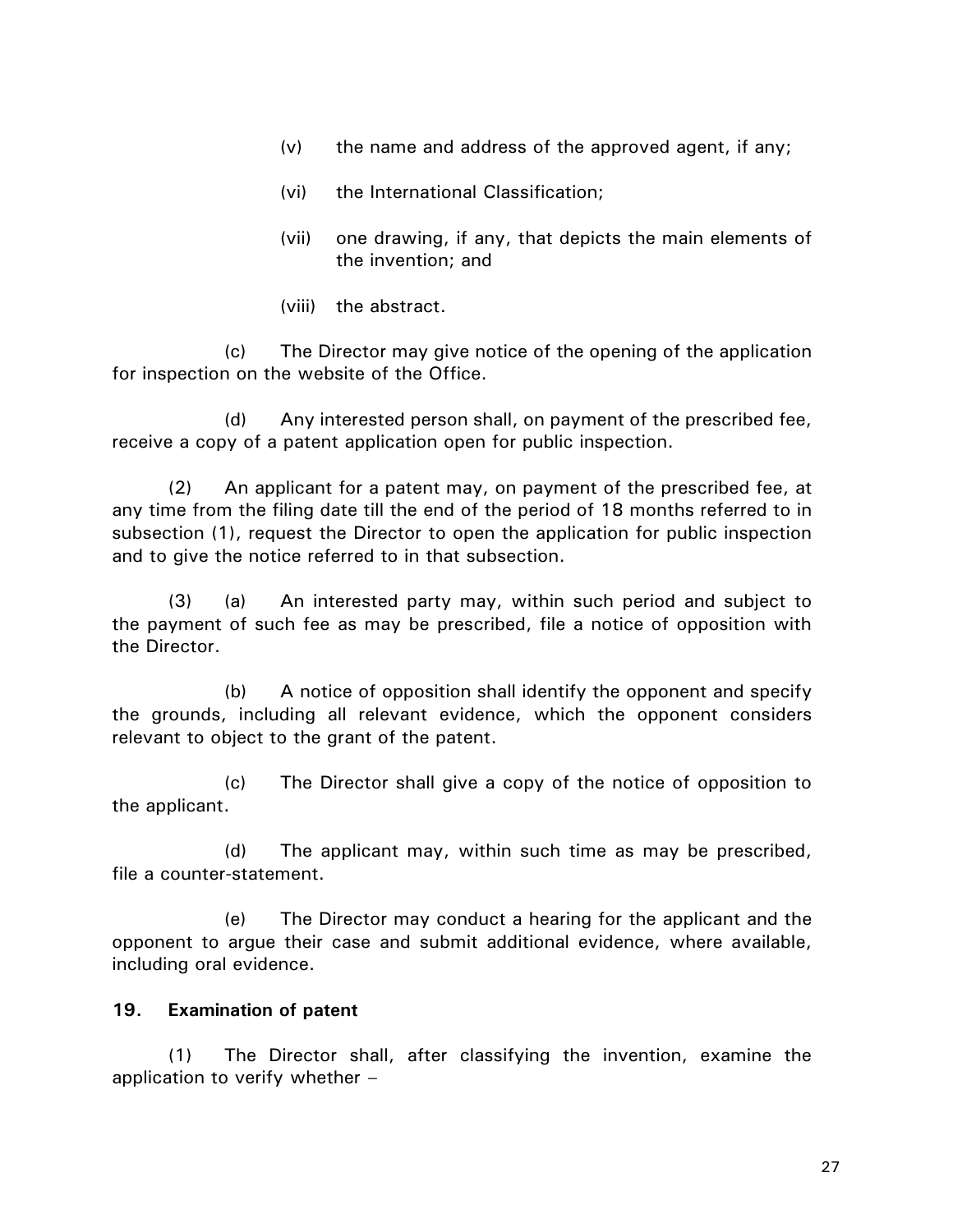(v) the name and address of the approved agent, if any;

(vi) the International Classification;

(vii) one drawing, if any, that depicts the main elements of the invention; and

(viii) the abstract.

(c) The Director may give notice of the opening of the application for inspection on the website of the Office.

(d) Any interested person shall, on payment of the prescribed fee, receive a copy of a patent application open for public inspection.

(2) An applicant for a patent may, on payment of the prescribed fee, at any time from the filing date till the end of the period of 18 months referred to in subsection (1), request the Director to open the application for public inspection and to give the notice referred to in that subsection.

(3) (a) An interested party may, within such period and subject to the payment of such fee as may be prescribed, file a notice of opposition with the Director.

(b) A notice of opposition shall identify the opponent and specify the grounds, including all relevant evidence, which the opponent considers relevant to object to the grant of the patent.

(c) The Director shall give a copy of the notice of opposition to the applicant.

(d) The applicant may, within such time as may be prescribed, file a counter-statement.

(e) The Director may conduct a hearing for the applicant and the opponent to argue their case and submit additional evidence, where available, including oral evidence.

### 19. Examination of patent

(1) The Director shall, after classifying the invention, examine the application to verify whether –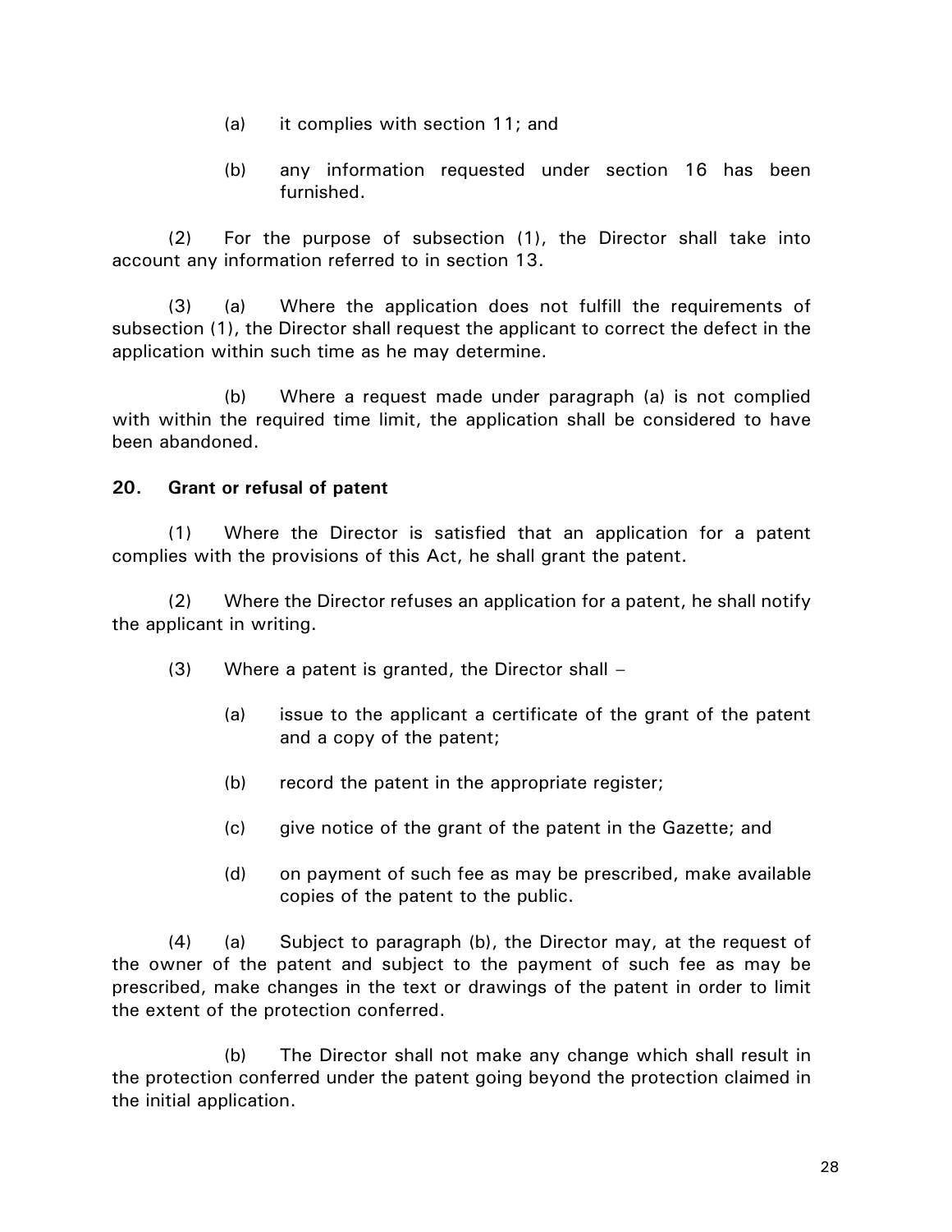(a) it complies with section 11; and

(b) any information requested under section 16 has been furnished.

(2) For the purpose of subsection (1), the Director shall take into account any information referred to in section 13.

(3) (a) Where the application does not fulfill the requirements of subsection (1), the Director shall request the applicant to correct the defect in the application within such time as he may determine.

(b) Where a request made under paragraph (a) is not complied with within the required time limit, the application shall be considered to have been abandoned.

**20. Grant or refusal of patent**

(1) Where the Director is satisfied that an application for a patent complies with the provisions of this Act, he shall grant the patent.

(2) Where the Director refuses an application for a patent, he shall notify the applicant in writing.

(3) Where a patent is granted, the Director shall –

(a) issue to the applicant a certificate of the grant of the patent and a copy of the patent;

(b) record the patent in the appropriate register;

(c) give notice of the grant of the patent in the Gazette; and

(d) on payment of such fee as may be prescribed, make available copies of the patent to the public.

(4) (a) Subject to paragraph (b), the Director may, at the request of the owner of the patent and subject to the payment of such fee as may be prescribed, make changes in the text or drawings of the patent in order to limit the extent of the protection conferred.

(b) The Director shall not make any change which shall result in the protection conferred under the patent going beyond the protection claimed in the initial application.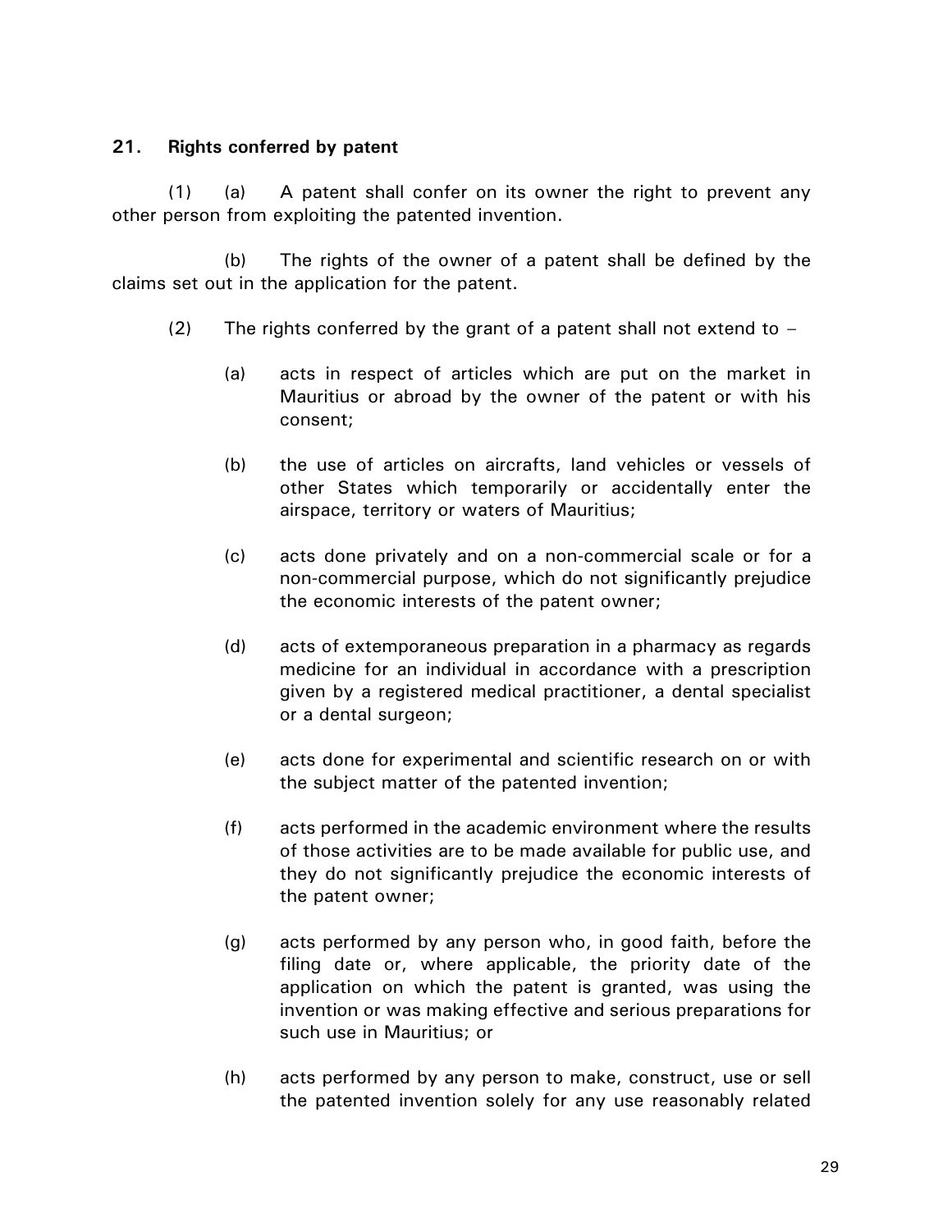### 21. Rights conferred by patent

(1) (a) A patent shall confer on its owner the right to prevent any other person from exploiting the patented invention.

(b) The rights of the owner of a patent shall be defined by the claims set out in the application for the patent.

(2) The rights conferred by the grant of a patent shall not extend to –

(a) acts in respect of articles which are put on the market in Mauritius or abroad by the owner of the patent or with his consent;

(b) the use of articles on aircrafts, land vehicles or vessels of other States which temporarily or accidentally enter the airspace, territory or waters of Mauritius;

(c) acts done privately and on a non-commercial scale or for a non-commercial purpose, which do not significantly prejudice the economic interests of the patent owner;

(d) acts of extemporaneous preparation in a pharmacy as regards medicine for an individual in accordance with a prescription given by a registered medical practitioner, a dental specialist or a dental surgeon;

(e) acts done for experimental and scientific research on or with the subject matter of the patented invention;

(f) acts performed in the academic environment where the results of those activities are to be made available for public use, and they do not significantly prejudice the economic interests of the patent owner;

(g) acts performed by any person who, in good faith, before the filing date or, where applicable, the priority date of the application on which the patent is granted, was using the invention or was making effective and serious preparations for such use in Mauritius; or

(h) acts performed by any person to make, construct, use or sell the patented invention solely for any use reasonably related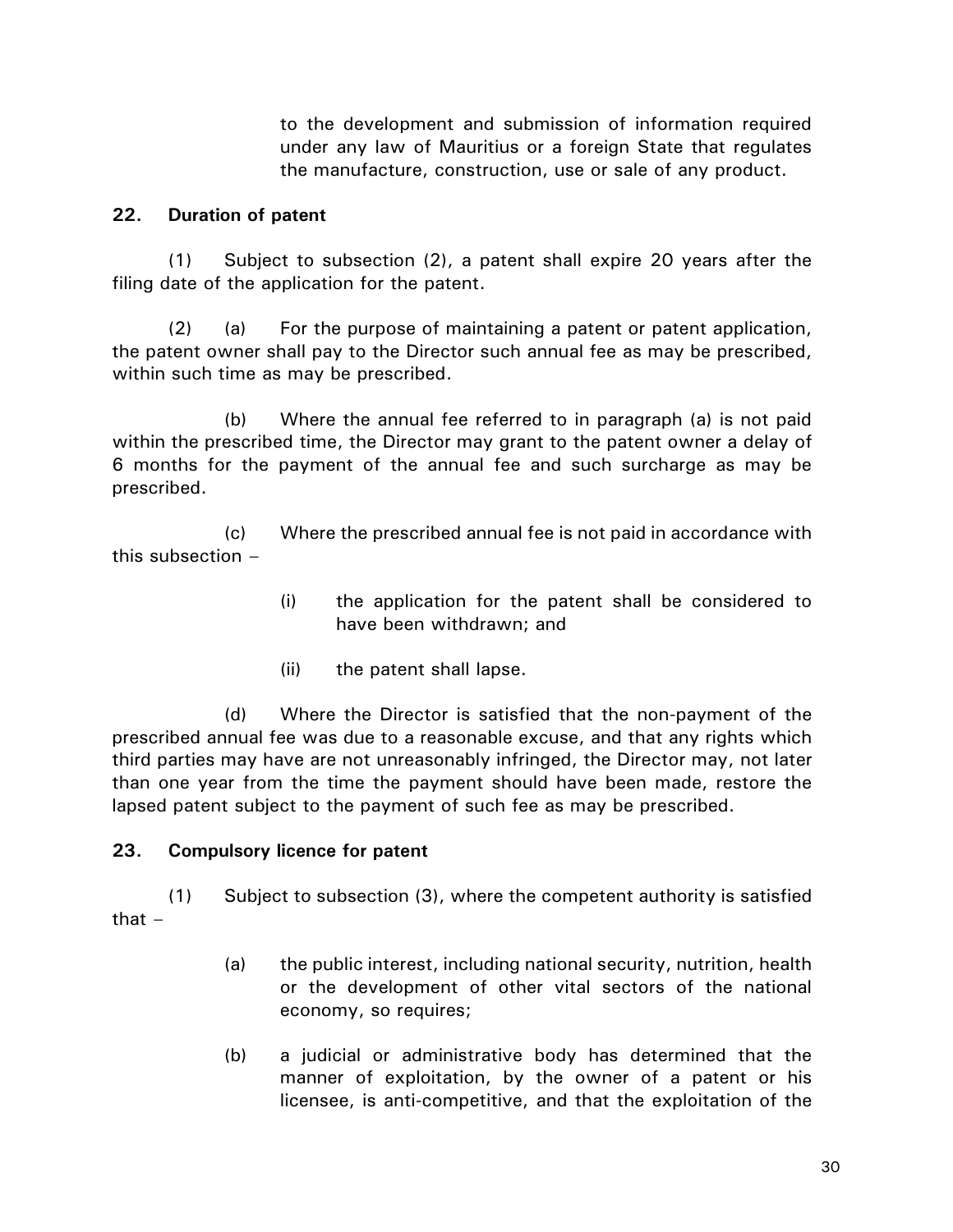to the development and submission of information required under any law of Mauritius or a foreign State that regulates the manufacture, construction, use or sale of any product.

### 22. Duration of patent

(1) Subject to subsection (2), a patent shall expire 20 years after the filing date of the application for the patent.

(2) (a) For the purpose of maintaining a patent or patent application, the patent owner shall pay to the Director such annual fee as may be prescribed, within such time as may be prescribed.

(b) Where the annual fee referred to in paragraph (a) is not paid within the prescribed time, the Director may grant to the patent owner a delay of 6 months for the payment of the annual fee and such surcharge as may be prescribed.

(c) Where the prescribed annual fee is not paid in accordance with this subsection –

(i) the application for the patent shall be considered to have been withdrawn; and

(ii) the patent shall lapse.

(d) Where the Director is satisfied that the non-payment of the prescribed annual fee was due to a reasonable excuse, and that any rights which third parties may have are not unreasonably infringed, the Director may, not later than one year from the time the payment should have been made, restore the lapsed patent subject to the payment of such fee as may be prescribed.

### 23. Compulsory licence for patent

(1) Subject to subsection (3), where the competent authority is satisfied that –

(a) the public interest, including national security, nutrition, health or the development of other vital sectors of the national economy, so requires;

(b) a judicial or administrative body has determined that the manner of exploitation, by the owner of a patent or his licensee, is anti-competitive, and that the exploitation of the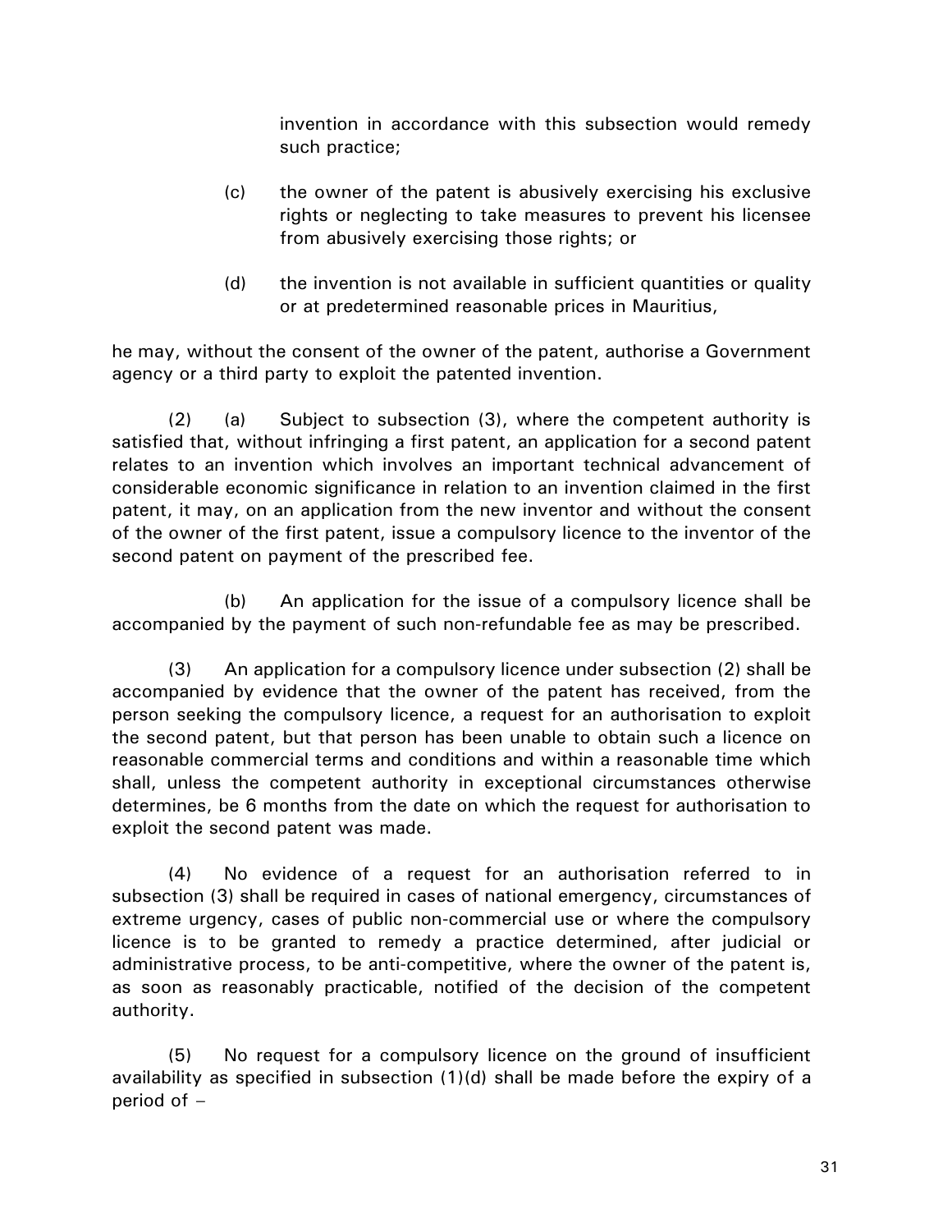invention in accordance with this subsection would remedy such practice;

(c) the owner of the patent is abusively exercising his exclusive rights or neglecting to take measures to prevent his licensee from abusively exercising those rights; or

(d) the invention is not available in sufficient quantities or quality or at predetermined reasonable prices in Mauritius,

he may, without the consent of the owner of the patent, authorise a Government agency or a third party to exploit the patented invention.

(2) (a) Subject to subsection (3), where the competent authority is satisfied that, without infringing a first patent, an application for a second patent relates to an invention which involves an important technical advancement of considerable economic significance in relation to an invention claimed in the first patent, it may, on an application from the new inventor and without the consent of the owner of the first patent, issue a compulsory licence to the inventor of the second patent on payment of the prescribed fee.

(b) An application for the issue of a compulsory licence shall be accompanied by the payment of such non-refundable fee as may be prescribed.

(3) An application for a compulsory licence under subsection (2) shall be accompanied by evidence that the owner of the patent has received, from the person seeking the compulsory licence, a request for an authorisation to exploit the second patent, but that person has been unable to obtain such a licence on reasonable commercial terms and conditions and within a reasonable time which shall, unless the competent authority in exceptional circumstances otherwise determines, be 6 months from the date on which the request for authorisation to exploit the second patent was made.

(4) No evidence of a request for an authorisation referred to in subsection (3) shall be required in cases of national emergency, circumstances of extreme urgency, cases of public non-commercial use or where the compulsory licence is to be granted to remedy a practice determined, after judicial or administrative process, to be anti-competitive, where the owner of the patent is, as soon as reasonably practicable, notified of the decision of the competent authority.

(5) No request for a compulsory licence on the ground of insufficient availability as specified in subsection (1)(d) shall be made before the expiry of a period of –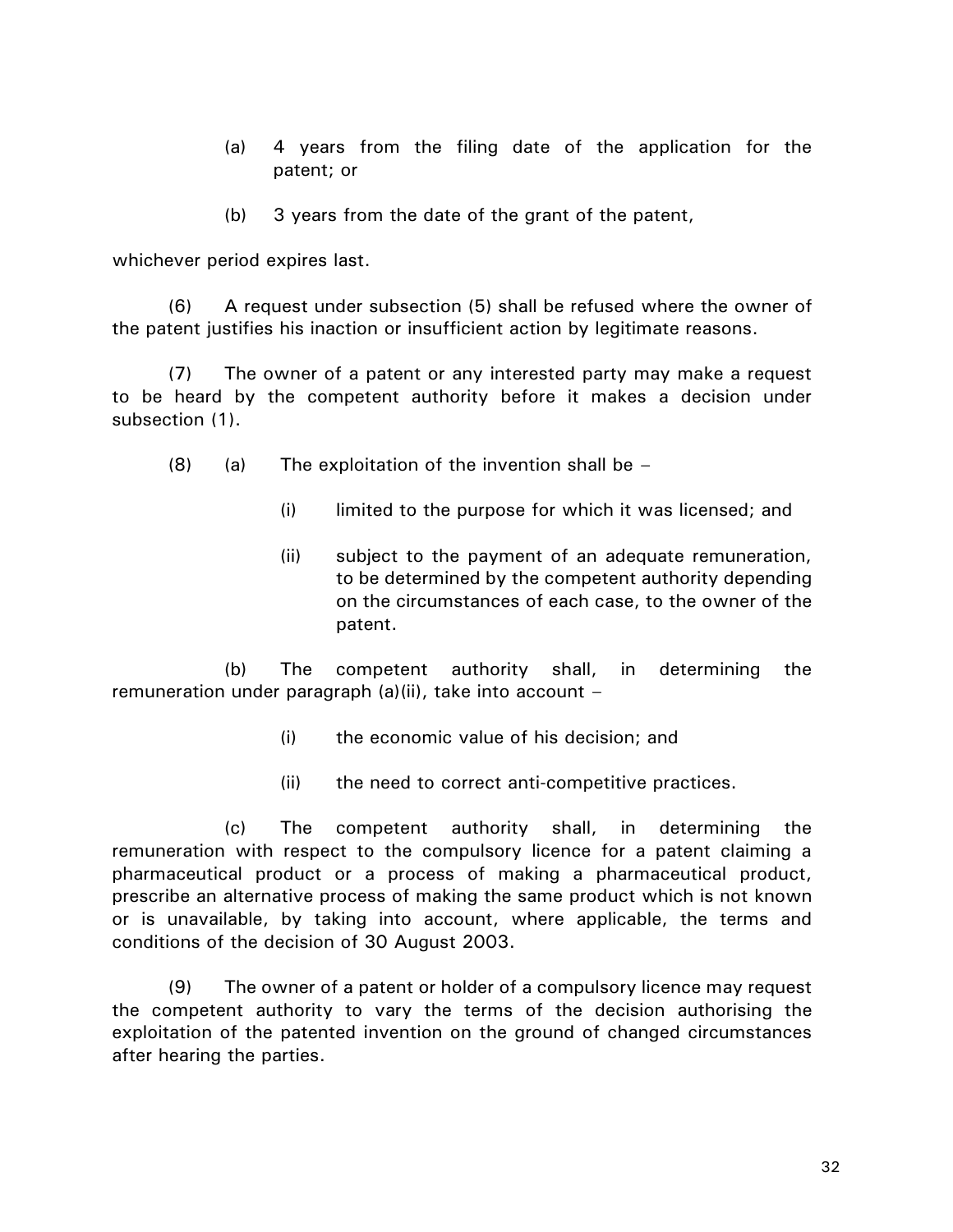(a) 4 years from the filing date of the application for the patent; or

(b) 3 years from the date of the grant of the patent,

whichever period expires last.

(6) A request under subsection (5) shall be refused where the owner of the patent justifies his inaction or insufficient action by legitimate reasons.

(7) The owner of a patent or any interested party may make a request to be heard by the competent authority before it makes a decision under subsection (1).

(8) (a) The exploitation of the invention shall be –

(i) limited to the purpose for which it was licensed; and

(ii) subject to the payment of an adequate remuneration, to be determined by the competent authority depending on the circumstances of each case, to the owner of the patent.

(b) The competent authority shall, in determining the remuneration under paragraph (a)(ii), take into account –

(i) the economic value of his decision; and

(ii) the need to correct anti-competitive practices.

(c) The competent authority shall, in determining the remuneration with respect to the compulsory licence for a patent claiming a pharmaceutical product or a process of making a pharmaceutical product, prescribe an alternative process of making the same product which is not known or is unavailable, by taking into account, where applicable, the terms and conditions of the decision of 30 August 2003.

(9) The owner of a patent or holder of a compulsory licence may request the competent authority to vary the terms of the decision authorising the exploitation of the patented invention on the ground of changed circumstances after hearing the parties.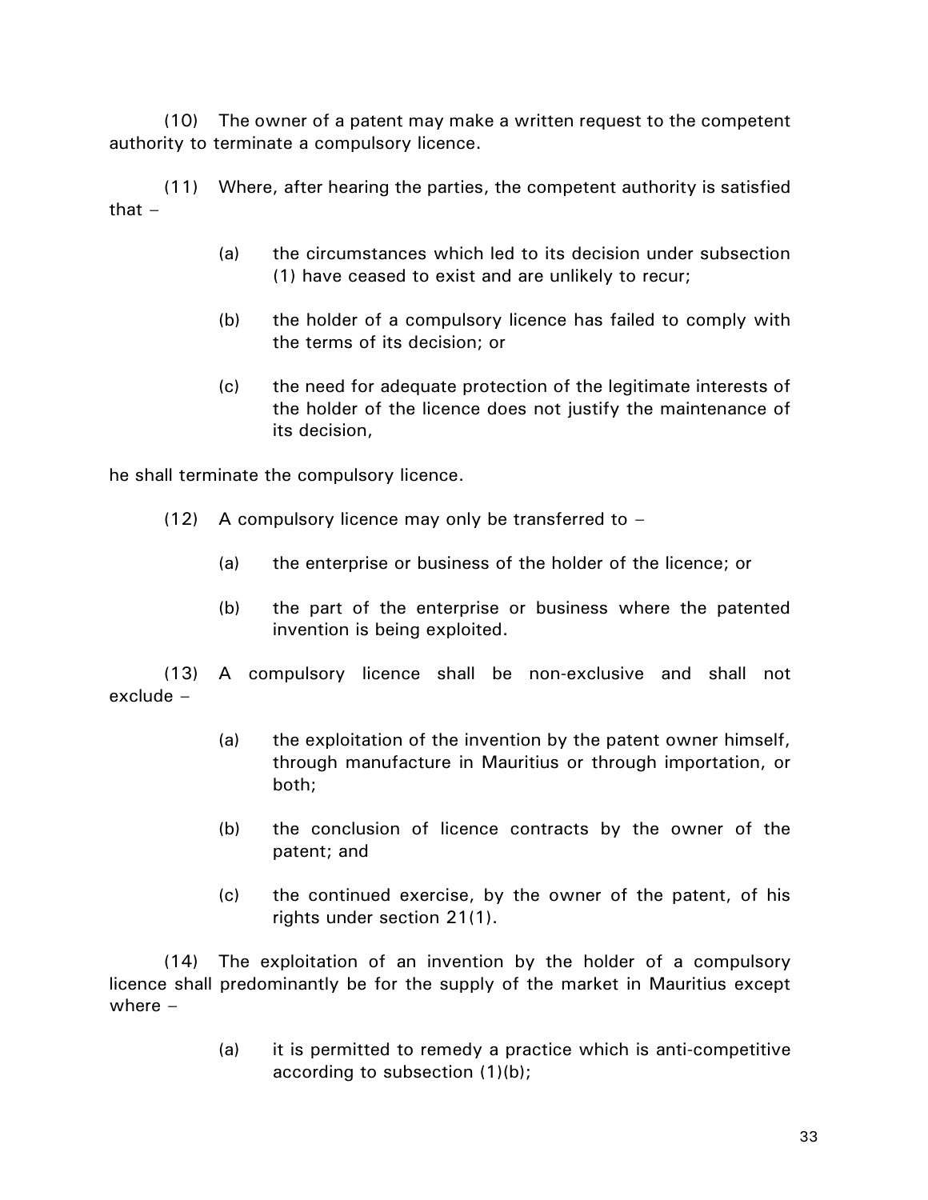(10) The owner of a patent may make a written request to the competent authority to terminate a compulsory licence.

(11) Where, after hearing the parties, the competent authority is satisfied that –

- (a) the circumstances which led to its decision under subsection (1) have ceased to exist and are unlikely to recur;
- (b) the holder of a compulsory licence has failed to comply with the terms of its decision; or
- (c) the need for adequate protection of the legitimate interests of the holder of the licence does not justify the maintenance of its decision,

he shall terminate the compulsory licence.

(12) A compulsory licence may only be transferred to –

- (a) the enterprise or business of the holder of the licence; or
- (b) the part of the enterprise or business where the patented invention is being exploited.

(13) A compulsory licence shall be non-exclusive and shall not exclude –

- (a) the exploitation of the invention by the patent owner himself, through manufacture in Mauritius or through importation, or both;
- (b) the conclusion of licence contracts by the owner of the patent; and
- (c) the continued exercise, by the owner of the patent, of his rights under section 21(1).

(14) The exploitation of an invention by the holder of a compulsory licence shall predominantly be for the supply of the market in Mauritius except where –

- (a) it is permitted to remedy a practice which is anti-competitive according to subsection (1)(b);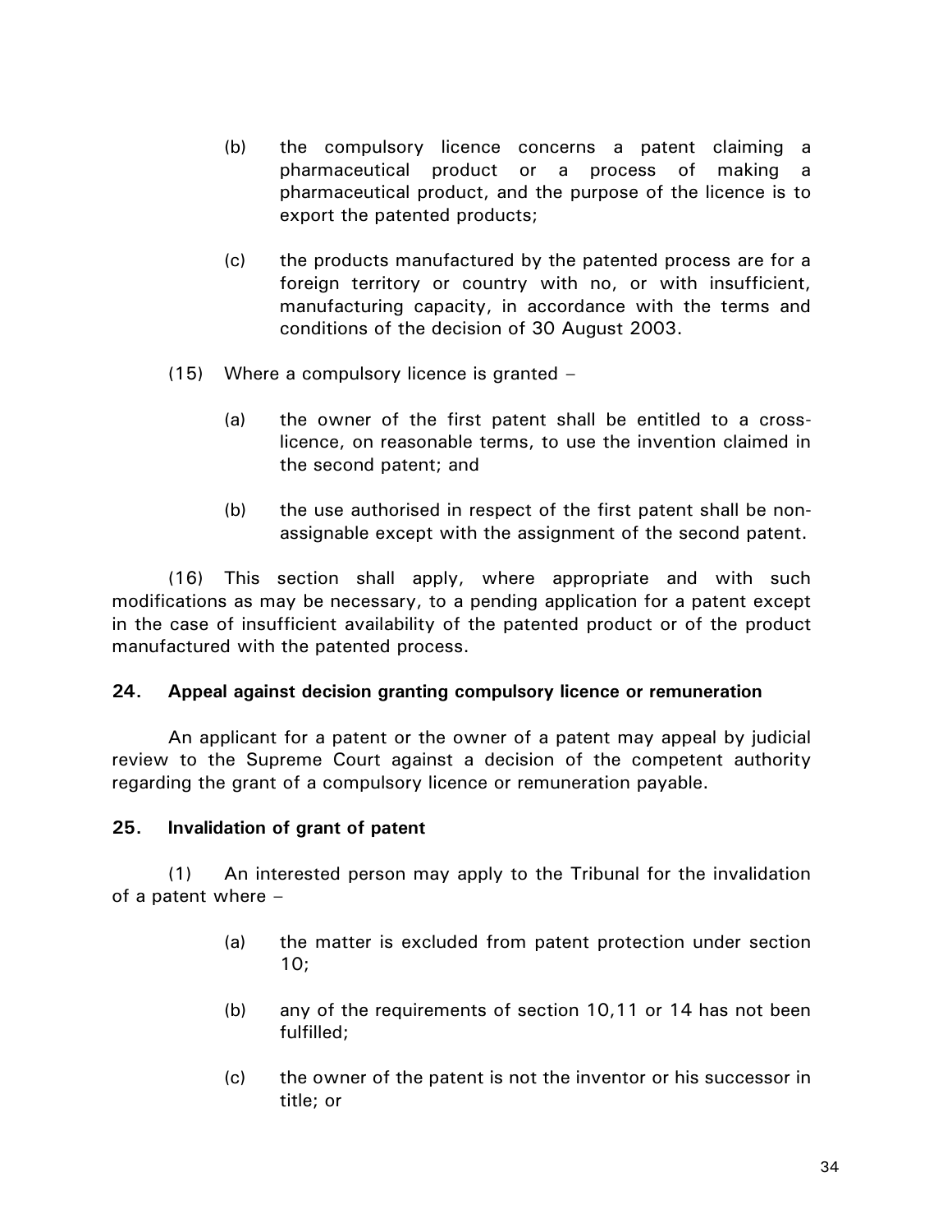(b) the compulsory licence concerns a patent claiming a pharmaceutical product or a process of making a pharmaceutical product, and the purpose of the licence is to export the patented products;

(c) the products manufactured by the patented process are for a foreign territory or country with no, or with insufficient, manufacturing capacity, in accordance with the terms and conditions of the decision of 30 August 2003.

(15) Where a compulsory licence is granted –

(a) the owner of the first patent shall be entitled to a cross-licence, on reasonable terms, to use the invention claimed in the second patent; and

(b) the use authorised in respect of the first patent shall be non-assignable except with the assignment of the second patent.

(16) This section shall apply, where appropriate and with such modifications as may be necessary, to a pending application for a patent except in the case of insufficient availability of the patented product or of the product manufactured with the patented process.

**24. Appeal against decision granting compulsory licence or remuneration**

An applicant for a patent or the owner of a patent may appeal by judicial review to the Supreme Court against a decision of the competent authority regarding the grant of a compulsory licence or remuneration payable.

**25. Invalidation of grant of patent**

(1) An interested person may apply to the Tribunal for the invalidation of a patent where –

(a) the matter is excluded from patent protection under section 10;

(b) any of the requirements of section 10,11 or 14 has not been fulfilled;

(c) the owner of the patent is not the inventor or his successor in title; or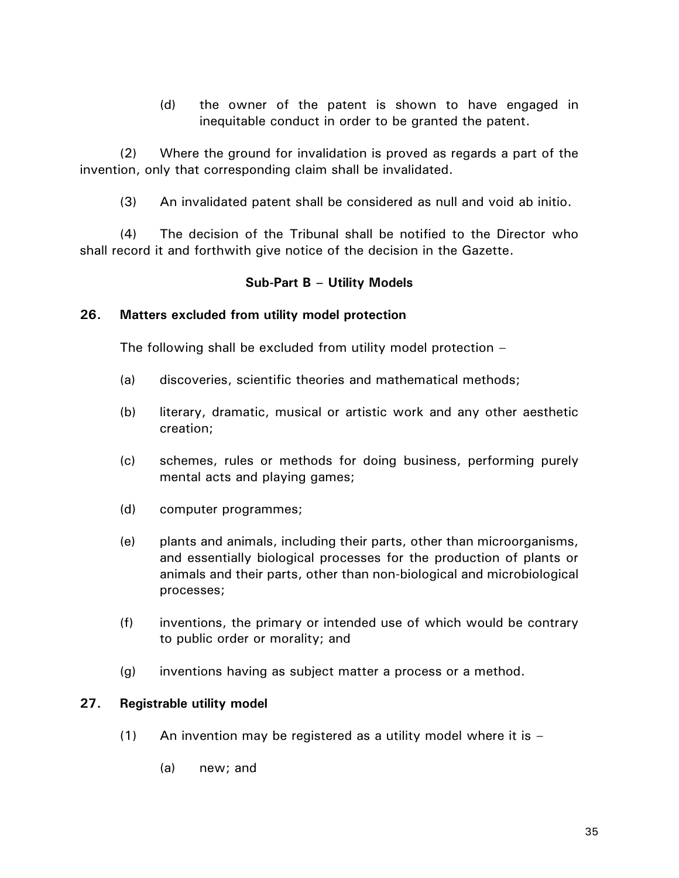(d) the owner of the patent is shown to have engaged in inequitable conduct in order to be granted the patent.

(2) Where the ground for invalidation is proved as regards a part of the invention, only that corresponding claim shall be invalidated.

(3) An invalidated patent shall be considered as null and void ab initio.

(4) The decision of the Tribunal shall be notified to the Director who shall record it and forthwith give notice of the decision in the Gazette.

**Sub-Part B – Utility Models**

**26. Matters excluded from utility model protection**

The following shall be excluded from utility model protection –

(a) discoveries, scientific theories and mathematical methods;

(b) literary, dramatic, musical or artistic work and any other aesthetic creation;

(c) schemes, rules or methods for doing business, performing purely mental acts and playing games;

(d) computer programmes;

(e) plants and animals, including their parts, other than microorganisms, and essentially biological processes for the production of plants or animals and their parts, other than non-biological and microbiological processes;

(f) inventions, the primary or intended use of which would be contrary to public order or morality; and

(g) inventions having as subject matter a process or a method.

**27. Registrable utility model**

(1) An invention may be registered as a utility model where it is –

(a) new; and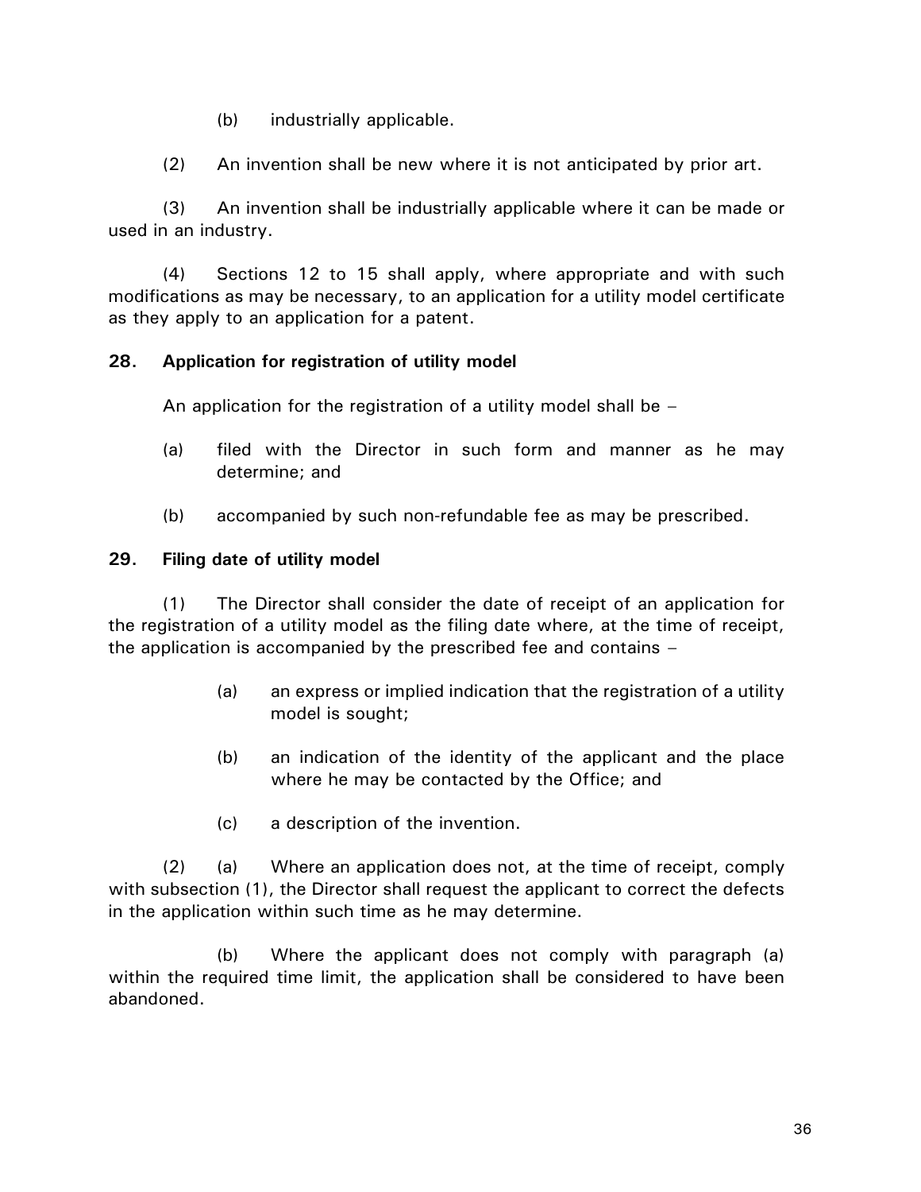(b) industrially applicable.

(2) An invention shall be new where it is not anticipated by prior art.

(3) An invention shall be industrially applicable where it can be made or used in an industry.

(4) Sections 12 to 15 shall apply, where appropriate and with such modifications as may be necessary, to an application for a utility model certificate as they apply to an application for a patent.

**28. Application for registration of utility model**

An application for the registration of a utility model shall be –

(a) filed with the Director in such form and manner as he may determine; and

(b) accompanied by such non-refundable fee as may be prescribed.

**29. Filing date of utility model**

(1) The Director shall consider the date of receipt of an application for the registration of a utility model as the filing date where, at the time of receipt, the application is accompanied by the prescribed fee and contains –

(a) an express or implied indication that the registration of a utility model is sought;

(b) an indication of the identity of the applicant and the place where he may be contacted by the Office; and

(c) a description of the invention.

(2) (a) Where an application does not, at the time of receipt, comply with subsection (1), the Director shall request the applicant to correct the defects in the application within such time as he may determine.

(b) Where the applicant does not comply with paragraph (a) within the required time limit, the application shall be considered to have been abandoned.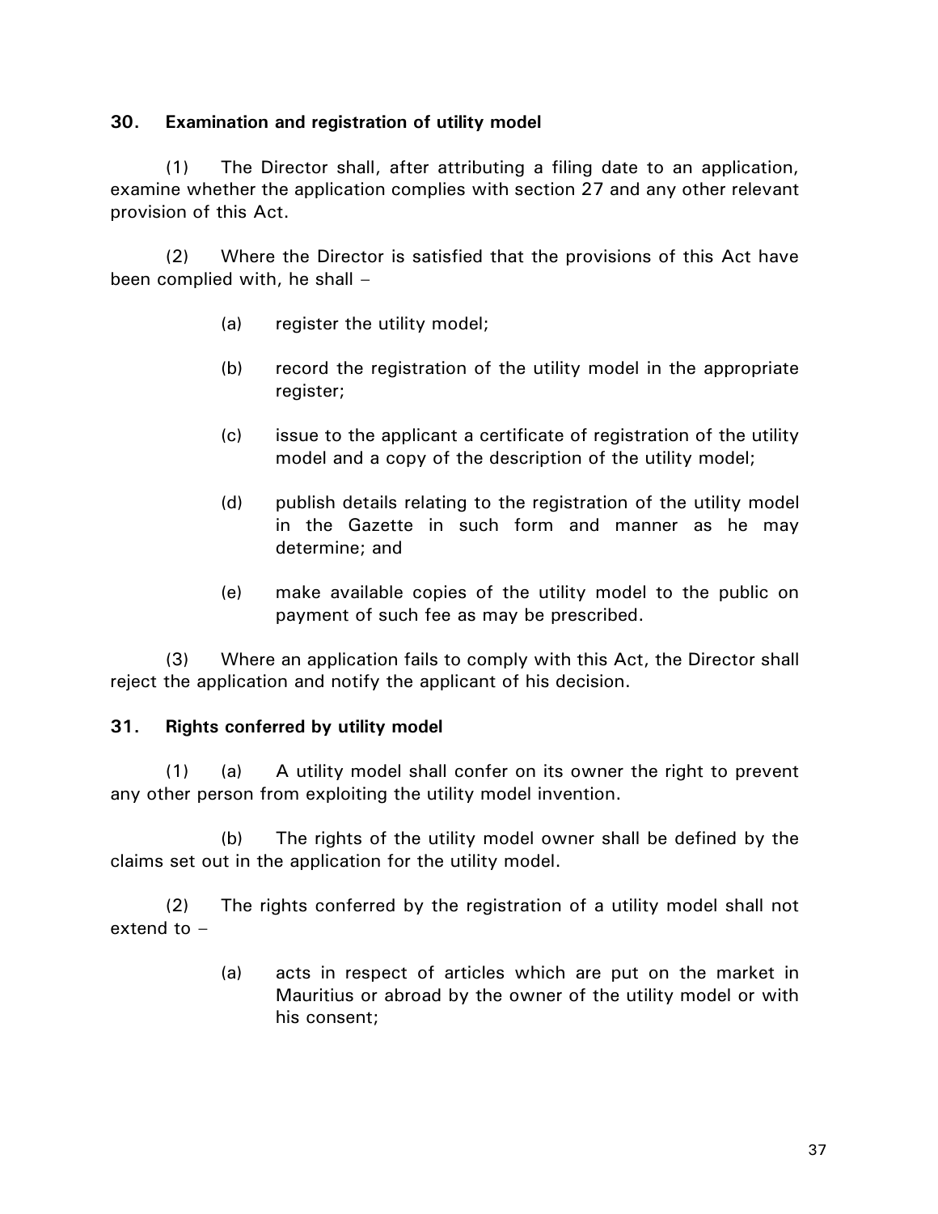**30. Examination and registration of utility model**

(1) The Director shall, after attributing a filing date to an application, examine whether the application complies with section 27 and any other relevant provision of this Act.

(2) Where the Director is satisfied that the provisions of this Act have been complied with, he shall –

(a) register the utility model;

(b) record the registration of the utility model in the appropriate register;

(c) issue to the applicant a certificate of registration of the utility model and a copy of the description of the utility model;

(d) publish details relating to the registration of the utility model in the Gazette in such form and manner as he may determine; and

(e) make available copies of the utility model to the public on payment of such fee as may be prescribed.

(3) Where an application fails to comply with this Act, the Director shall reject the application and notify the applicant of his decision.

**31. Rights conferred by utility model**

(1) (a) A utility model shall confer on its owner the right to prevent any other person from exploiting the utility model invention.

(b) The rights of the utility model owner shall be defined by the claims set out in the application for the utility model.

(2) The rights conferred by the registration of a utility model shall not extend to –

(a) acts in respect of articles which are put on the market in Mauritius or abroad by the owner of the utility model or with his consent;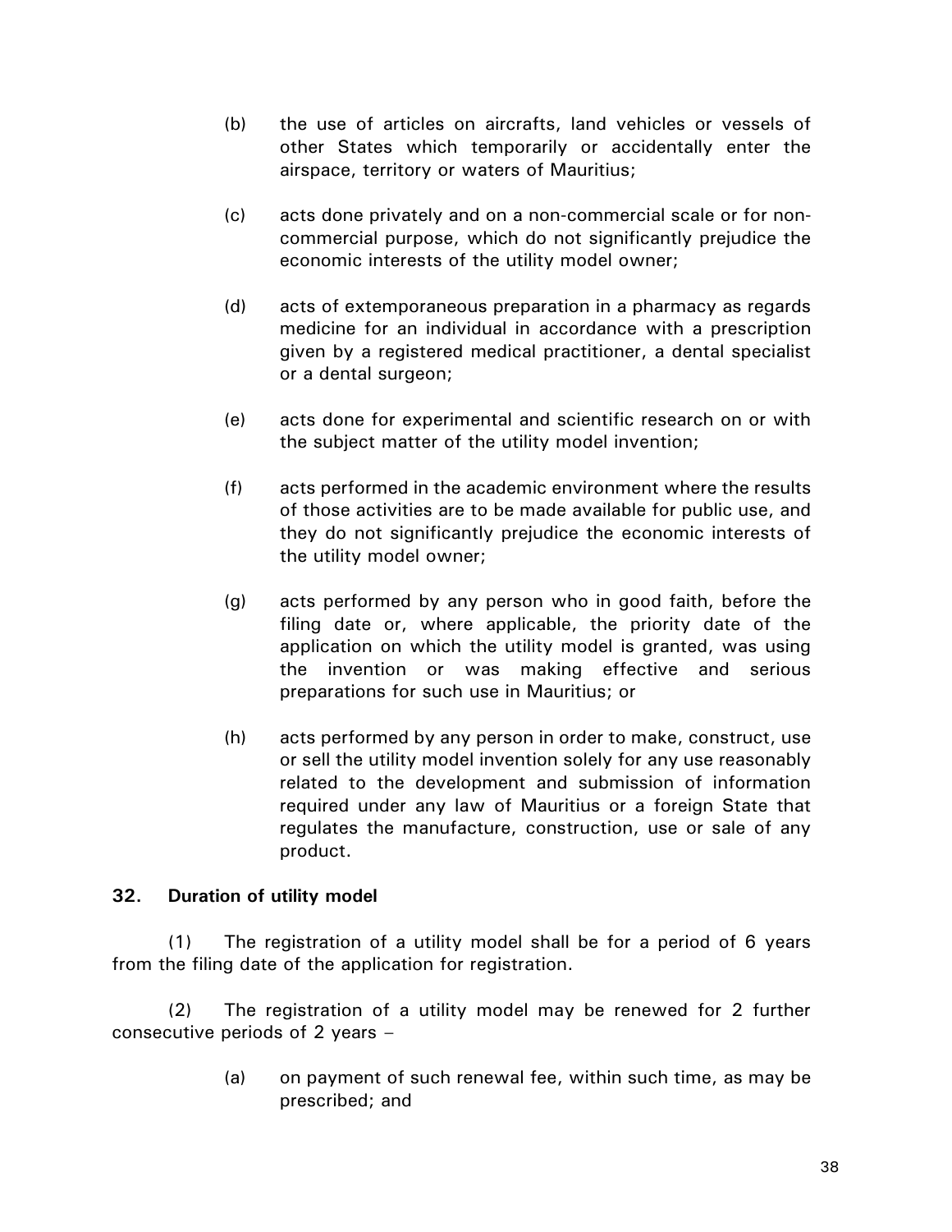(b) the use of articles on aircrafts, land vehicles or vessels of other States which temporarily or accidentally enter the airspace, territory or waters of Mauritius;

(c) acts done privately and on a non-commercial scale or for non-commercial purpose, which do not significantly prejudice the economic interests of the utility model owner;

(d) acts of extemporaneous preparation in a pharmacy as regards medicine for an individual in accordance with a prescription given by a registered medical practitioner, a dental specialist or a dental surgeon;

(e) acts done for experimental and scientific research on or with the subject matter of the utility model invention;

(f) acts performed in the academic environment where the results of those activities are to be made available for public use, and they do not significantly prejudice the economic interests of the utility model owner;

(g) acts performed by any person who in good faith, before the filing date or, where applicable, the priority date of the application on which the utility model is granted, was using the invention or was making effective and serious preparations for such use in Mauritius; or

(h) acts performed by any person in order to make, construct, use or sell the utility model invention solely for any use reasonably related to the development and submission of information required under any law of Mauritius or a foreign State that regulates the manufacture, construction, use or sale of any product.

**32. Duration of utility model**

(1) The registration of a utility model shall be for a period of 6 years from the filing date of the application for registration.

(2) The registration of a utility model may be renewed for 2 further consecutive periods of 2 years –

(a) on payment of such renewal fee, within such time, as may be prescribed; and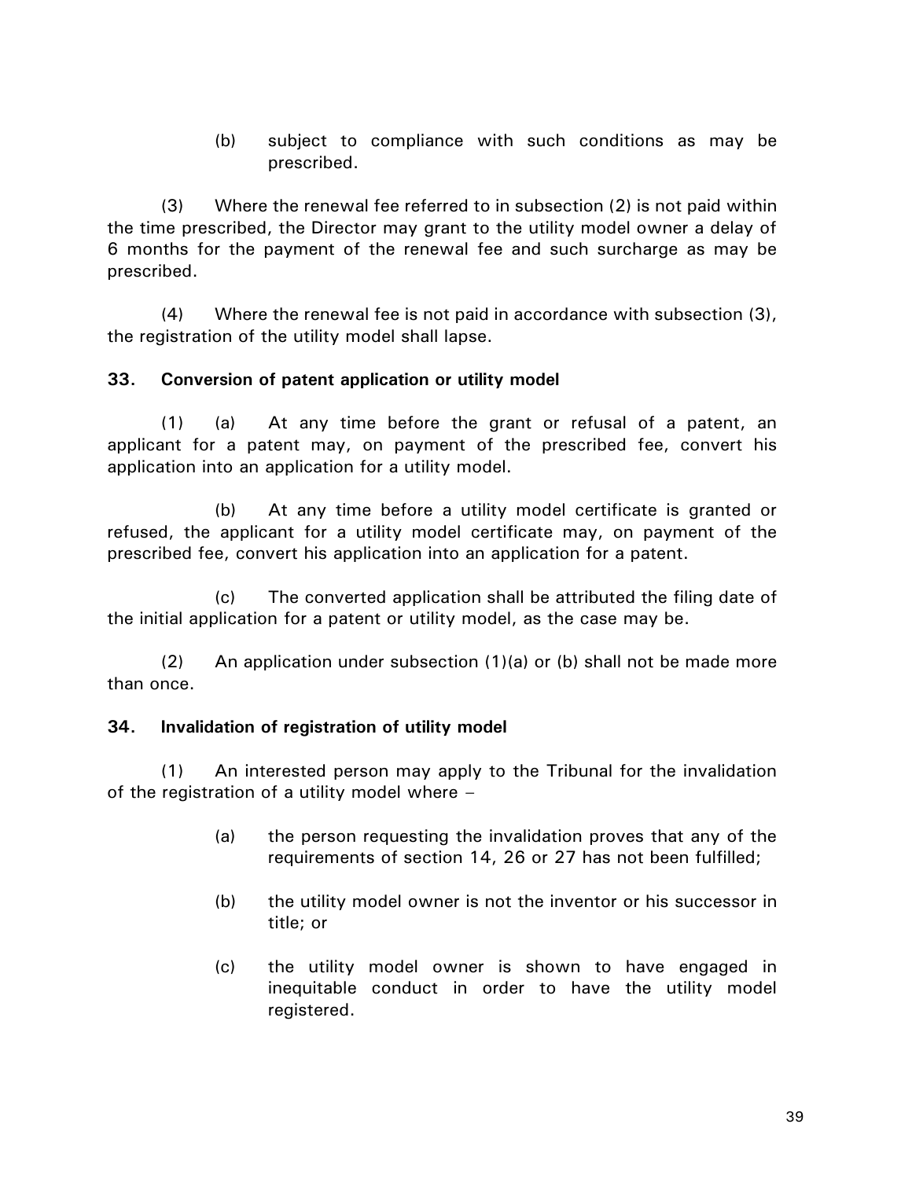(b) subject to compliance with such conditions as may be prescribed.

(3) Where the renewal fee referred to in subsection (2) is not paid within the time prescribed, the Director may grant to the utility model owner a delay of 6 months for the payment of the renewal fee and such surcharge as may be prescribed.

(4) Where the renewal fee is not paid in accordance with subsection (3), the registration of the utility model shall lapse.

**33. Conversion of patent application or utility model**

(1) (a) At any time before the grant or refusal of a patent, an applicant for a patent may, on payment of the prescribed fee, convert his application into an application for a utility model.

(b) At any time before a utility model certificate is granted or refused, the applicant for a utility model certificate may, on payment of the prescribed fee, convert his application into an application for a patent.

(c) The converted application shall be attributed the filing date of the initial application for a patent or utility model, as the case may be.

(2) An application under subsection (1)(a) or (b) shall not be made more than once.

**34. Invalidation of registration of utility model**

(1) An interested person may apply to the Tribunal for the invalidation of the registration of a utility model where –

(a) the person requesting the invalidation proves that any of the requirements of section 14, 26 or 27 has not been fulfilled;

(b) the utility model owner is not the inventor or his successor in title; or

(c) the utility model owner is shown to have engaged in inequitable conduct in order to have the utility model registered.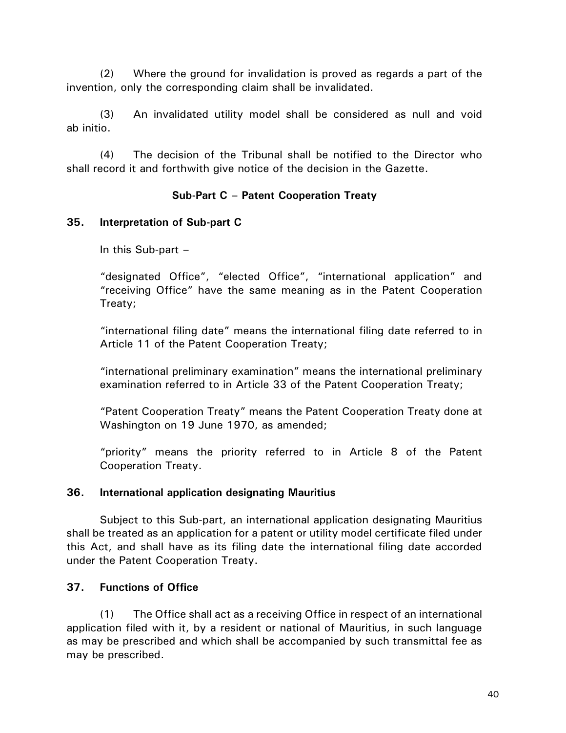(2) Where the ground for invalidation is proved as regards a part of the invention, only the corresponding claim shall be invalidated.

(3) An invalidated utility model shall be considered as null and void ab initio.

(4) The decision of the Tribunal shall be notified to the Director who shall record it and forthwith give notice of the decision in the Gazette.

### Sub-Part C – Patent Cooperation Treaty

**35. Interpretation of Sub-part C**

In this Sub-part –

"designated Office", "elected Office", "international application" and "receiving Office" have the same meaning as in the Patent Cooperation Treaty;

"international filing date" means the international filing date referred to in Article 11 of the Patent Cooperation Treaty;

"international preliminary examination" means the international preliminary examination referred to in Article 33 of the Patent Cooperation Treaty;

"Patent Cooperation Treaty" means the Patent Cooperation Treaty done at Washington on 19 June 1970, as amended;

"priority" means the priority referred to in Article 8 of the Patent Cooperation Treaty.

**36. International application designating Mauritius**

Subject to this Sub-part, an international application designating Mauritius shall be treated as an application for a patent or utility model certificate filed under this Act, and shall have as its filing date the international filing date accorded under the Patent Cooperation Treaty.

**37. Functions of Office**

(1) The Office shall act as a receiving Office in respect of an international application filed with it, by a resident or national of Mauritius, in such language as may be prescribed and which shall be accompanied by such transmittal fee as may be prescribed.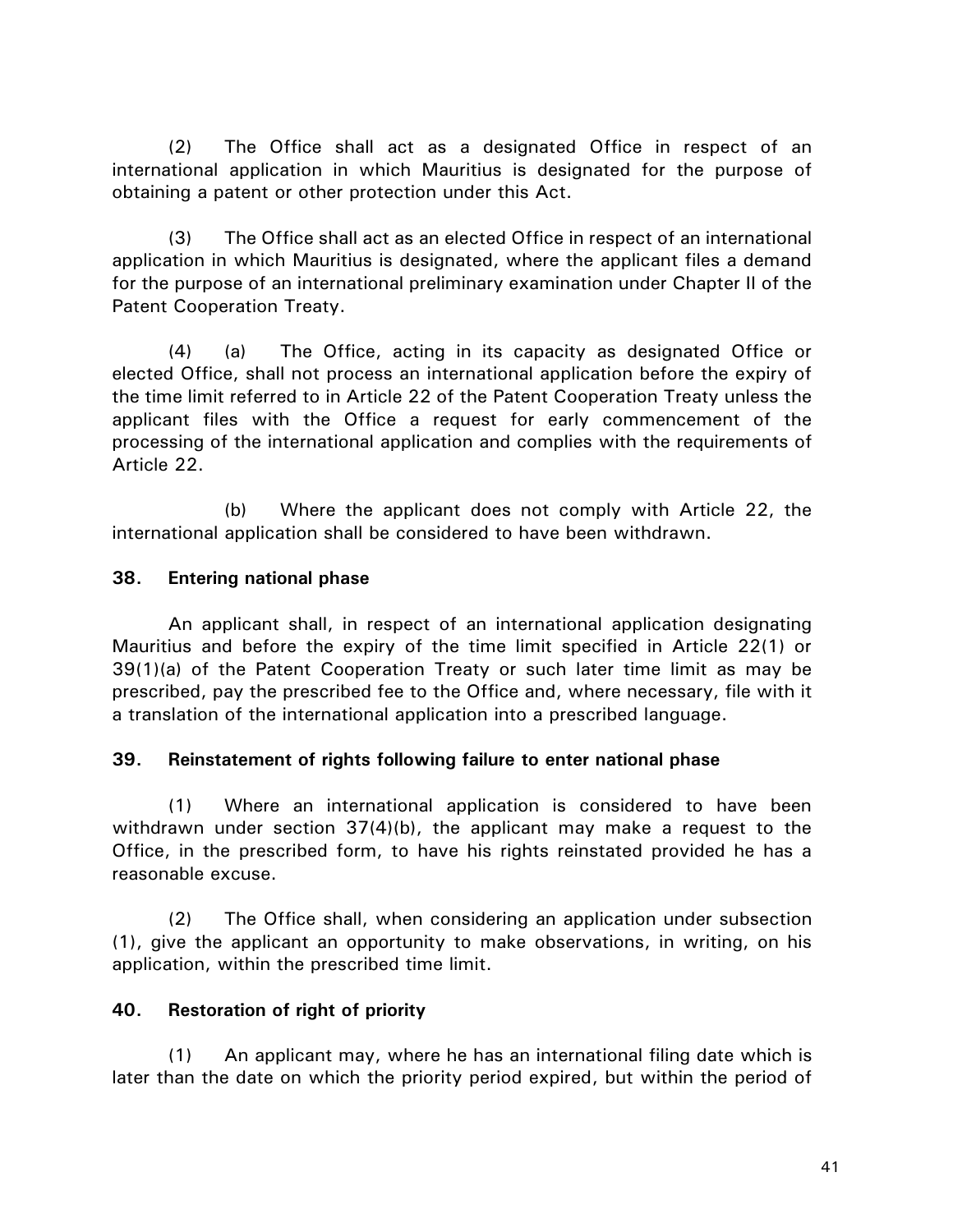(2) The Office shall act as a designated Office in respect of an international application in which Mauritius is designated for the purpose of obtaining a patent or other protection under this Act.

(3) The Office shall act as an elected Office in respect of an international application in which Mauritius is designated, where the applicant files a demand for the purpose of an international preliminary examination under Chapter II of the Patent Cooperation Treaty.

(4) (a) The Office, acting in its capacity as designated Office or elected Office, shall not process an international application before the expiry of the time limit referred to in Article 22 of the Patent Cooperation Treaty unless the applicant files with the Office a request for early commencement of the processing of the international application and complies with the requirements of Article 22.

(b) Where the applicant does not comply with Article 22, the international application shall be considered to have been withdrawn.

**38. Entering national phase**

An applicant shall, in respect of an international application designating Mauritius and before the expiry of the time limit specified in Article 22(1) or 39(1)(a) of the Patent Cooperation Treaty or such later time limit as may be prescribed, pay the prescribed fee to the Office and, where necessary, file with it a translation of the international application into a prescribed language.

**39. Reinstatement of rights following failure to enter national phase**

(1) Where an international application is considered to have been withdrawn under section 37(4)(b), the applicant may make a request to the Office, in the prescribed form, to have his rights reinstated provided he has a reasonable excuse.

(2) The Office shall, when considering an application under subsection (1), give the applicant an opportunity to make observations, in writing, on his application, within the prescribed time limit.

**40. Restoration of right of priority**

(1) An applicant may, where he has an international filing date which is later than the date on which the priority period expired, but within the period of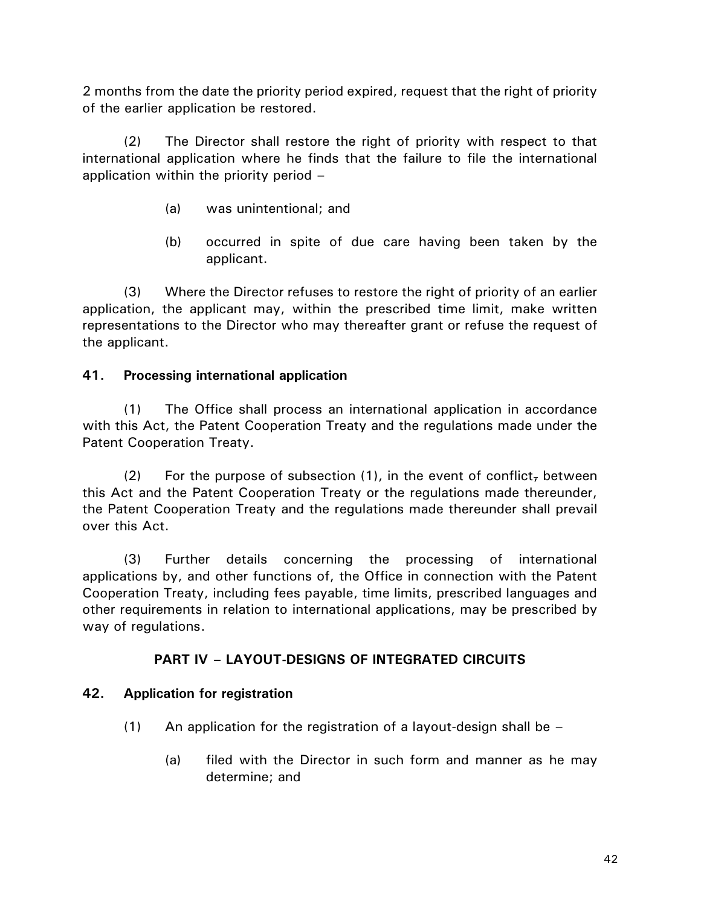2 months from the date the priority period expired, request that the right of priority of the earlier application be restored.

(2) The Director shall restore the right of priority with respect to that international application where he finds that the failure to file the international application within the priority period –

(a) was unintentional; and

(b) occurred in spite of due care having been taken by the applicant.

(3) Where the Director refuses to restore the right of priority of an earlier application, the applicant may, within the prescribed time limit, make written representations to the Director who may thereafter grant or refuse the request of the applicant.

**41. Processing international application**

(1) The Office shall process an international application in accordance with this Act, the Patent Cooperation Treaty and the regulations made under the Patent Cooperation Treaty.

(2) For the purpose of subsection (1), in the event of conflict, between this Act and the Patent Cooperation Treaty or the regulations made thereunder, the Patent Cooperation Treaty and the regulations made thereunder shall prevail over this Act.

(3) Further details concerning the processing of international applications by, and other functions of, the Office in connection with the Patent Cooperation Treaty, including fees payable, time limits, prescribed languages and other requirements in relation to international applications, may be prescribed by way of regulations.

## PART IV – LAYOUT-DESIGNS OF INTEGRATED CIRCUITS

**42. Application for registration**

(1) An application for the registration of a layout-design shall be –

(a) filed with the Director in such form and manner as he may determine; and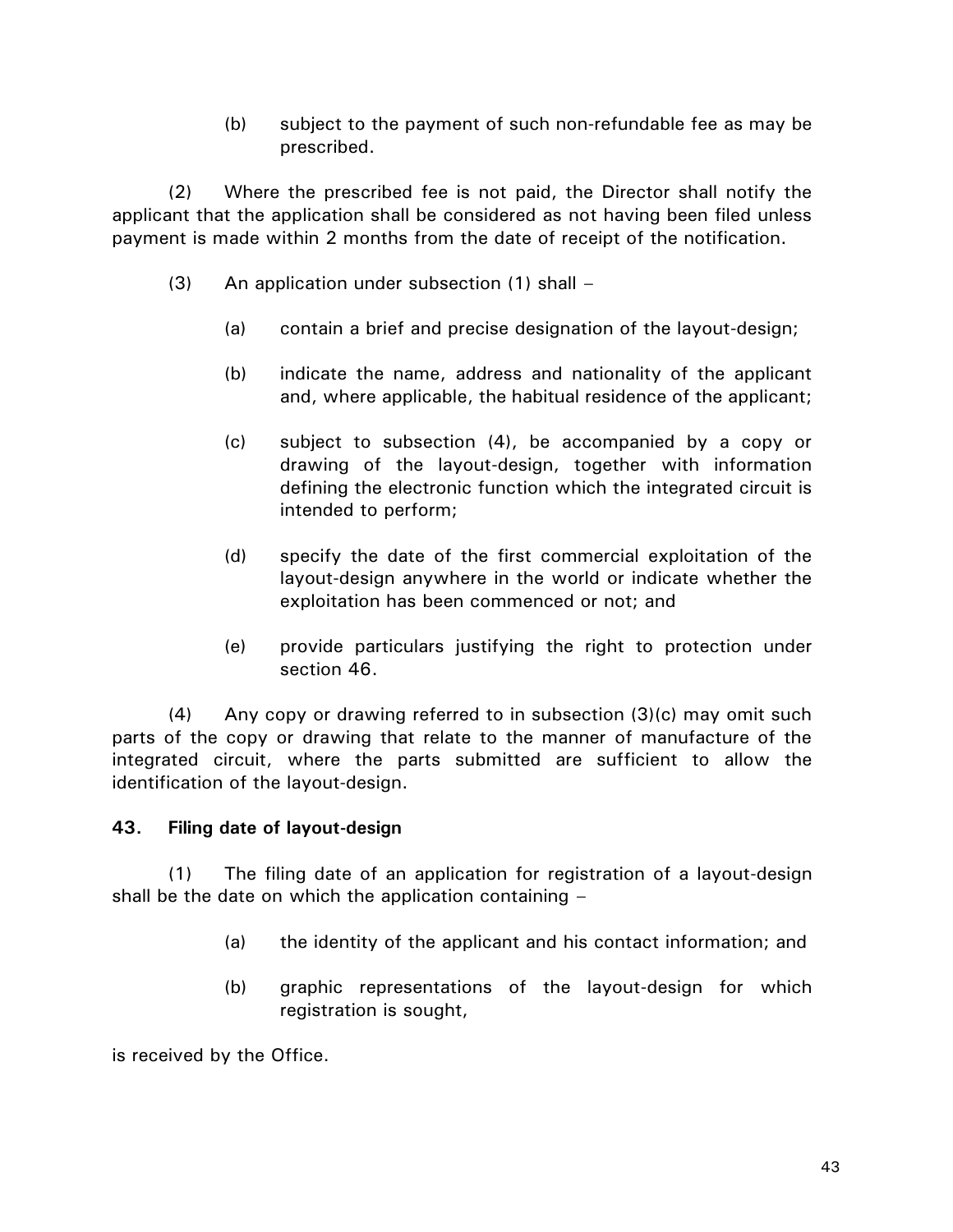(b) subject to the payment of such non-refundable fee as may be prescribed.

(2) Where the prescribed fee is not paid, the Director shall notify the applicant that the application shall be considered as not having been filed unless payment is made within 2 months from the date of receipt of the notification.

(3) An application under subsection (1) shall –

(a) contain a brief and precise designation of the layout-design;

(b) indicate the name, address and nationality of the applicant and, where applicable, the habitual residence of the applicant;

(c) subject to subsection (4), be accompanied by a copy or drawing of the layout-design, together with information defining the electronic function which the integrated circuit is intended to perform;

(d) specify the date of the first commercial exploitation of the layout-design anywhere in the world or indicate whether the exploitation has been commenced or not; and

(e) provide particulars justifying the right to protection under section 46.

(4) Any copy or drawing referred to in subsection (3)(c) may omit such parts of the copy or drawing that relate to the manner of manufacture of the integrated circuit, where the parts submitted are sufficient to allow the identification of the layout-design.

**43. Filing date of layout-design**

(1) The filing date of an application for registration of a layout-design shall be the date on which the application containing –

(a) the identity of the applicant and his contact information; and

(b) graphic representations of the layout-design for which registration is sought,

is received by the Office.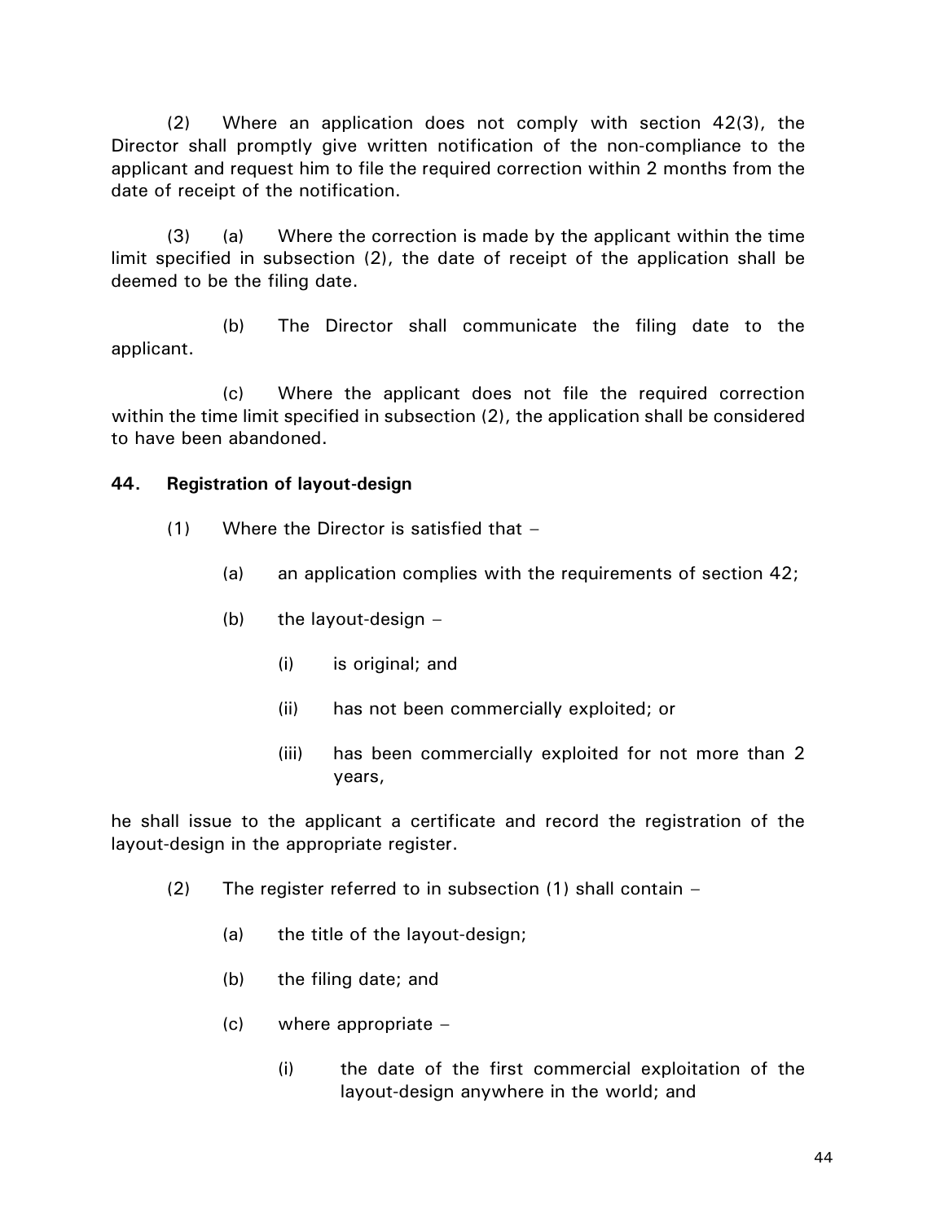(2) Where an application does not comply with section 42(3), the Director shall promptly give written notification of the non-compliance to the applicant and request him to file the required correction within 2 months from the date of receipt of the notification.

(3) (a) Where the correction is made by the applicant within the time limit specified in subsection (2), the date of receipt of the application shall be deemed to be the filing date.

(b) The Director shall communicate the filing date to the applicant.

(c) Where the applicant does not file the required correction within the time limit specified in subsection (2), the application shall be considered to have been abandoned.

**44. Registration of layout-design**

(1) Where the Director is satisfied that –

- (a) an application complies with the requirements of section 42;
- (b) the layout-design –
  - (i) is original; and
  - (ii) has not been commercially exploited; or
  - (iii) has been commercially exploited for not more than 2 years,

he shall issue to the applicant a certificate and record the registration of the layout-design in the appropriate register.

(2) The register referred to in subsection (1) shall contain –

- (a) the title of the layout-design;
- (b) the filing date; and
- (c) where appropriate –
  - (i) the date of the first commercial exploitation of the layout-design anywhere in the world; and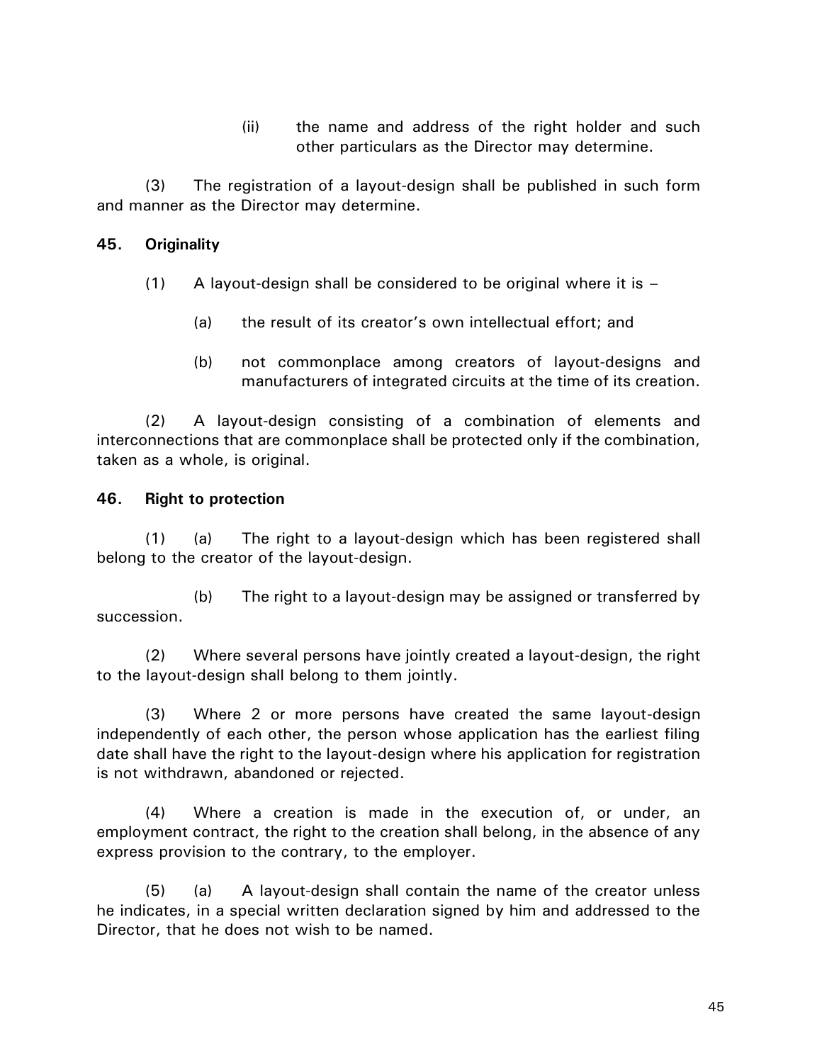(ii) the name and address of the right holder and such other particulars as the Director may determine.

(3) The registration of a layout-design shall be published in such form and manner as the Director may determine.

### 45. Originality

(1) A layout-design shall be considered to be original where it is –

(a) the result of its creator's own intellectual effort; and

(b) not commonplace among creators of layout-designs and manufacturers of integrated circuits at the time of its creation.

(2) A layout-design consisting of a combination of elements and interconnections that are commonplace shall be protected only if the combination, taken as a whole, is original.

### 46. Right to protection

(1) (a) The right to a layout-design which has been registered shall belong to the creator of the layout-design.

(b) The right to a layout-design may be assigned or transferred by succession.

(2) Where several persons have jointly created a layout-design, the right to the layout-design shall belong to them jointly.

(3) Where 2 or more persons have created the same layout-design independently of each other, the person whose application has the earliest filing date shall have the right to the layout-design where his application for registration is not withdrawn, abandoned or rejected.

(4) Where a creation is made in the execution of, or under, an employment contract, the right to the creation shall belong, in the absence of any express provision to the contrary, to the employer.

(5) (a) A layout-design shall contain the name of the creator unless he indicates, in a special written declaration signed by him and addressed to the Director, that he does not wish to be named.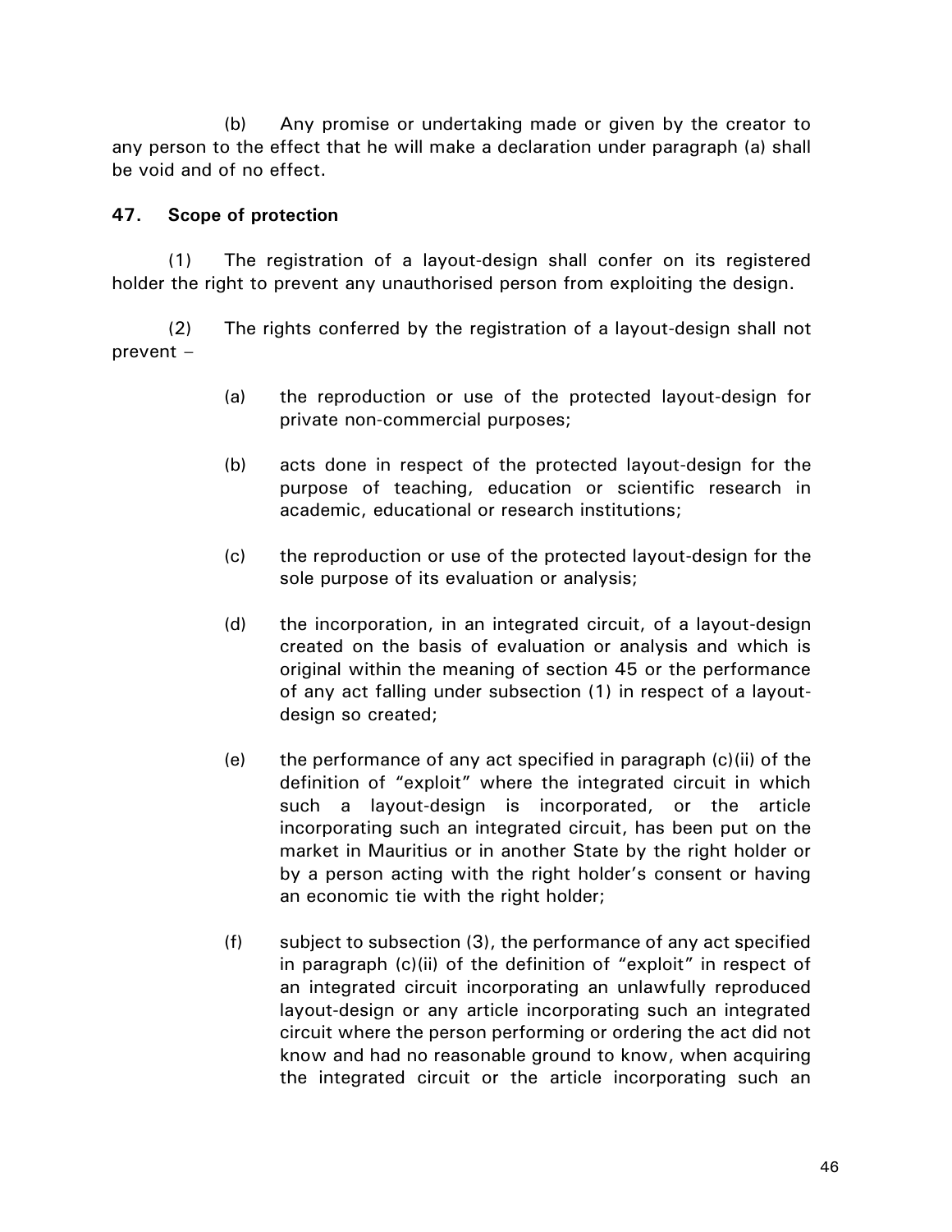(b) Any promise or undertaking made or given by the creator to any person to the effect that he will make a declaration under paragraph (a) shall be void and of no effect.

**47. Scope of protection**

(1) The registration of a layout-design shall confer on its registered holder the right to prevent any unauthorised person from exploiting the design.

(2) The rights conferred by the registration of a layout-design shall not prevent –

(a) the reproduction or use of the protected layout-design for private non-commercial purposes;

(b) acts done in respect of the protected layout-design for the purpose of teaching, education or scientific research in academic, educational or research institutions;

(c) the reproduction or use of the protected layout-design for the sole purpose of its evaluation or analysis;

(d) the incorporation, in an integrated circuit, of a layout-design created on the basis of evaluation or analysis and which is original within the meaning of section 45 or the performance of any act falling under subsection (1) in respect of a layout-design so created;

(e) the performance of any act specified in paragraph (c)(ii) of the definition of "exploit" where the integrated circuit in which such a layout-design is incorporated, or the article incorporating such an integrated circuit, has been put on the market in Mauritius or in another State by the right holder or by a person acting with the right holder's consent or having an economic tie with the right holder;

(f) subject to subsection (3), the performance of any act specified in paragraph (c)(ii) of the definition of "exploit" in respect of an integrated circuit incorporating an unlawfully reproduced layout-design or any article incorporating such an integrated circuit where the person performing or ordering the act did not know and had no reasonable ground to know, when acquiring the integrated circuit or the article incorporating such an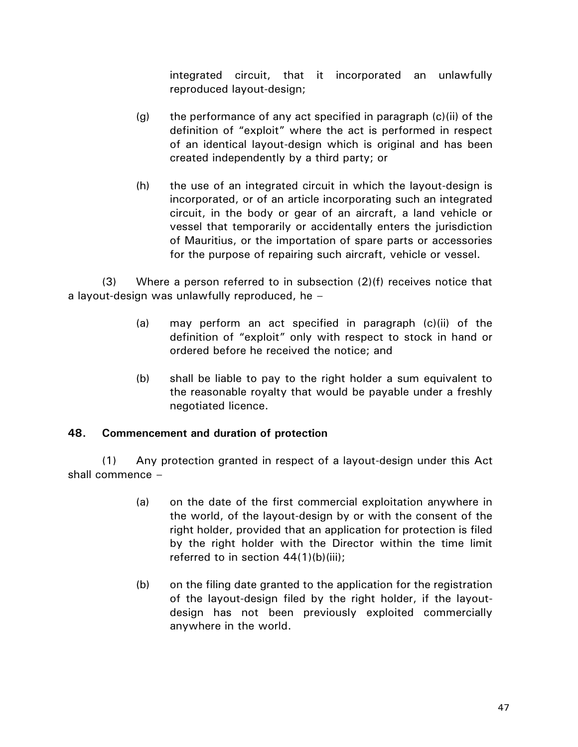integrated circuit, that it incorporated an unlawfully reproduced layout-design;

(g) the performance of any act specified in paragraph (c)(ii) of the definition of "exploit" where the act is performed in respect of an identical layout-design which is original and has been created independently by a third party; or

(h) the use of an integrated circuit in which the layout-design is incorporated, or of an article incorporating such an integrated circuit, in the body or gear of an aircraft, a land vehicle or vessel that temporarily or accidentally enters the jurisdiction of Mauritius, or the importation of spare parts or accessories for the purpose of repairing such aircraft, vehicle or vessel.

(3) Where a person referred to in subsection (2)(f) receives notice that a layout-design was unlawfully reproduced, he –

(a) may perform an act specified in paragraph (c)(ii) of the definition of "exploit" only with respect to stock in hand or ordered before he received the notice; and

(b) shall be liable to pay to the right holder a sum equivalent to the reasonable royalty that would be payable under a freshly negotiated licence.

**48. Commencement and duration of protection**

(1) Any protection granted in respect of a layout-design under this Act shall commence –

(a) on the date of the first commercial exploitation anywhere in the world, of the layout-design by or with the consent of the right holder, provided that an application for protection is filed by the right holder with the Director within the time limit referred to in section 44(1)(b)(iii);

(b) on the filing date granted to the application for the registration of the layout-design filed by the right holder, if the layout-design has not been previously exploited commercially anywhere in the world.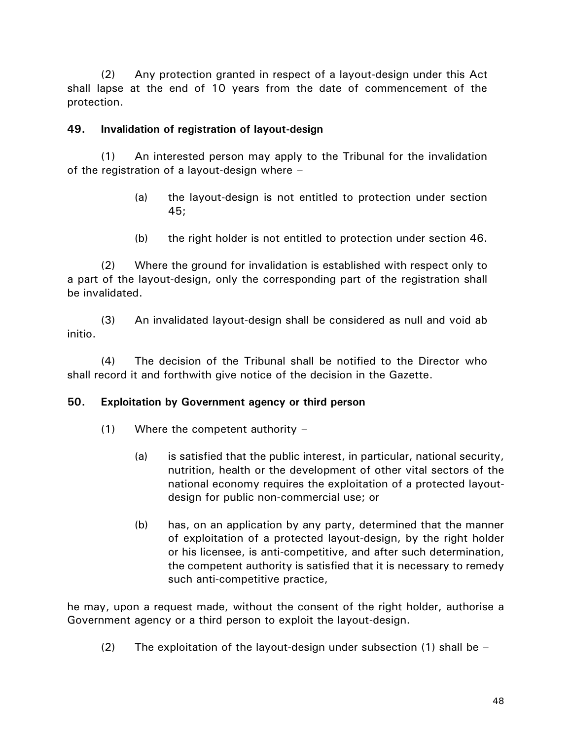(2) Any protection granted in respect of a layout-design under this Act shall lapse at the end of 10 years from the date of commencement of the protection.

**49. Invalidation of registration of layout-design**

(1) An interested person may apply to the Tribunal for the invalidation of the registration of a layout-design where –

(a) the layout-design is not entitled to protection under section 45;

(b) the right holder is not entitled to protection under section 46.

(2) Where the ground for invalidation is established with respect only to a part of the layout-design, only the corresponding part of the registration shall be invalidated.

(3) An invalidated layout-design shall be considered as null and void ab initio.

(4) The decision of the Tribunal shall be notified to the Director who shall record it and forthwith give notice of the decision in the Gazette.

**50. Exploitation by Government agency or third person**

(1) Where the competent authority –

(a) is satisfied that the public interest, in particular, national security, nutrition, health or the development of other vital sectors of the national economy requires the exploitation of a protected layout-design for public non-commercial use; or

(b) has, on an application by any party, determined that the manner of exploitation of a protected layout-design, by the right holder or his licensee, is anti-competitive, and after such determination, the competent authority is satisfied that it is necessary to remedy such anti-competitive practice,

he may, upon a request made, without the consent of the right holder, authorise a Government agency or a third person to exploit the layout-design.

(2) The exploitation of the layout-design under subsection (1) shall be –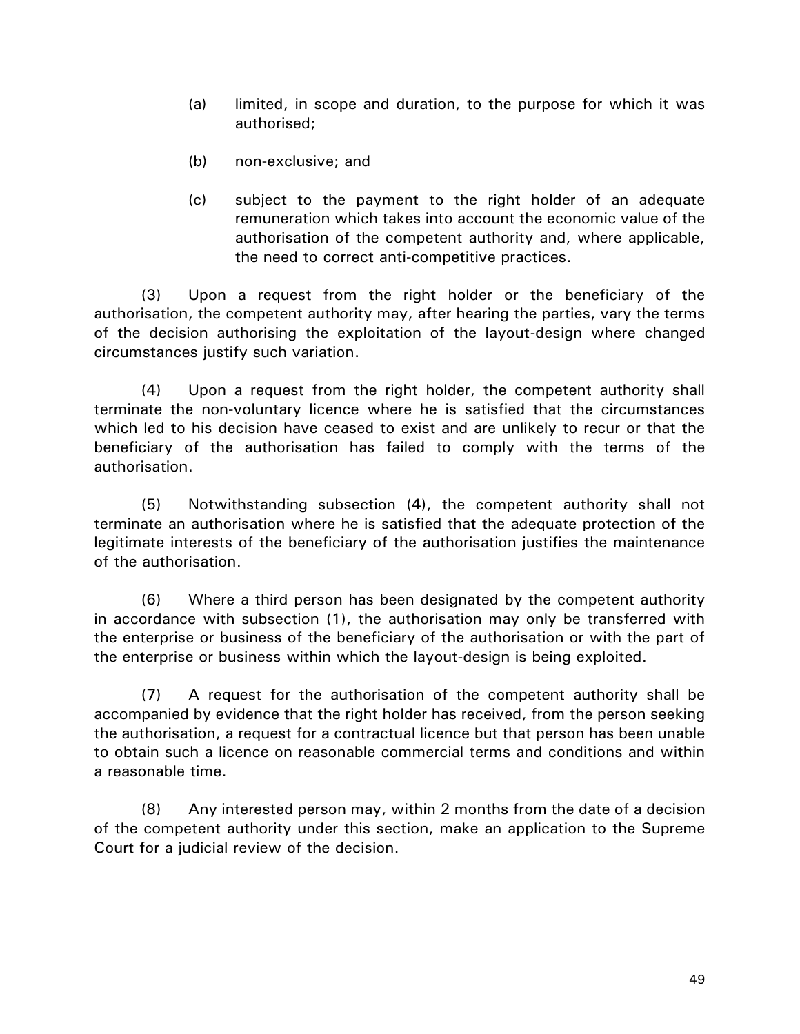(a) limited, in scope and duration, to the purpose for which it was authorised;

(b) non-exclusive; and

(c) subject to the payment to the right holder of an adequate remuneration which takes into account the economic value of the authorisation of the competent authority and, where applicable, the need to correct anti-competitive practices.

(3) Upon a request from the right holder or the beneficiary of the authorisation, the competent authority may, after hearing the parties, vary the terms of the decision authorising the exploitation of the layout-design where changed circumstances justify such variation.

(4) Upon a request from the right holder, the competent authority shall terminate the non-voluntary licence where he is satisfied that the circumstances which led to his decision have ceased to exist and are unlikely to recur or that the beneficiary of the authorisation has failed to comply with the terms of the authorisation.

(5) Notwithstanding subsection (4), the competent authority shall not terminate an authorisation where he is satisfied that the adequate protection of the legitimate interests of the beneficiary of the authorisation justifies the maintenance of the authorisation.

(6) Where a third person has been designated by the competent authority in accordance with subsection (1), the authorisation may only be transferred with the enterprise or business of the beneficiary of the authorisation or with the part of the enterprise or business within which the layout-design is being exploited.

(7) A request for the authorisation of the competent authority shall be accompanied by evidence that the right holder has received, from the person seeking the authorisation, a request for a contractual licence but that person has been unable to obtain such a licence on reasonable commercial terms and conditions and within a reasonable time.

(8) Any interested person may, within 2 months from the date of a decision of the competent authority under this section, make an application to the Supreme Court for a judicial review of the decision.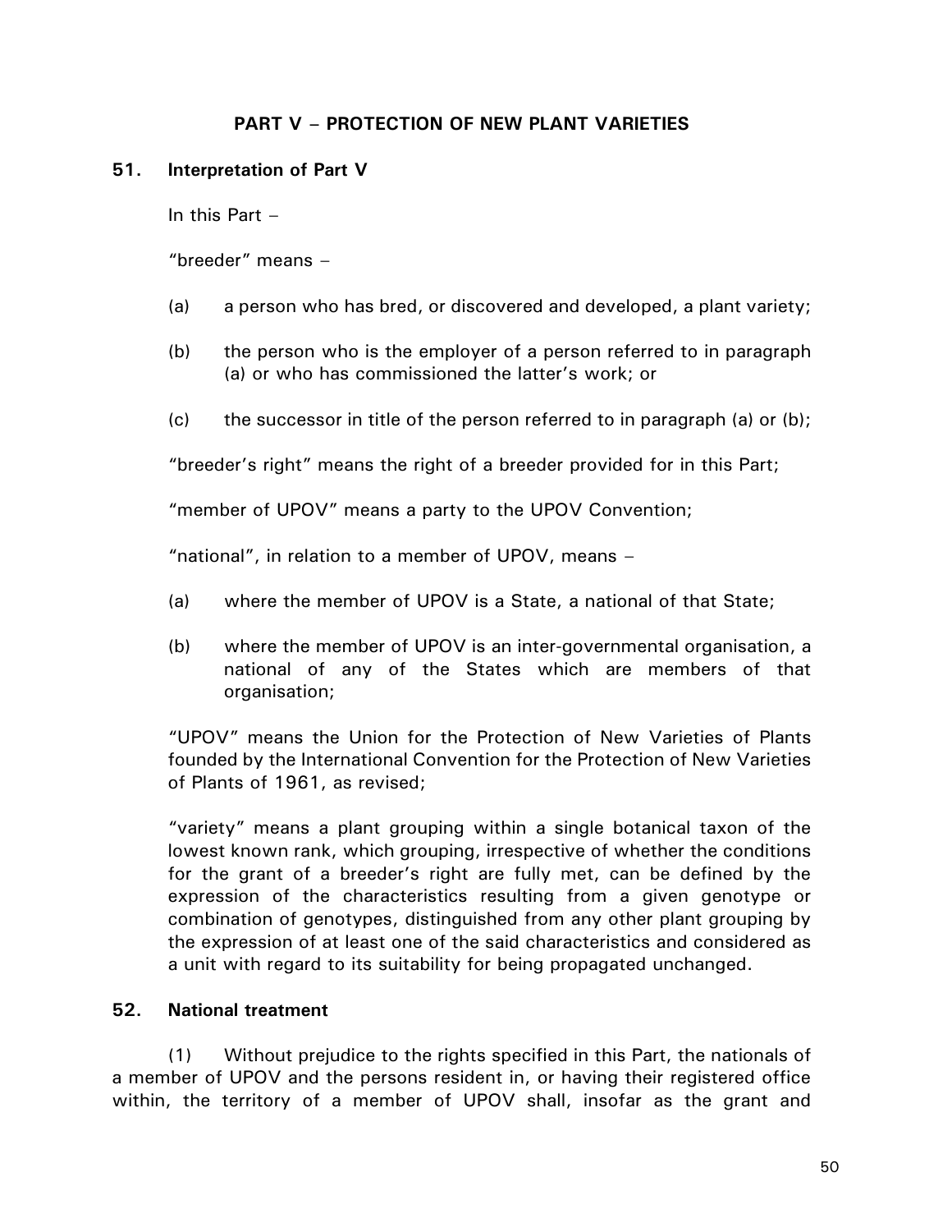## PART V – PROTECTION OF NEW PLANT VARIETIES

### 51. Interpretation of Part V

In this Part –

"breeder" means –

(a) a person who has bred, or discovered and developed, a plant variety;

(b) the person who is the employer of a person referred to in paragraph (a) or who has commissioned the latter's work; or

(c) the successor in title of the person referred to in paragraph (a) or (b);

"breeder's right" means the right of a breeder provided for in this Part;

"member of UPOV" means a party to the UPOV Convention;

"national", in relation to a member of UPOV, means –

(a) where the member of UPOV is a State, a national of that State;

(b) where the member of UPOV is an inter-governmental organisation, a national of any of the States which are members of that organisation;

"UPOV" means the Union for the Protection of New Varieties of Plants founded by the International Convention for the Protection of New Varieties of Plants of 1961, as revised;

"variety" means a plant grouping within a single botanical taxon of the lowest known rank, which grouping, irrespective of whether the conditions for the grant of a breeder's right are fully met, can be defined by the expression of the characteristics resulting from a given genotype or combination of genotypes, distinguished from any other plant grouping by the expression of at least one of the said characteristics and considered as a unit with regard to its suitability for being propagated unchanged.

### 52. National treatment

(1) Without prejudice to the rights specified in this Part, the nationals of a member of UPOV and the persons resident in, or having their registered office within, the territory of a member of UPOV shall, insofar as the grant and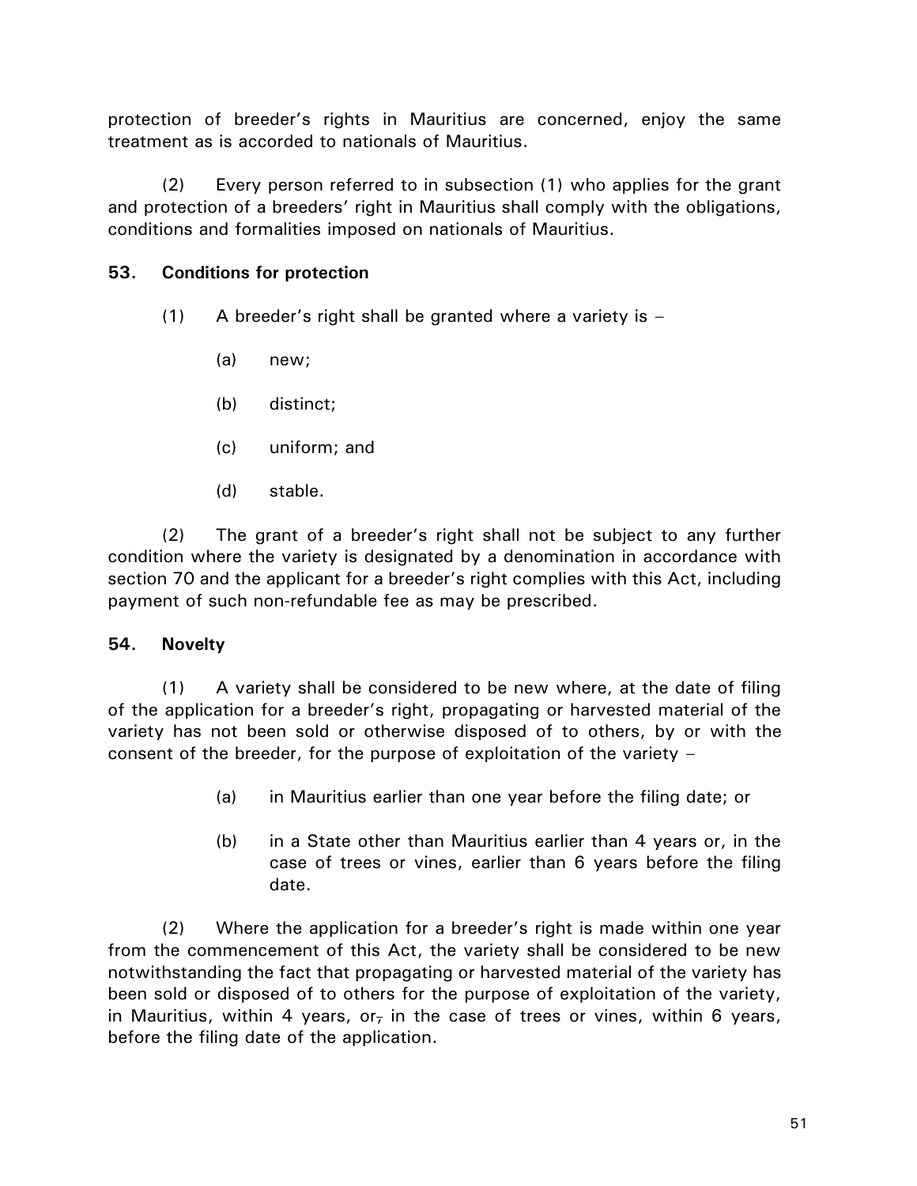protection of breeder's rights in Mauritius are concerned, enjoy the same treatment as is accorded to nationals of Mauritius.

(2) Every person referred to in subsection (1) who applies for the grant and protection of a breeders' right in Mauritius shall comply with the obligations, conditions and formalities imposed on nationals of Mauritius.

**53. Conditions for protection**

(1) A breeder's right shall be granted where a variety is –

(a) new;

(b) distinct;

(c) uniform; and

(d) stable.

(2) The grant of a breeder's right shall not be subject to any further condition where the variety is designated by a denomination in accordance with section 70 and the applicant for a breeder's right complies with this Act, including payment of such non-refundable fee as may be prescribed.

**54. Novelty**

(1) A variety shall be considered to be new where, at the date of filing of the application for a breeder's right, propagating or harvested material of the variety has not been sold or otherwise disposed of to others, by or with the consent of the breeder, for the purpose of exploitation of the variety –

(a) in Mauritius earlier than one year before the filing date; or

(b) in a State other than Mauritius earlier than 4 years or, in the case of trees or vines, earlier than 6 years before the filing date.

(2) Where the application for a breeder's right is made within one year from the commencement of this Act, the variety shall be considered to be new notwithstanding the fact that propagating or harvested material of the variety has been sold or disposed of to others for the purpose of exploitation of the variety, in Mauritius, within 4 years, or~~,~~ in the case of trees or vines, within 6 years, before the filing date of the application.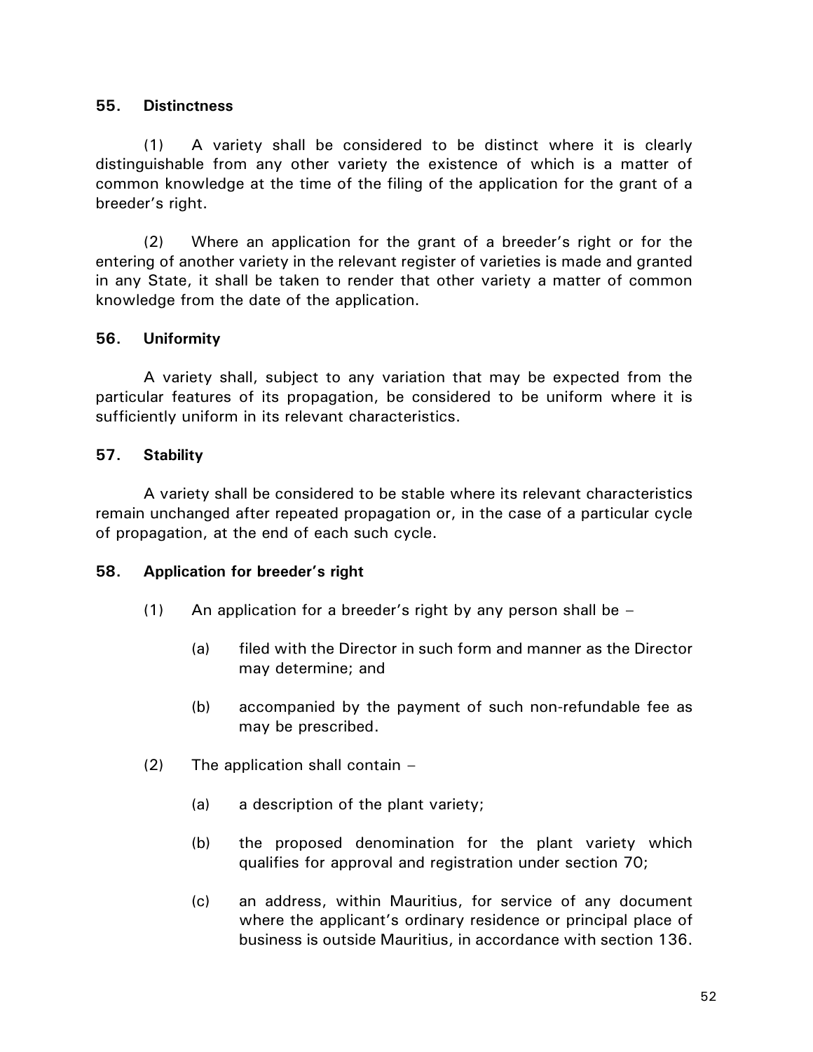**55. Distinctness**

(1) A variety shall be considered to be distinct where it is clearly distinguishable from any other variety the existence of which is a matter of common knowledge at the time of the filing of the application for the grant of a breeder's right.

(2) Where an application for the grant of a breeder's right or for the entering of another variety in the relevant register of varieties is made and granted in any State, it shall be taken to render that other variety a matter of common knowledge from the date of the application.

**56. Uniformity**

A variety shall, subject to any variation that may be expected from the particular features of its propagation, be considered to be uniform where it is sufficiently uniform in its relevant characteristics.

**57. Stability**

A variety shall be considered to be stable where its relevant characteristics remain unchanged after repeated propagation or, in the case of a particular cycle of propagation, at the end of each such cycle.

**58. Application for breeder's right**

(1) An application for a breeder's right by any person shall be –

(a) filed with the Director in such form and manner as the Director may determine; and

(b) accompanied by the payment of such non-refundable fee as may be prescribed.

(2) The application shall contain –

(a) a description of the plant variety;

(b) the proposed denomination for the plant variety which qualifies for approval and registration under section 70;

(c) an address, within Mauritius, for service of any document where the applicant's ordinary residence or principal place of business is outside Mauritius, in accordance with section 136.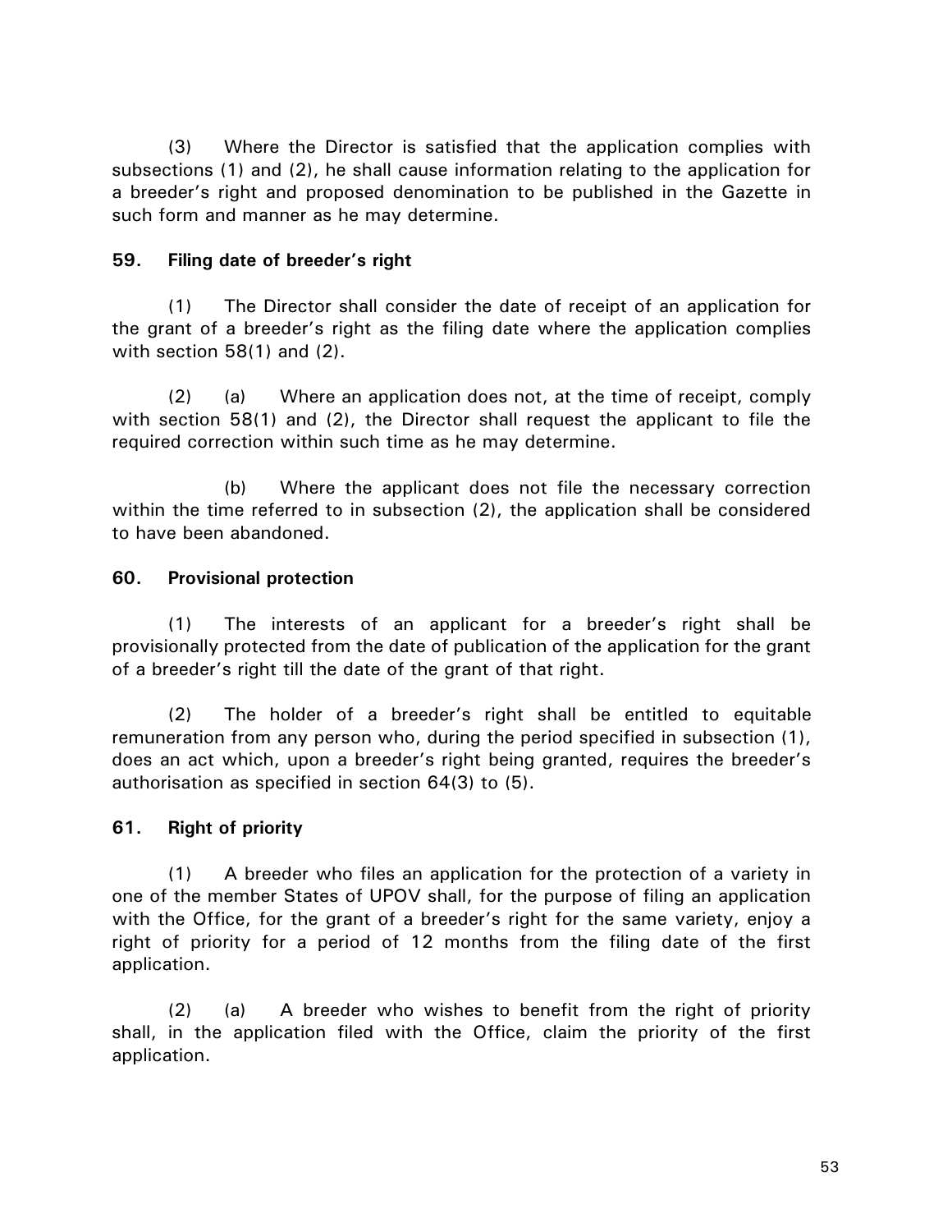(3) Where the Director is satisfied that the application complies with subsections (1) and (2), he shall cause information relating to the application for a breeder's right and proposed denomination to be published in the Gazette in such form and manner as he may determine.

### 59. Filing date of breeder's right

(1) The Director shall consider the date of receipt of an application for the grant of a breeder's right as the filing date where the application complies with section 58(1) and (2).

(2) (a) Where an application does not, at the time of receipt, comply with section 58(1) and (2), the Director shall request the applicant to file the required correction within such time as he may determine.

(b) Where the applicant does not file the necessary correction within the time referred to in subsection (2), the application shall be considered to have been abandoned.

### 60. Provisional protection

(1) The interests of an applicant for a breeder's right shall be provisionally protected from the date of publication of the application for the grant of a breeder's right till the date of the grant of that right.

(2) The holder of a breeder's right shall be entitled to equitable remuneration from any person who, during the period specified in subsection (1), does an act which, upon a breeder's right being granted, requires the breeder's authorisation as specified in section 64(3) to (5).

### 61. Right of priority

(1) A breeder who files an application for the protection of a variety in one of the member States of UPOV shall, for the purpose of filing an application with the Office, for the grant of a breeder's right for the same variety, enjoy a right of priority for a period of 12 months from the filing date of the first application.

(2) (a) A breeder who wishes to benefit from the right of priority shall, in the application filed with the Office, claim the priority of the first application.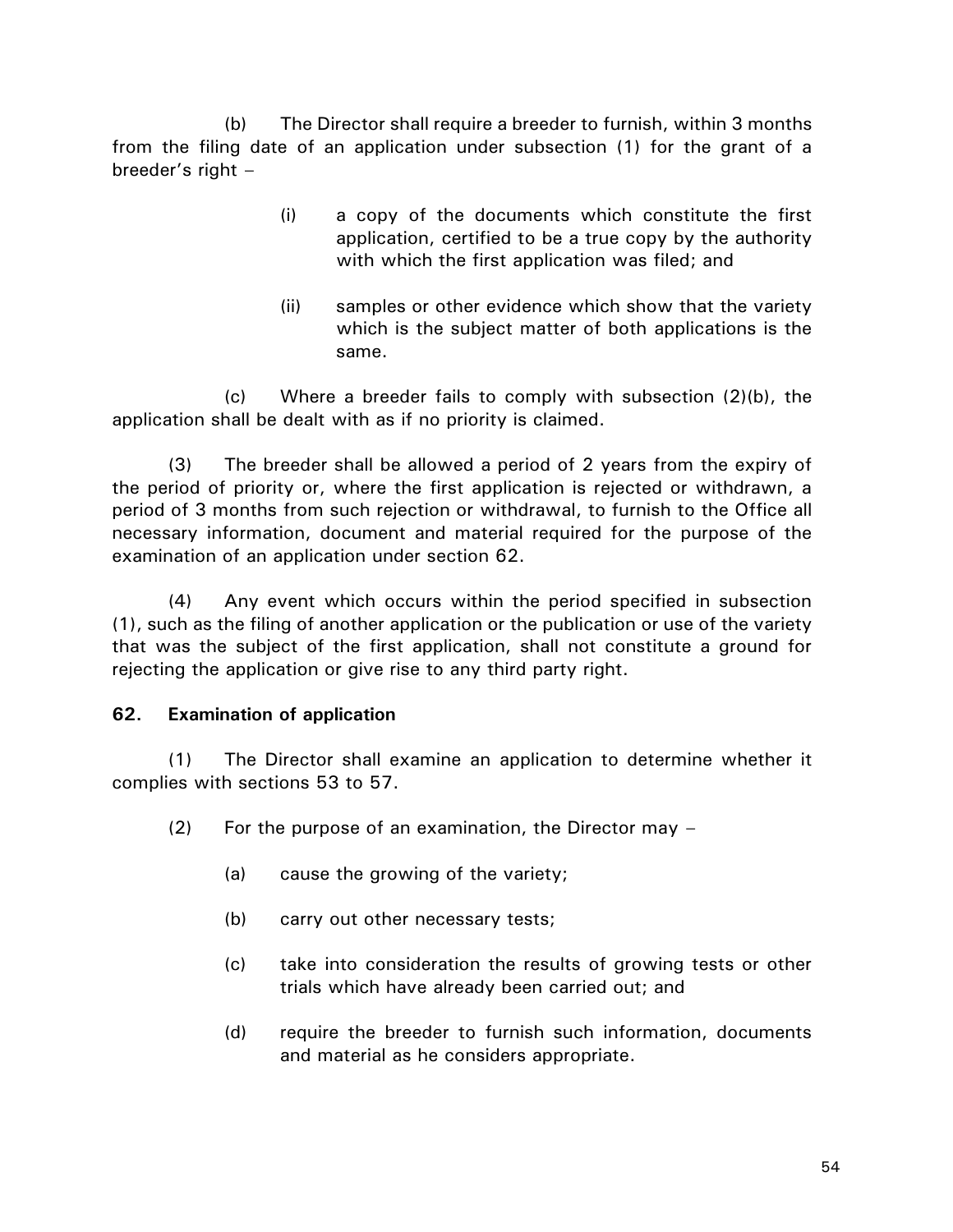(b) The Director shall require a breeder to furnish, within 3 months from the filing date of an application under subsection (1) for the grant of a breeder's right –

(i) a copy of the documents which constitute the first application, certified to be a true copy by the authority with which the first application was filed; and

(ii) samples or other evidence which show that the variety which is the subject matter of both applications is the same.

(c) Where a breeder fails to comply with subsection (2)(b), the application shall be dealt with as if no priority is claimed.

(3) The breeder shall be allowed a period of 2 years from the expiry of the period of priority or, where the first application is rejected or withdrawn, a period of 3 months from such rejection or withdrawal, to furnish to the Office all necessary information, document and material required for the purpose of the examination of an application under section 62.

(4) Any event which occurs within the period specified in subsection (1), such as the filing of another application or the publication or use of the variety that was the subject of the first application, shall not constitute a ground for rejecting the application or give rise to any third party right.

**62. Examination of application**

(1) The Director shall examine an application to determine whether it complies with sections 53 to 57.

(2) For the purpose of an examination, the Director may –

(a) cause the growing of the variety;

(b) carry out other necessary tests;

(c) take into consideration the results of growing tests or other trials which have already been carried out; and

(d) require the breeder to furnish such information, documents and material as he considers appropriate.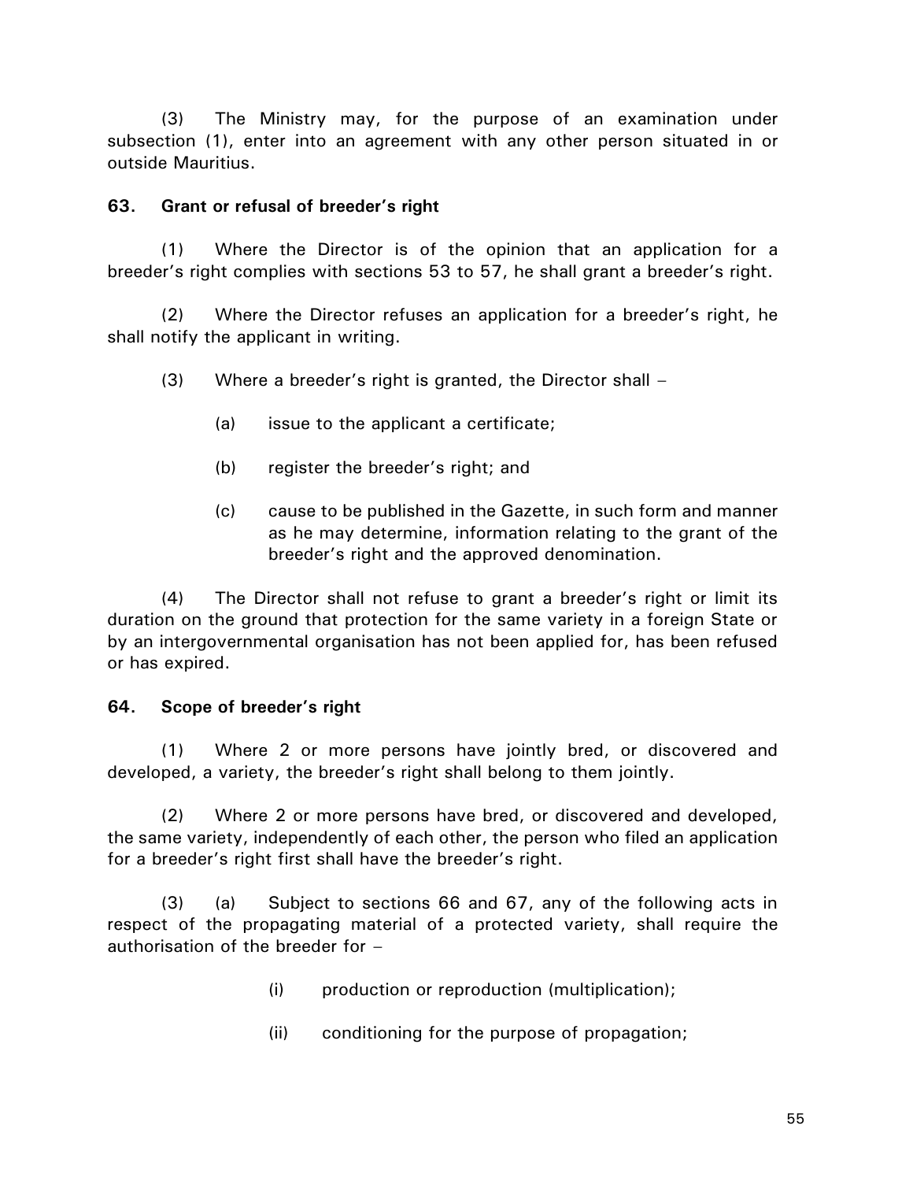(3) The Ministry may, for the purpose of an examination under subsection (1), enter into an agreement with any other person situated in or outside Mauritius.

**63. Grant or refusal of breeder's right**

(1) Where the Director is of the opinion that an application for a breeder's right complies with sections 53 to 57, he shall grant a breeder's right.

(2) Where the Director refuses an application for a breeder's right, he shall notify the applicant in writing.

(3) Where a breeder's right is granted, the Director shall –

(a) issue to the applicant a certificate;

(b) register the breeder's right; and

(c) cause to be published in the Gazette, in such form and manner as he may determine, information relating to the grant of the breeder's right and the approved denomination.

(4) The Director shall not refuse to grant a breeder's right or limit its duration on the ground that protection for the same variety in a foreign State or by an intergovernmental organisation has not been applied for, has been refused or has expired.

**64. Scope of breeder's right**

(1) Where 2 or more persons have jointly bred, or discovered and developed, a variety, the breeder's right shall belong to them jointly.

(2) Where 2 or more persons have bred, or discovered and developed, the same variety, independently of each other, the person who filed an application for a breeder's right first shall have the breeder's right.

(3) (a) Subject to sections 66 and 67, any of the following acts in respect of the propagating material of a protected variety, shall require the authorisation of the breeder for –

(i) production or reproduction (multiplication);

(ii) conditioning for the purpose of propagation;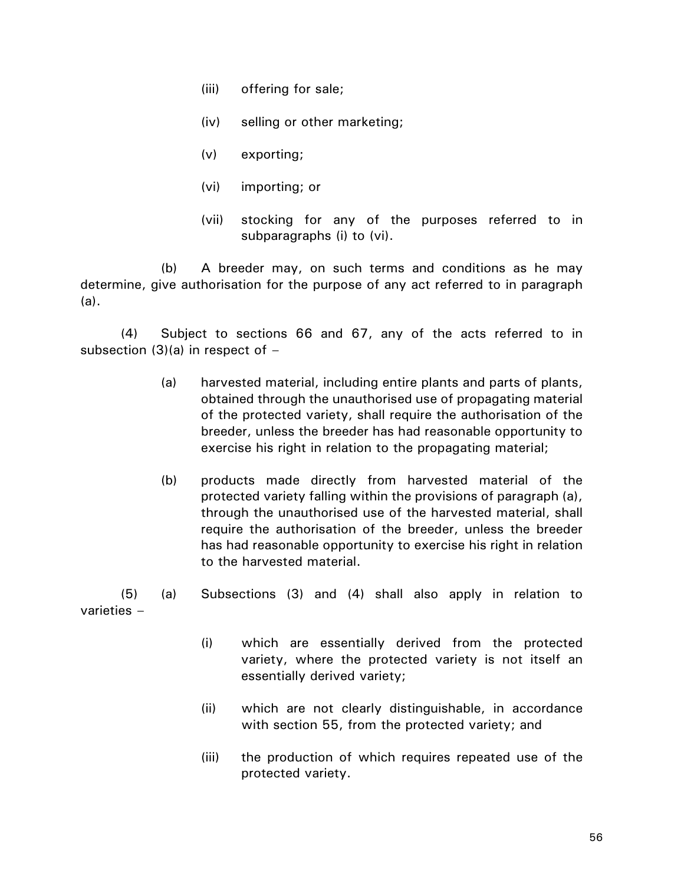(iii) offering for sale;

(iv) selling or other marketing;

(v) exporting;

(vi) importing; or

(vii) stocking for any of the purposes referred to in subparagraphs (i) to (vi).

(b) A breeder may, on such terms and conditions as he may determine, give authorisation for the purpose of any act referred to in paragraph (a).

(4) Subject to sections 66 and 67, any of the acts referred to in subsection (3)(a) in respect of –

(a) harvested material, including entire plants and parts of plants, obtained through the unauthorised use of propagating material of the protected variety, shall require the authorisation of the breeder, unless the breeder has had reasonable opportunity to exercise his right in relation to the propagating material;

(b) products made directly from harvested material of the protected variety falling within the provisions of paragraph (a), through the unauthorised use of the harvested material, shall require the authorisation of the breeder, unless the breeder has had reasonable opportunity to exercise his right in relation to the harvested material.

(5) (a) Subsections (3) and (4) shall also apply in relation to varieties –

(i) which are essentially derived from the protected variety, where the protected variety is not itself an essentially derived variety;

(ii) which are not clearly distinguishable, in accordance with section 55, from the protected variety; and

(iii) the production of which requires repeated use of the protected variety.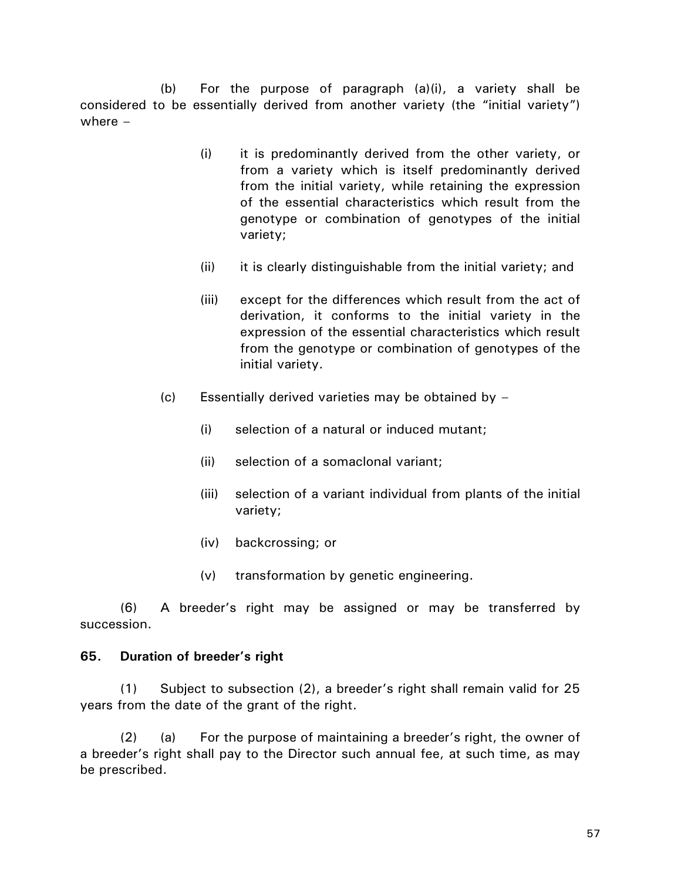(b) For the purpose of paragraph (a)(i), a variety shall be considered to be essentially derived from another variety (the "initial variety") where –

(i) it is predominantly derived from the other variety, or from a variety which is itself predominantly derived from the initial variety, while retaining the expression of the essential characteristics which result from the genotype or combination of genotypes of the initial variety;

(ii) it is clearly distinguishable from the initial variety; and

(iii) except for the differences which result from the act of derivation, it conforms to the initial variety in the expression of the essential characteristics which result from the genotype or combination of genotypes of the initial variety.

(c) Essentially derived varieties may be obtained by –

(i) selection of a natural or induced mutant;

(ii) selection of a somaclonal variant;

(iii) selection of a variant individual from plants of the initial variety;

(iv) backcrossing; or

(v) transformation by genetic engineering.

(6) A breeder's right may be assigned or may be transferred by succession.

**65. Duration of breeder's right**

(1) Subject to subsection (2), a breeder's right shall remain valid for 25 years from the date of the grant of the right.

(2) (a) For the purpose of maintaining a breeder's right, the owner of a breeder's right shall pay to the Director such annual fee, at such time, as may be prescribed.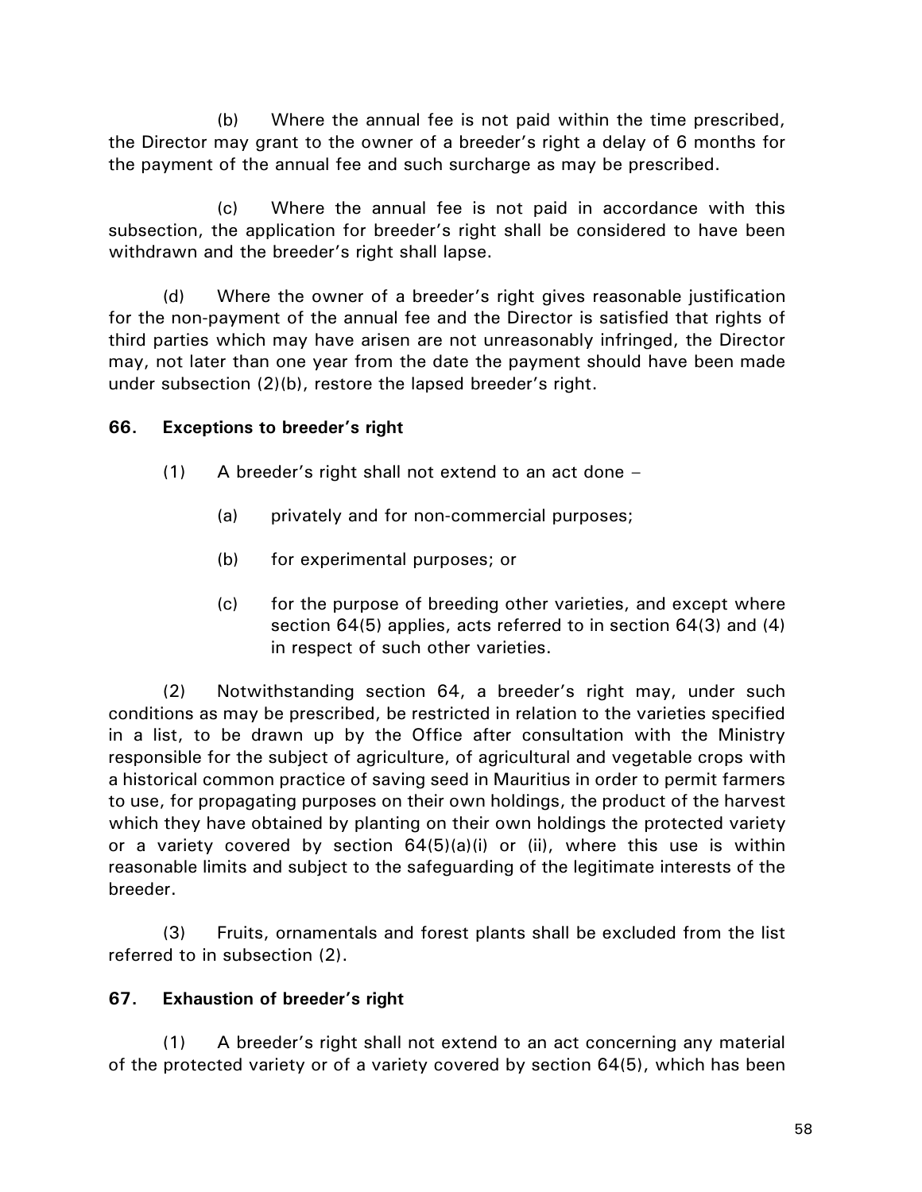(b) Where the annual fee is not paid within the time prescribed, the Director may grant to the owner of a breeder's right a delay of 6 months for the payment of the annual fee and such surcharge as may be prescribed.

(c) Where the annual fee is not paid in accordance with this subsection, the application for breeder's right shall be considered to have been withdrawn and the breeder's right shall lapse.

(d) Where the owner of a breeder's right gives reasonable justification for the non-payment of the annual fee and the Director is satisfied that rights of third parties which may have arisen are not unreasonably infringed, the Director may, not later than one year from the date the payment should have been made under subsection (2)(b), restore the lapsed breeder's right.

**66. Exceptions to breeder's right**

(1) A breeder's right shall not extend to an act done –

- (a) privately and for non-commercial purposes;
- (b) for experimental purposes; or
- (c) for the purpose of breeding other varieties, and except where section 64(5) applies, acts referred to in section 64(3) and (4) in respect of such other varieties.

(2) Notwithstanding section 64, a breeder's right may, under such conditions as may be prescribed, be restricted in relation to the varieties specified in a list, to be drawn up by the Office after consultation with the Ministry responsible for the subject of agriculture, of agricultural and vegetable crops with a historical common practice of saving seed in Mauritius in order to permit farmers to use, for propagating purposes on their own holdings, the product of the harvest which they have obtained by planting on their own holdings the protected variety or a variety covered by section 64(5)(a)(i) or (ii), where this use is within reasonable limits and subject to the safeguarding of the legitimate interests of the breeder.

(3) Fruits, ornamentals and forest plants shall be excluded from the list referred to in subsection (2).

**67. Exhaustion of breeder's right**

(1) A breeder's right shall not extend to an act concerning any material of the protected variety or of a variety covered by section 64(5), which has been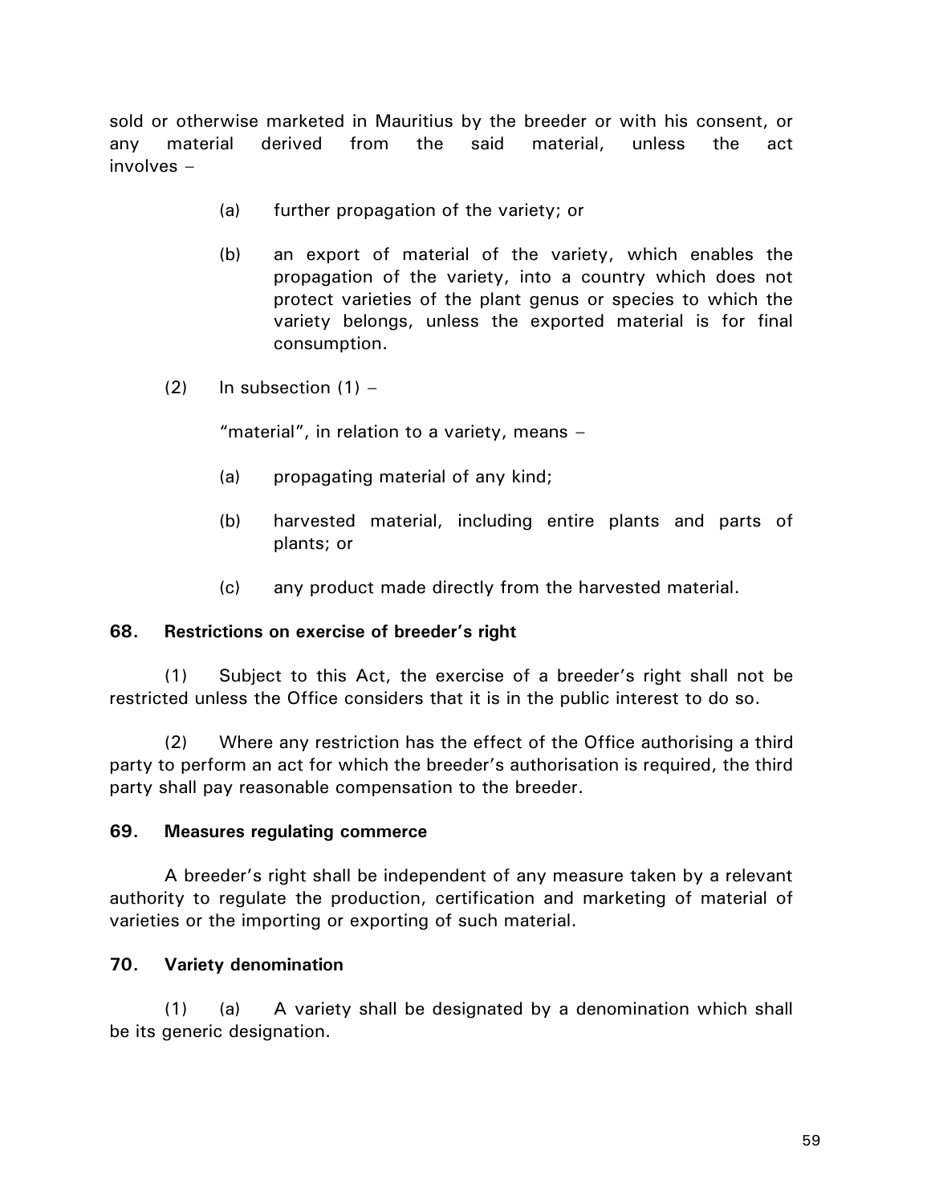sold or otherwise marketed in Mauritius by the breeder or with his consent, or any material derived from the said material, unless the act involves –

(a) further propagation of the variety; or

(b) an export of material of the variety, which enables the propagation of the variety, into a country which does not protect varieties of the plant genus or species to which the variety belongs, unless the exported material is for final consumption.

(2) In subsection (1) –

"material", in relation to a variety, means –

(a) propagating material of any kind;

(b) harvested material, including entire plants and parts of plants; or

(c) any product made directly from the harvested material.

**68. Restrictions on exercise of breeder's right**

(1) Subject to this Act, the exercise of a breeder's right shall not be restricted unless the Office considers that it is in the public interest to do so.

(2) Where any restriction has the effect of the Office authorising a third party to perform an act for which the breeder's authorisation is required, the third party shall pay reasonable compensation to the breeder.

**69. Measures regulating commerce**

A breeder's right shall be independent of any measure taken by a relevant authority to regulate the production, certification and marketing of material of varieties or the importing or exporting of such material.

**70. Variety denomination**

(1) (a) A variety shall be designated by a denomination which shall be its generic designation.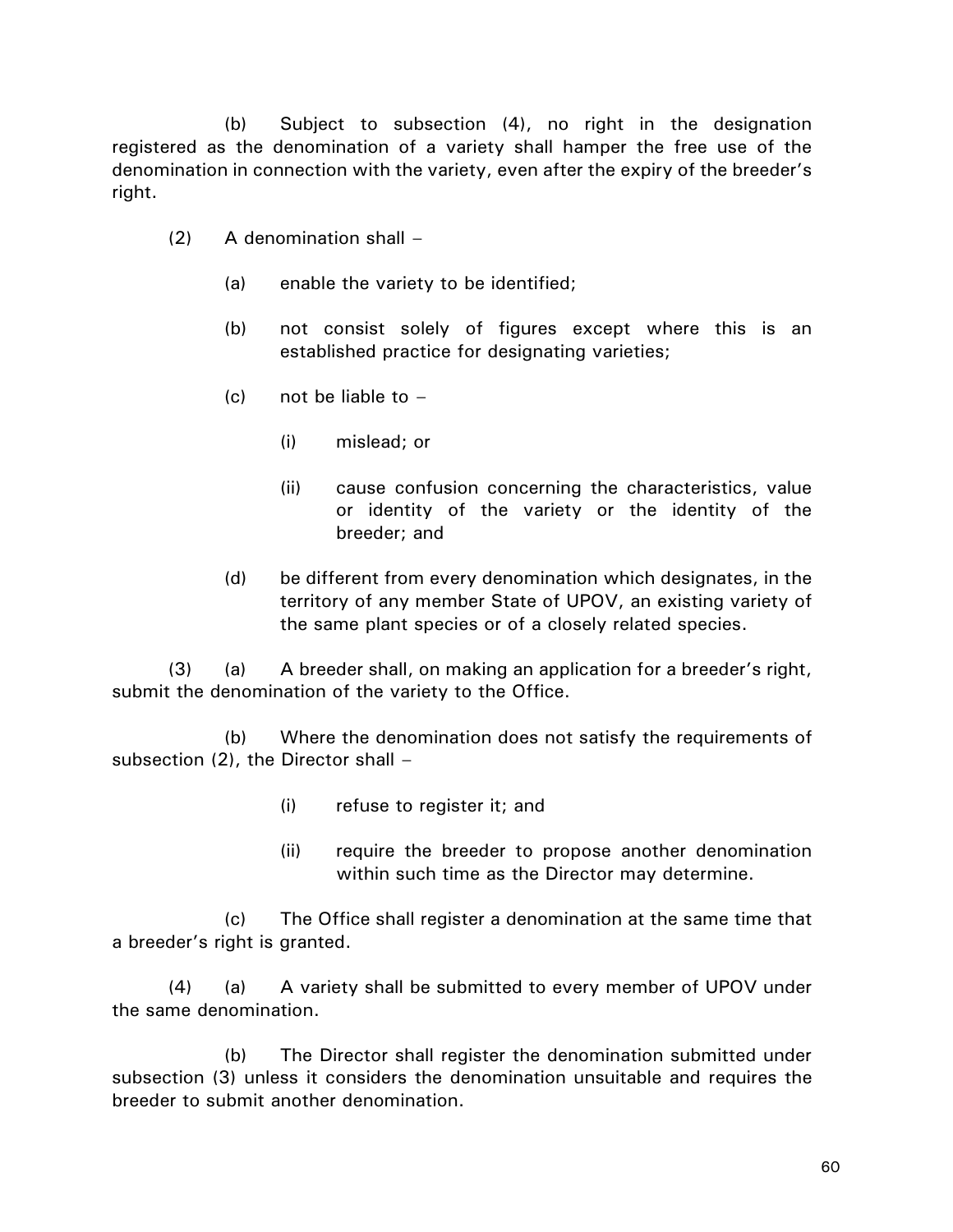(b) Subject to subsection (4), no right in the designation registered as the denomination of a variety shall hamper the free use of the denomination in connection with the variety, even after the expiry of the breeder's right.

(2) A denomination shall –

(a) enable the variety to be identified;

(b) not consist solely of figures except where this is an established practice for designating varieties;

(c) not be liable to –

(i) mislead; or

(ii) cause confusion concerning the characteristics, value or identity of the variety or the identity of the breeder; and

(d) be different from every denomination which designates, in the territory of any member State of UPOV, an existing variety of the same plant species or of a closely related species.

(3) (a) A breeder shall, on making an application for a breeder's right, submit the denomination of the variety to the Office.

(b) Where the denomination does not satisfy the requirements of subsection (2), the Director shall –

(i) refuse to register it; and

(ii) require the breeder to propose another denomination within such time as the Director may determine.

(c) The Office shall register a denomination at the same time that a breeder's right is granted.

(4) (a) A variety shall be submitted to every member of UPOV under the same denomination.

(b) The Director shall register the denomination submitted under subsection (3) unless it considers the denomination unsuitable and requires the breeder to submit another denomination.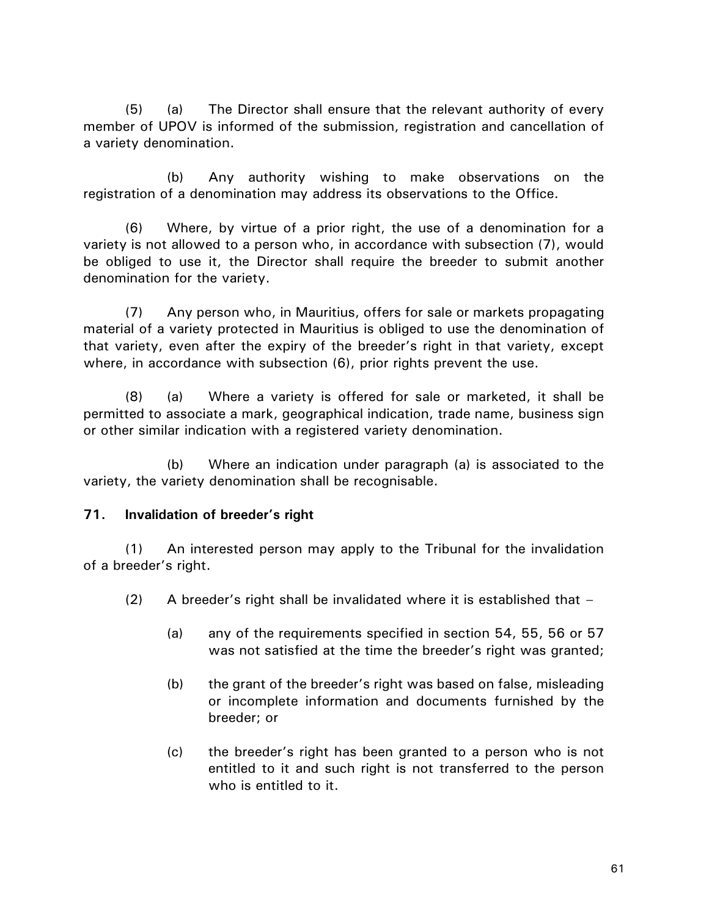(5) (a) The Director shall ensure that the relevant authority of every member of UPOV is informed of the submission, registration and cancellation of a variety denomination.

(b) Any authority wishing to make observations on the registration of a denomination may address its observations to the Office.

(6) Where, by virtue of a prior right, the use of a denomination for a variety is not allowed to a person who, in accordance with subsection (7), would be obliged to use it, the Director shall require the breeder to submit another denomination for the variety.

(7) Any person who, in Mauritius, offers for sale or markets propagating material of a variety protected in Mauritius is obliged to use the denomination of that variety, even after the expiry of the breeder's right in that variety, except where, in accordance with subsection (6), prior rights prevent the use.

(8) (a) Where a variety is offered for sale or marketed, it shall be permitted to associate a mark, geographical indication, trade name, business sign or other similar indication with a registered variety denomination.

(b) Where an indication under paragraph (a) is associated to the variety, the variety denomination shall be recognisable.

**71. Invalidation of breeder's right**

(1) An interested person may apply to the Tribunal for the invalidation of a breeder's right.

(2) A breeder's right shall be invalidated where it is established that –

(a) any of the requirements specified in section 54, 55, 56 or 57 was not satisfied at the time the breeder's right was granted;

(b) the grant of the breeder's right was based on false, misleading or incomplete information and documents furnished by the breeder; or

(c) the breeder's right has been granted to a person who is not entitled to it and such right is not transferred to the person who is entitled to it.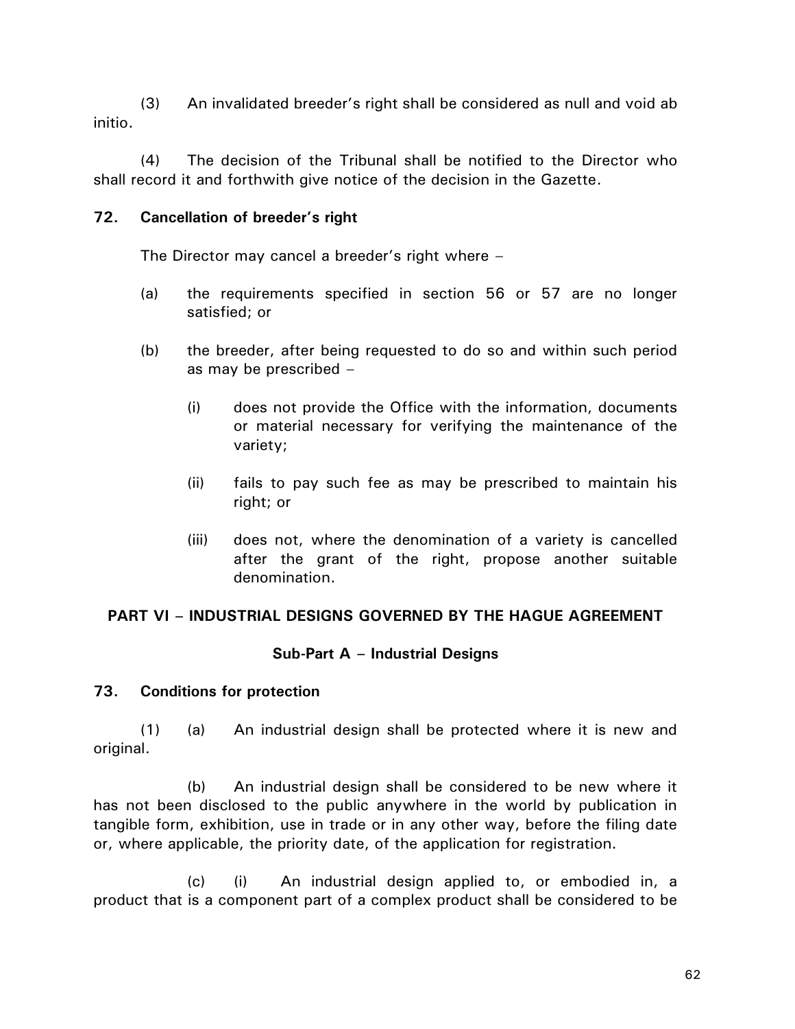(3) An invalidated breeder's right shall be considered as null and void ab initio.

(4) The decision of the Tribunal shall be notified to the Director who shall record it and forthwith give notice of the decision in the Gazette.

**72. Cancellation of breeder's right**

The Director may cancel a breeder's right where –

(a) the requirements specified in section 56 or 57 are no longer satisfied; or

(b) the breeder, after being requested to do so and within such period as may be prescribed –

(i) does not provide the Office with the information, documents or material necessary for verifying the maintenance of the variety;

(ii) fails to pay such fee as may be prescribed to maintain his right; or

(iii) does not, where the denomination of a variety is cancelled after the grant of the right, propose another suitable denomination.

## PART VI – INDUSTRIAL DESIGNS GOVERNED BY THE HAGUE AGREEMENT

### Sub-Part A – Industrial Designs

**73. Conditions for protection**

(1) (a) An industrial design shall be protected where it is new and original.

(b) An industrial design shall be considered to be new where it has not been disclosed to the public anywhere in the world by publication in tangible form, exhibition, use in trade or in any other way, before the filing date or, where applicable, the priority date, of the application for registration.

(c) (i) An industrial design applied to, or embodied in, a product that is a component part of a complex product shall be considered to be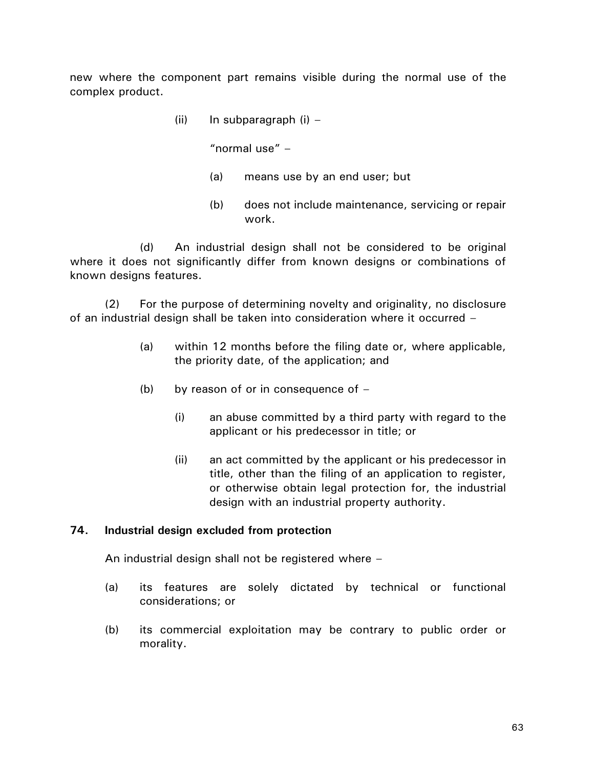new where the component part remains visible during the normal use of the complex product.

(ii) In subparagraph (i) –

"normal use" –

(a) means use by an end user; but

(b) does not include maintenance, servicing or repair work.

(d) An industrial design shall not be considered to be original where it does not significantly differ from known designs or combinations of known designs features.

(2) For the purpose of determining novelty and originality, no disclosure of an industrial design shall be taken into consideration where it occurred –

(a) within 12 months before the filing date or, where applicable, the priority date, of the application; and

(b) by reason of or in consequence of –

(i) an abuse committed by a third party with regard to the applicant or his predecessor in title; or

(ii) an act committed by the applicant or his predecessor in title, other than the filing of an application to register, or otherwise obtain legal protection for, the industrial design with an industrial property authority.

**74. Industrial design excluded from protection**

An industrial design shall not be registered where –

(a) its features are solely dictated by technical or functional considerations; or

(b) its commercial exploitation may be contrary to public order or morality.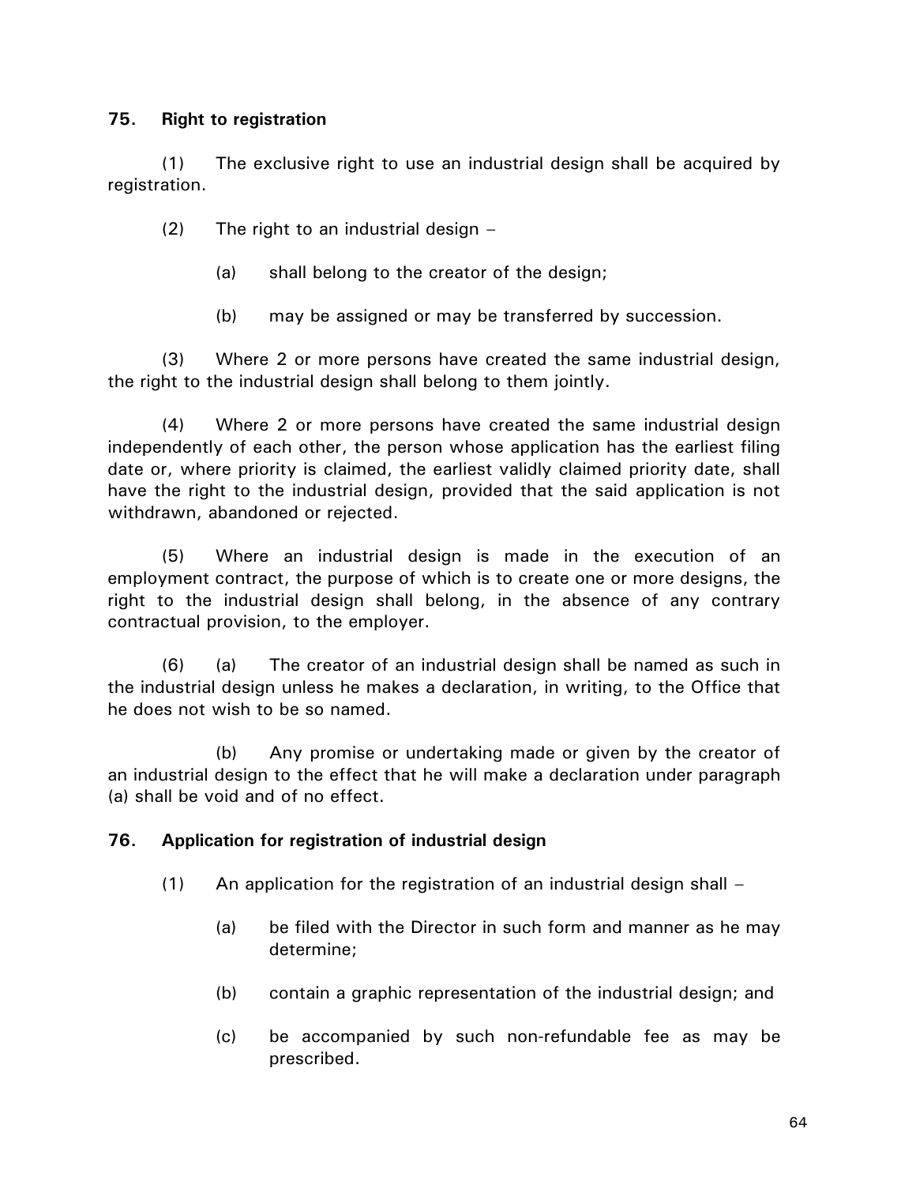**75. Right to registration**

(1) The exclusive right to use an industrial design shall be acquired by registration.

(2) The right to an industrial design –

(a) shall belong to the creator of the design;

(b) may be assigned or may be transferred by succession.

(3) Where 2 or more persons have created the same industrial design, the right to the industrial design shall belong to them jointly.

(4) Where 2 or more persons have created the same industrial design independently of each other, the person whose application has the earliest filing date or, where priority is claimed, the earliest validly claimed priority date, shall have the right to the industrial design, provided that the said application is not withdrawn, abandoned or rejected.

(5) Where an industrial design is made in the execution of an employment contract, the purpose of which is to create one or more designs, the right to the industrial design shall belong, in the absence of any contrary contractual provision, to the employer.

(6) (a) The creator of an industrial design shall be named as such in the industrial design unless he makes a declaration, in writing, to the Office that he does not wish to be so named.

(b) Any promise or undertaking made or given by the creator of an industrial design to the effect that he will make a declaration under paragraph (a) shall be void and of no effect.

**76. Application for registration of industrial design**

(1) An application for the registration of an industrial design shall –

(a) be filed with the Director in such form and manner as he may determine;

(b) contain a graphic representation of the industrial design; and

(c) be accompanied by such non-refundable fee as may be prescribed.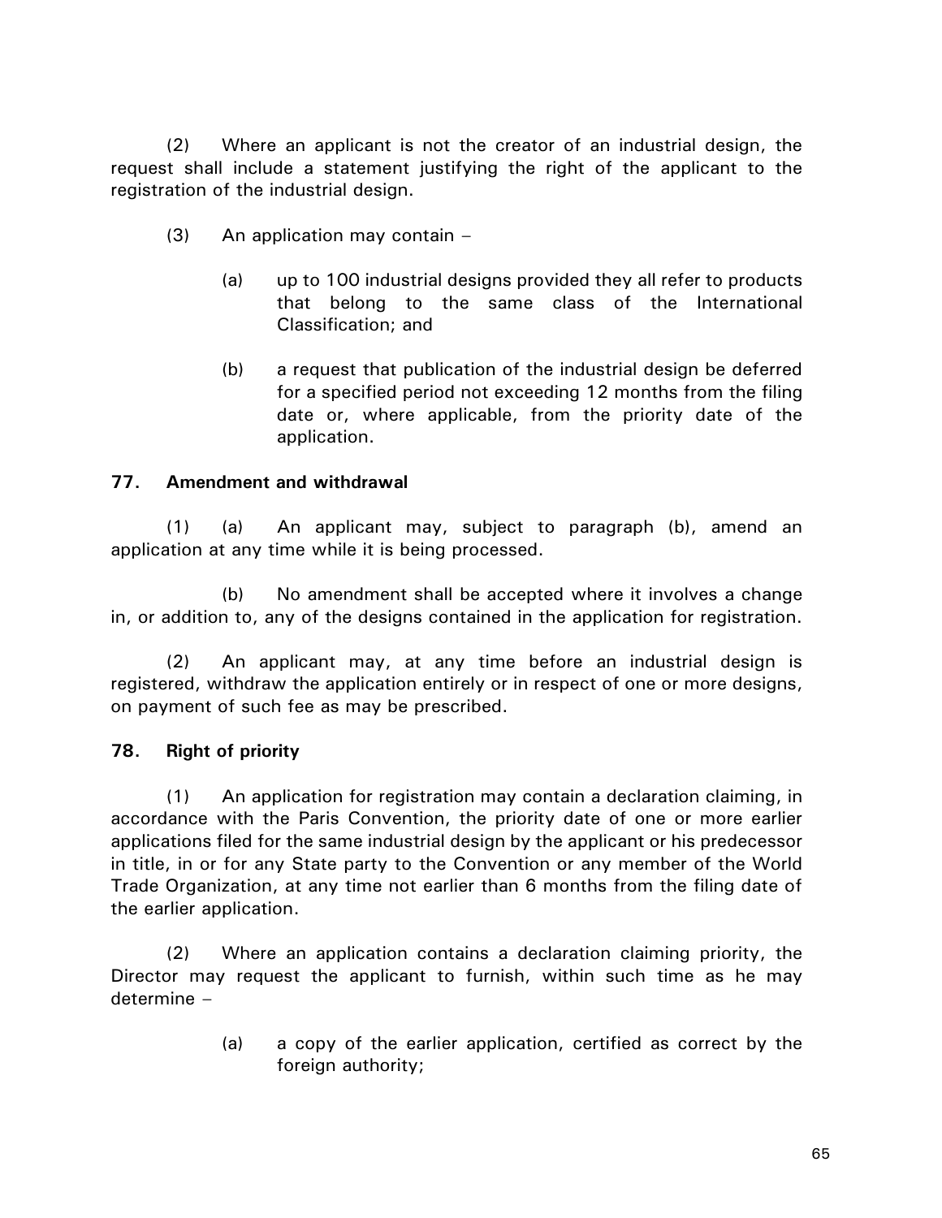(2) Where an applicant is not the creator of an industrial design, the request shall include a statement justifying the right of the applicant to the registration of the industrial design.

(3) An application may contain –

(a) up to 100 industrial designs provided they all refer to products that belong to the same class of the International Classification; and

(b) a request that publication of the industrial design be deferred for a specified period not exceeding 12 months from the filing date or, where applicable, from the priority date of the application.

### 77. Amendment and withdrawal

(1) (a) An applicant may, subject to paragraph (b), amend an application at any time while it is being processed.

(b) No amendment shall be accepted where it involves a change in, or addition to, any of the designs contained in the application for registration.

(2) An applicant may, at any time before an industrial design is registered, withdraw the application entirely or in respect of one or more designs, on payment of such fee as may be prescribed.

### 78. Right of priority

(1) An application for registration may contain a declaration claiming, in accordance with the Paris Convention, the priority date of one or more earlier applications filed for the same industrial design by the applicant or his predecessor in title, in or for any State party to the Convention or any member of the World Trade Organization, at any time not earlier than 6 months from the filing date of the earlier application.

(2) Where an application contains a declaration claiming priority, the Director may request the applicant to furnish, within such time as he may determine –

(a) a copy of the earlier application, certified as correct by the foreign authority;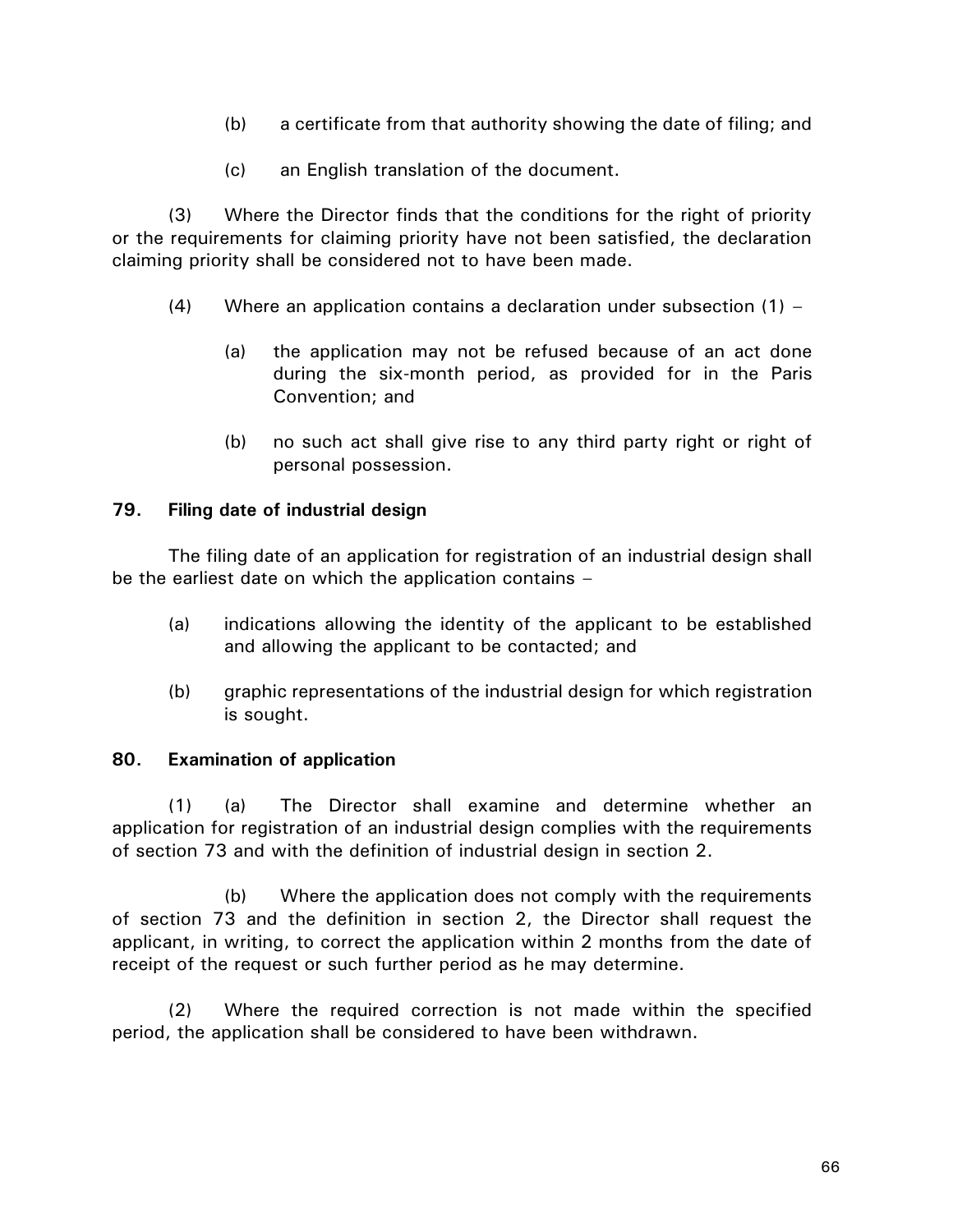(b) a certificate from that authority showing the date of filing; and

(c) an English translation of the document.

(3) Where the Director finds that the conditions for the right of priority or the requirements for claiming priority have not been satisfied, the declaration claiming priority shall be considered not to have been made.

(4) Where an application contains a declaration under subsection (1) –

(a) the application may not be refused because of an act done during the six-month period, as provided for in the Paris Convention; and

(b) no such act shall give rise to any third party right or right of personal possession.

### 79. Filing date of industrial design

The filing date of an application for registration of an industrial design shall be the earliest date on which the application contains –

(a) indications allowing the identity of the applicant to be established and allowing the applicant to be contacted; and

(b) graphic representations of the industrial design for which registration is sought.

### 80. Examination of application

(1) (a) The Director shall examine and determine whether an application for registration of an industrial design complies with the requirements of section 73 and with the definition of industrial design in section 2.

(b) Where the application does not comply with the requirements of section 73 and the definition in section 2, the Director shall request the applicant, in writing, to correct the application within 2 months from the date of receipt of the request or such further period as he may determine.

(2) Where the required correction is not made within the specified period, the application shall be considered to have been withdrawn.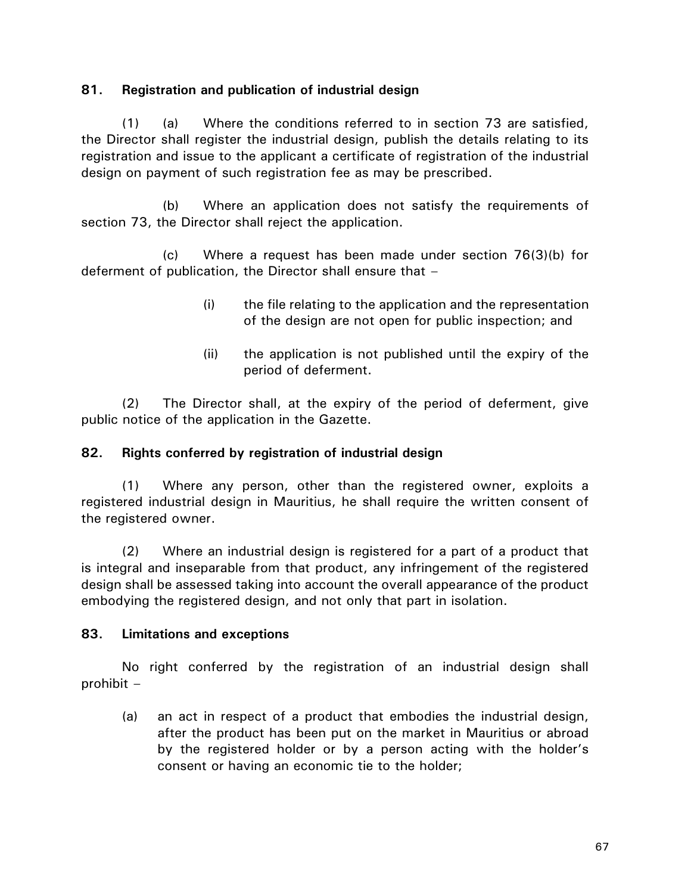**81. Registration and publication of industrial design**

(1) (a) Where the conditions referred to in section 73 are satisfied, the Director shall register the industrial design, publish the details relating to its registration and issue to the applicant a certificate of registration of the industrial design on payment of such registration fee as may be prescribed.

(b) Where an application does not satisfy the requirements of section 73, the Director shall reject the application.

(c) Where a request has been made under section 76(3)(b) for deferment of publication, the Director shall ensure that –

(i) the file relating to the application and the representation of the design are not open for public inspection; and

(ii) the application is not published until the expiry of the period of deferment.

(2) The Director shall, at the expiry of the period of deferment, give public notice of the application in the Gazette.

**82. Rights conferred by registration of industrial design**

(1) Where any person, other than the registered owner, exploits a registered industrial design in Mauritius, he shall require the written consent of the registered owner.

(2) Where an industrial design is registered for a part of a product that is integral and inseparable from that product, any infringement of the registered design shall be assessed taking into account the overall appearance of the product embodying the registered design, and not only that part in isolation.

**83. Limitations and exceptions**

No right conferred by the registration of an industrial design shall prohibit –

(a) an act in respect of a product that embodies the industrial design, after the product has been put on the market in Mauritius or abroad by the registered holder or by a person acting with the holder's consent or having an economic tie to the holder;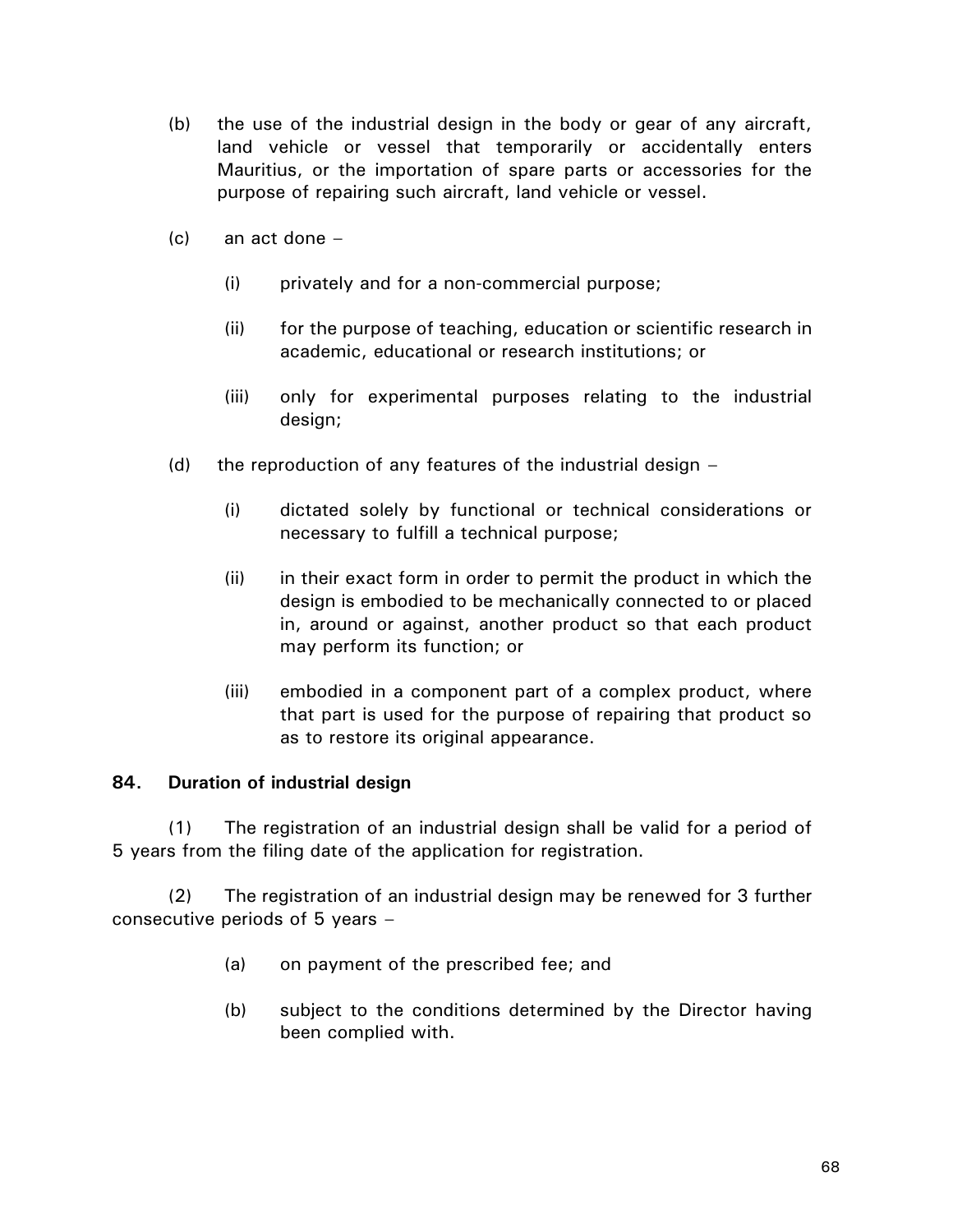(b) the use of the industrial design in the body or gear of any aircraft, land vehicle or vessel that temporarily or accidentally enters Mauritius, or the importation of spare parts or accessories for the purpose of repairing such aircraft, land vehicle or vessel.

(c) an act done –

 (i) privately and for a non-commercial purpose;

 (ii) for the purpose of teaching, education or scientific research in academic, educational or research institutions; or

 (iii) only for experimental purposes relating to the industrial design;

(d) the reproduction of any features of the industrial design –

 (i) dictated solely by functional or technical considerations or necessary to fulfill a technical purpose;

 (ii) in their exact form in order to permit the product in which the design is embodied to be mechanically connected to or placed in, around or against, another product so that each product may perform its function; or

 (iii) embodied in a component part of a complex product, where that part is used for the purpose of repairing that product so as to restore its original appearance.

**84. Duration of industrial design**

(1) The registration of an industrial design shall be valid for a period of 5 years from the filing date of the application for registration.

(2) The registration of an industrial design may be renewed for 3 further consecutive periods of 5 years –

 (a) on payment of the prescribed fee; and

 (b) subject to the conditions determined by the Director having been complied with.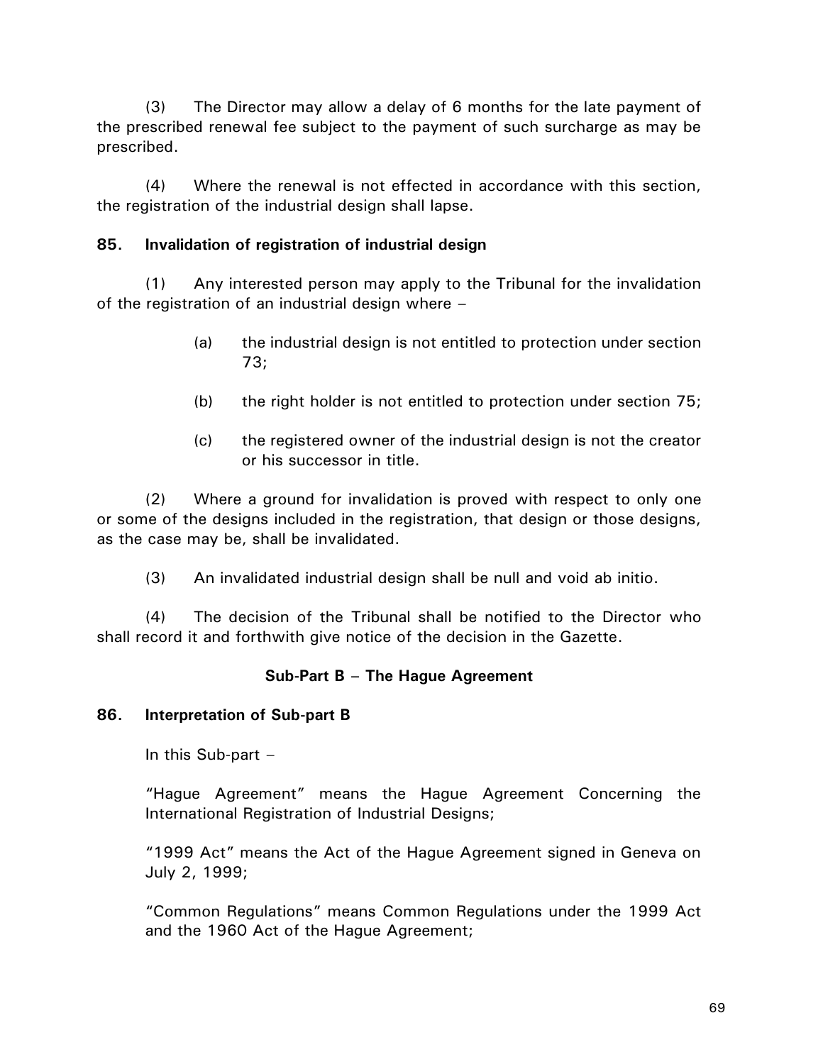(3) The Director may allow a delay of 6 months for the late payment of the prescribed renewal fee subject to the payment of such surcharge as may be prescribed.

(4) Where the renewal is not effected in accordance with this section, the registration of the industrial design shall lapse.

### 85. Invalidation of registration of industrial design

(1) Any interested person may apply to the Tribunal for the invalidation of the registration of an industrial design where –

- (a) the industrial design is not entitled to protection under section 73;
- (b) the right holder is not entitled to protection under section 75;
- (c) the registered owner of the industrial design is not the creator or his successor in title.

(2) Where a ground for invalidation is proved with respect to only one or some of the designs included in the registration, that design or those designs, as the case may be, shall be invalidated.

(3) An invalidated industrial design shall be null and void ab initio.

(4) The decision of the Tribunal shall be notified to the Director who shall record it and forthwith give notice of the decision in the Gazette.

## Sub-Part B – The Hague Agreement

### 86. Interpretation of Sub-part B

In this Sub-part –

"Hague Agreement" means the Hague Agreement Concerning the International Registration of Industrial Designs;

"1999 Act" means the Act of the Hague Agreement signed in Geneva on July 2, 1999;

"Common Regulations" means Common Regulations under the 1999 Act and the 1960 Act of the Hague Agreement;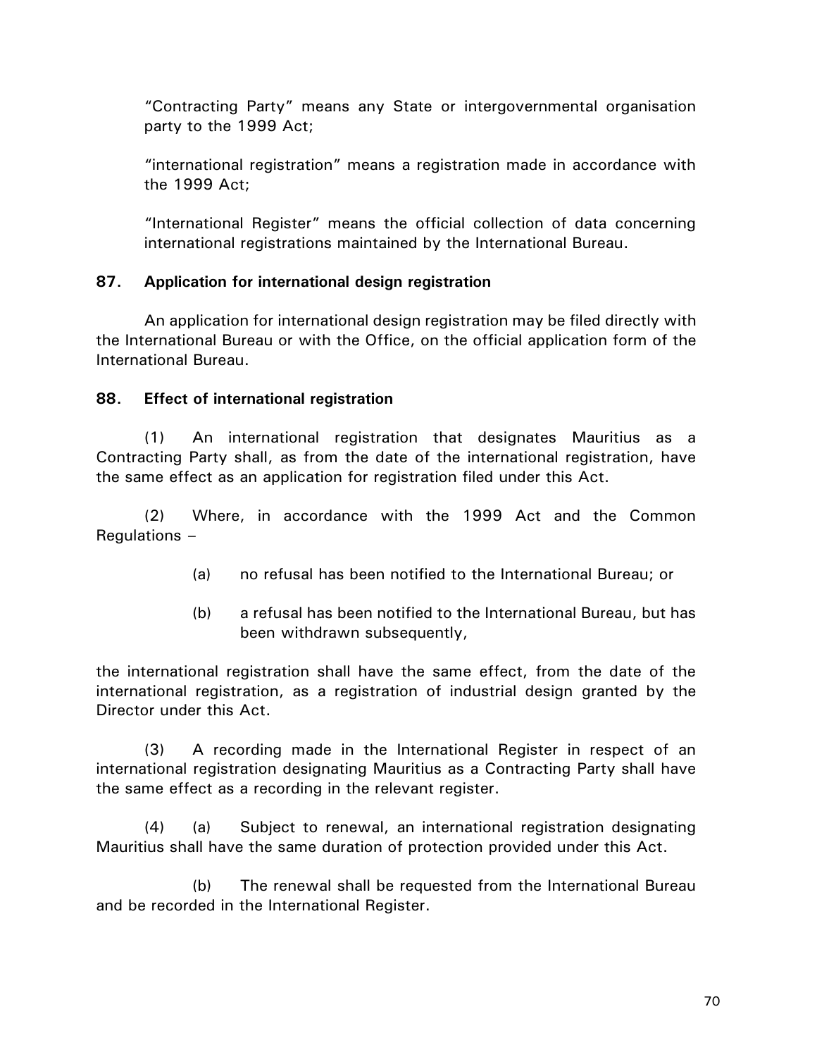"Contracting Party" means any State or intergovernmental organisation party to the 1999 Act;

"international registration" means a registration made in accordance with the 1999 Act;

"International Register" means the official collection of data concerning international registrations maintained by the International Bureau.

**87. Application for international design registration**

An application for international design registration may be filed directly with the International Bureau or with the Office, on the official application form of the International Bureau.

**88. Effect of international registration**

(1) An international registration that designates Mauritius as a Contracting Party shall, as from the date of the international registration, have the same effect as an application for registration filed under this Act.

(2) Where, in accordance with the 1999 Act and the Common Regulations –

(a) no refusal has been notified to the International Bureau; or

(b) a refusal has been notified to the International Bureau, but has been withdrawn subsequently,

the international registration shall have the same effect, from the date of the international registration, as a registration of industrial design granted by the Director under this Act.

(3) A recording made in the International Register in respect of an international registration designating Mauritius as a Contracting Party shall have the same effect as a recording in the relevant register.

(4) (a) Subject to renewal, an international registration designating Mauritius shall have the same duration of protection provided under this Act.

(b) The renewal shall be requested from the International Bureau and be recorded in the International Register.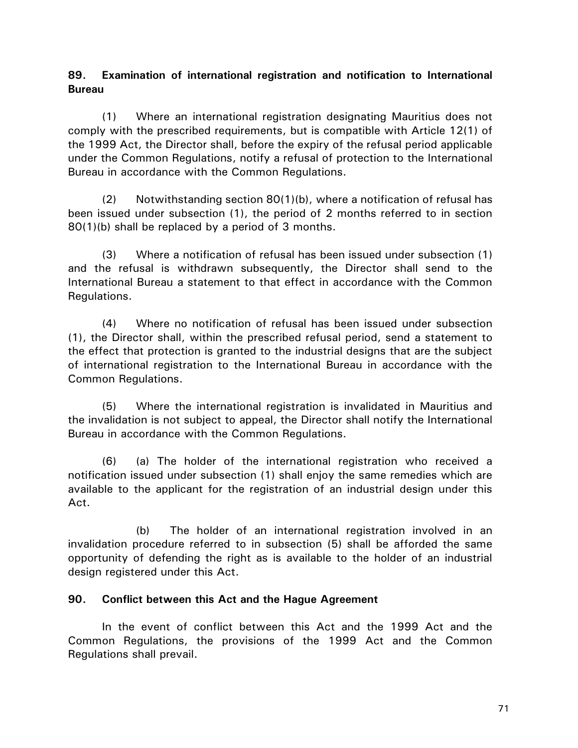**89. Examination of international registration and notification to International Bureau**

(1) Where an international registration designating Mauritius does not comply with the prescribed requirements, but is compatible with Article 12(1) of the 1999 Act, the Director shall, before the expiry of the refusal period applicable under the Common Regulations, notify a refusal of protection to the International Bureau in accordance with the Common Regulations.

(2) Notwithstanding section 80(1)(b), where a notification of refusal has been issued under subsection (1), the period of 2 months referred to in section 80(1)(b) shall be replaced by a period of 3 months.

(3) Where a notification of refusal has been issued under subsection (1) and the refusal is withdrawn subsequently, the Director shall send to the International Bureau a statement to that effect in accordance with the Common Regulations.

(4) Where no notification of refusal has been issued under subsection (1), the Director shall, within the prescribed refusal period, send a statement to the effect that protection is granted to the industrial designs that are the subject of international registration to the International Bureau in accordance with the Common Regulations.

(5) Where the international registration is invalidated in Mauritius and the invalidation is not subject to appeal, the Director shall notify the International Bureau in accordance with the Common Regulations.

(6) (a) The holder of the international registration who received a notification issued under subsection (1) shall enjoy the same remedies which are available to the applicant for the registration of an industrial design under this Act.

(b) The holder of an international registration involved in an invalidation procedure referred to in subsection (5) shall be afforded the same opportunity of defending the right as is available to the holder of an industrial design registered under this Act.

**90. Conflict between this Act and the Hague Agreement**

In the event of conflict between this Act and the 1999 Act and the Common Regulations, the provisions of the 1999 Act and the Common Regulations shall prevail.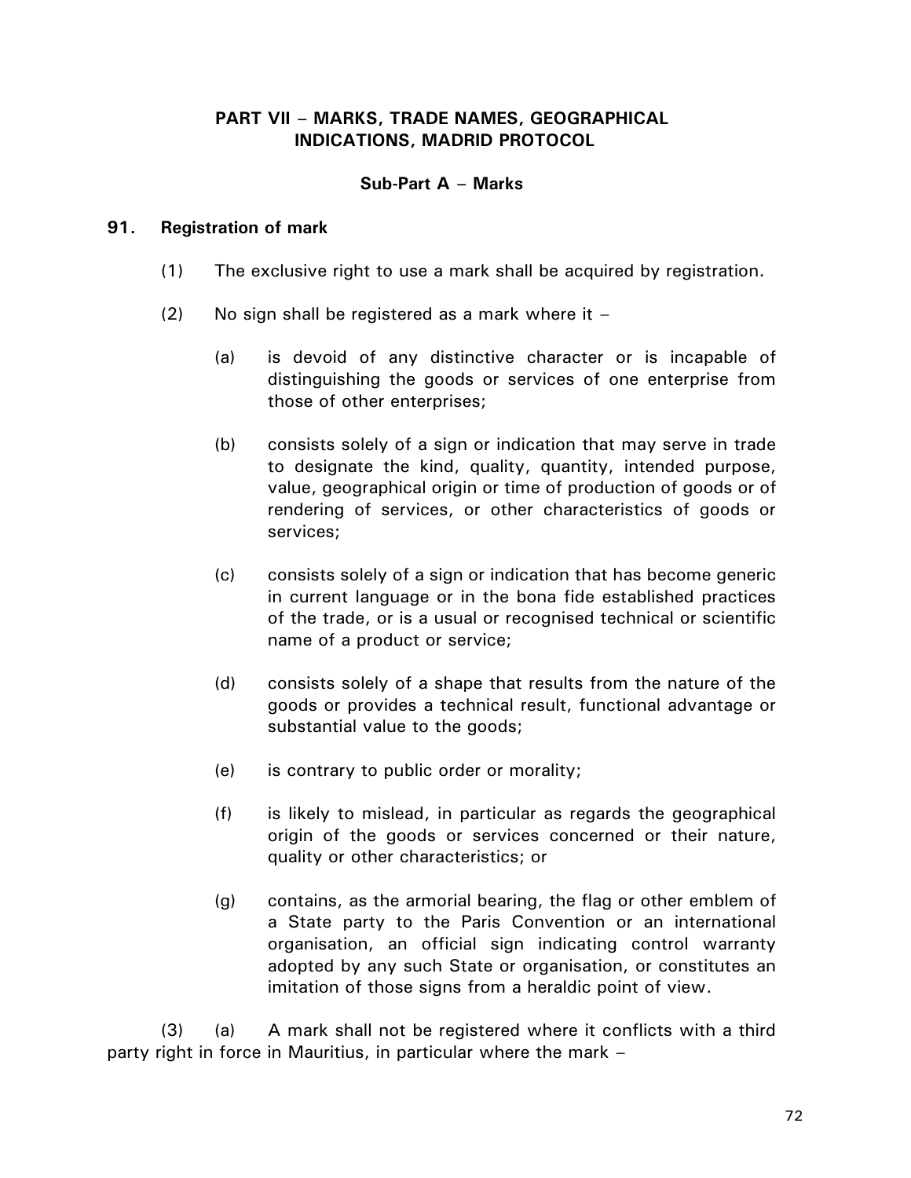## PART VII – MARKS, TRADE NAMES, GEOGRAPHICAL INDICATIONS, MADRID PROTOCOL

### Sub-Part A – Marks

**91. Registration of mark**

(1) The exclusive right to use a mark shall be acquired by registration.

(2) No sign shall be registered as a mark where it –

(a) is devoid of any distinctive character or is incapable of distinguishing the goods or services of one enterprise from those of other enterprises;

(b) consists solely of a sign or indication that may serve in trade to designate the kind, quality, quantity, intended purpose, value, geographical origin or time of production of goods or of rendering of services, or other characteristics of goods or services;

(c) consists solely of a sign or indication that has become generic in current language or in the bona fide established practices of the trade, or is a usual or recognised technical or scientific name of a product or service;

(d) consists solely of a shape that results from the nature of the goods or provides a technical result, functional advantage or substantial value to the goods;

(e) is contrary to public order or morality;

(f) is likely to mislead, in particular as regards the geographical origin of the goods or services concerned or their nature, quality or other characteristics; or

(g) contains, as the armorial bearing, the flag or other emblem of a State party to the Paris Convention or an international organisation, an official sign indicating control warranty adopted by any such State or organisation, or constitutes an imitation of those signs from a heraldic point of view.

(3) (a) A mark shall not be registered where it conflicts with a third party right in force in Mauritius, in particular where the mark –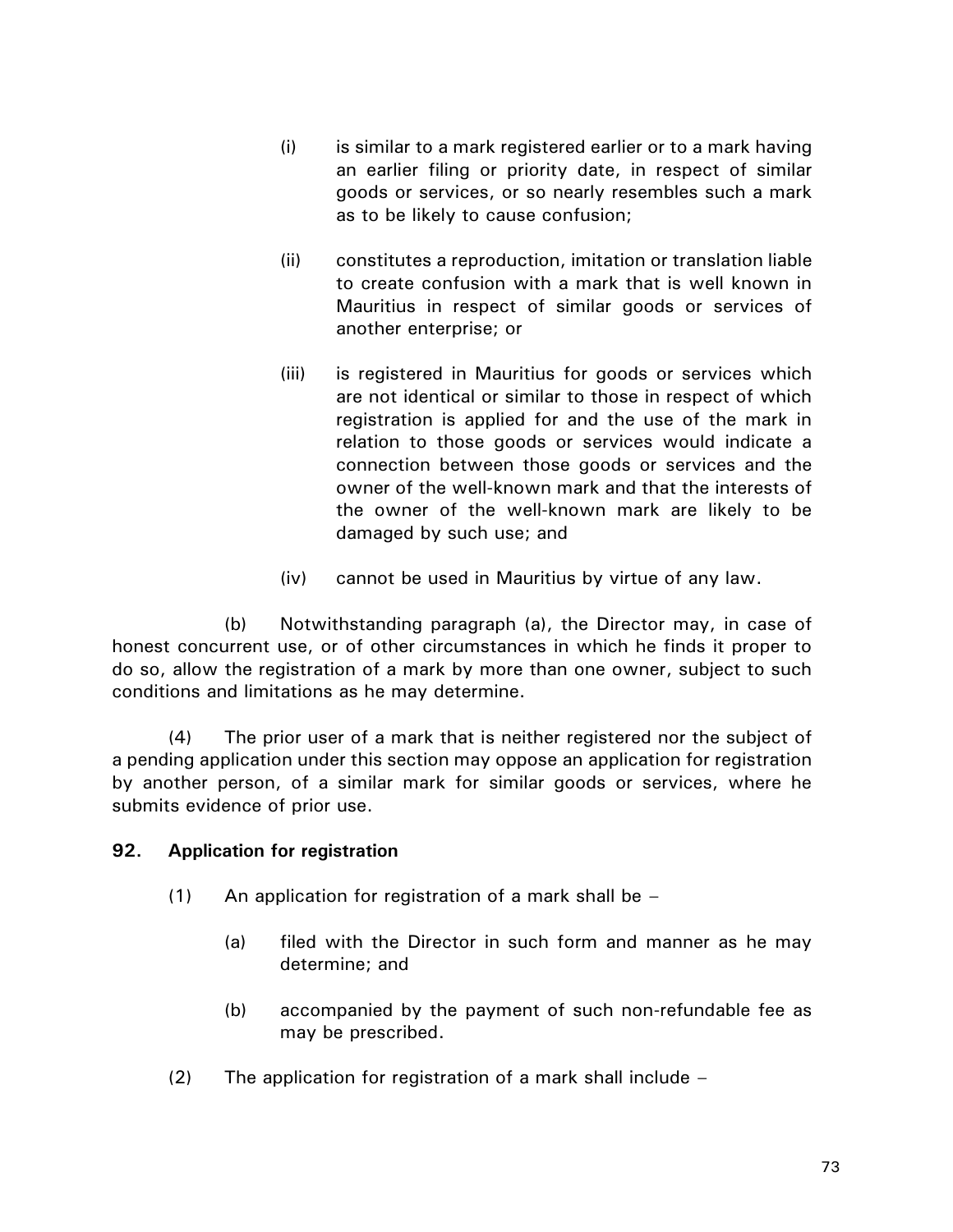(i) is similar to a mark registered earlier or to a mark having an earlier filing or priority date, in respect of similar goods or services, or so nearly resembles such a mark as to be likely to cause confusion;

(ii) constitutes a reproduction, imitation or translation liable to create confusion with a mark that is well known in Mauritius in respect of similar goods or services of another enterprise; or

(iii) is registered in Mauritius for goods or services which are not identical or similar to those in respect of which registration is applied for and the use of the mark in relation to those goods or services would indicate a connection between those goods or services and the owner of the well-known mark and that the interests of the owner of the well-known mark are likely to be damaged by such use; and

(iv) cannot be used in Mauritius by virtue of any law.

(b) Notwithstanding paragraph (a), the Director may, in case of honest concurrent use, or of other circumstances in which he finds it proper to do so, allow the registration of a mark by more than one owner, subject to such conditions and limitations as he may determine.

(4) The prior user of a mark that is neither registered nor the subject of a pending application under this section may oppose an application for registration by another person, of a similar mark for similar goods or services, where he submits evidence of prior use.

**92. Application for registration**

(1) An application for registration of a mark shall be –

(a) filed with the Director in such form and manner as he may determine; and

(b) accompanied by the payment of such non-refundable fee as may be prescribed.

(2) The application for registration of a mark shall include –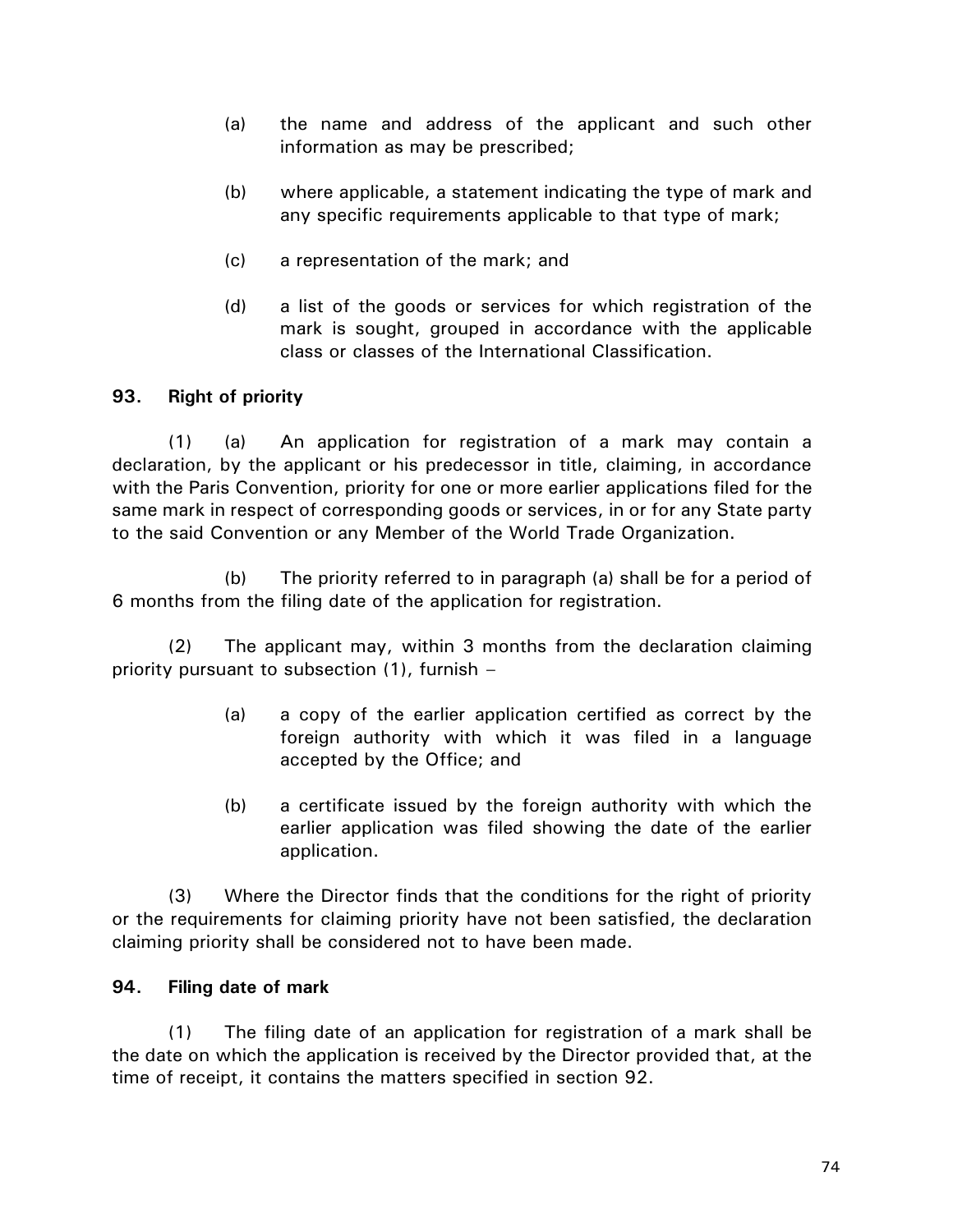(a) the name and address of the applicant and such other information as may be prescribed;

(b) where applicable, a statement indicating the type of mark and any specific requirements applicable to that type of mark;

(c) a representation of the mark; and

(d) a list of the goods or services for which registration of the mark is sought, grouped in accordance with the applicable class or classes of the International Classification.

**93. Right of priority**

(1) (a) An application for registration of a mark may contain a declaration, by the applicant or his predecessor in title, claiming, in accordance with the Paris Convention, priority for one or more earlier applications filed for the same mark in respect of corresponding goods or services, in or for any State party to the said Convention or any Member of the World Trade Organization.

(b) The priority referred to in paragraph (a) shall be for a period of 6 months from the filing date of the application for registration.

(2) The applicant may, within 3 months from the declaration claiming priority pursuant to subsection (1), furnish –

(a) a copy of the earlier application certified as correct by the foreign authority with which it was filed in a language accepted by the Office; and

(b) a certificate issued by the foreign authority with which the earlier application was filed showing the date of the earlier application.

(3) Where the Director finds that the conditions for the right of priority or the requirements for claiming priority have not been satisfied, the declaration claiming priority shall be considered not to have been made.

**94. Filing date of mark**

(1) The filing date of an application for registration of a mark shall be the date on which the application is received by the Director provided that, at the time of receipt, it contains the matters specified in section 92.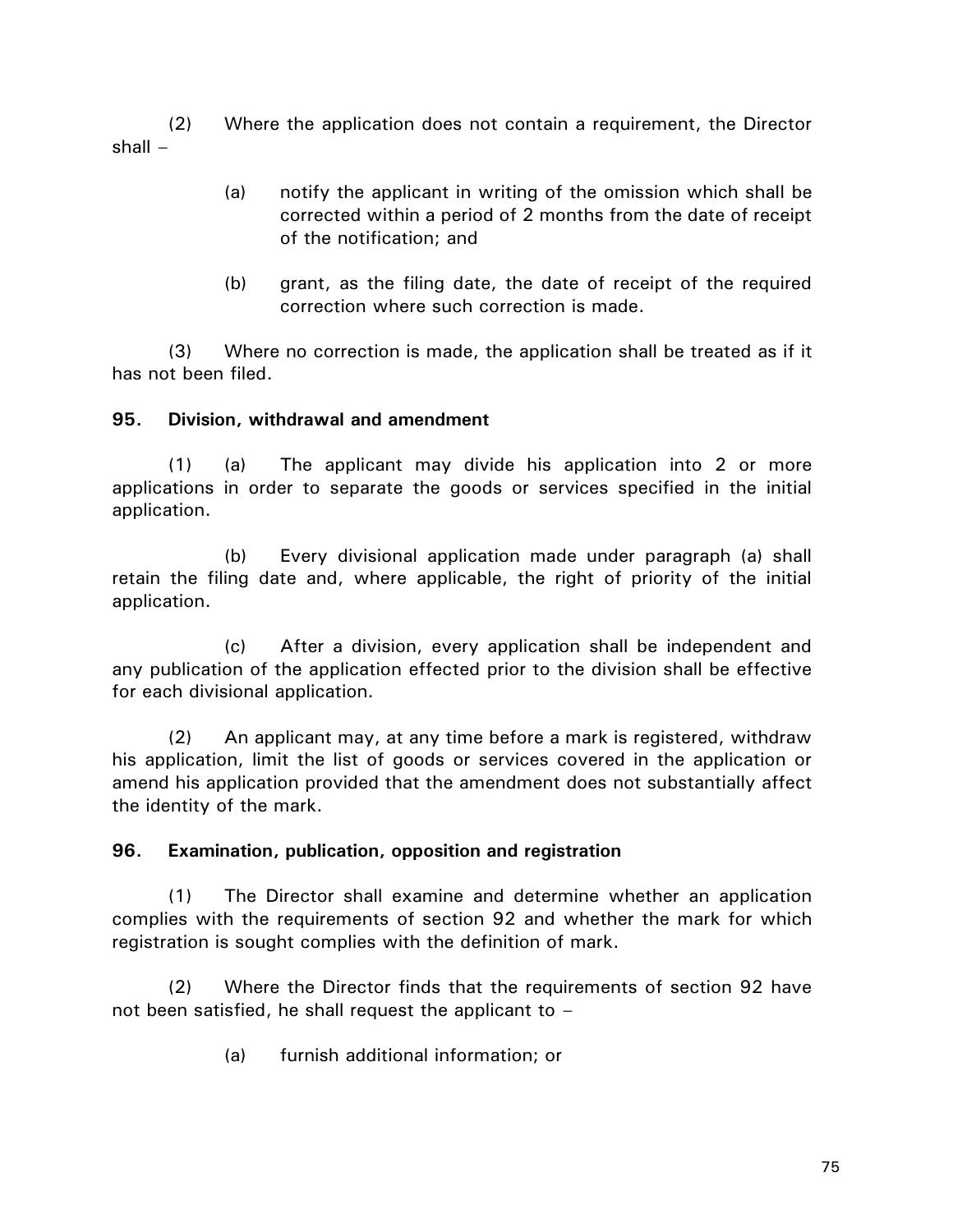(2) Where the application does not contain a requirement, the Director shall –

(a) notify the applicant in writing of the omission which shall be corrected within a period of 2 months from the date of receipt of the notification; and

(b) grant, as the filing date, the date of receipt of the required correction where such correction is made.

(3) Where no correction is made, the application shall be treated as if it has not been filed.

**95. Division, withdrawal and amendment**

(1) (a) The applicant may divide his application into 2 or more applications in order to separate the goods or services specified in the initial application.

(b) Every divisional application made under paragraph (a) shall retain the filing date and, where applicable, the right of priority of the initial application.

(c) After a division, every application shall be independent and any publication of the application effected prior to the division shall be effective for each divisional application.

(2) An applicant may, at any time before a mark is registered, withdraw his application, limit the list of goods or services covered in the application or amend his application provided that the amendment does not substantially affect the identity of the mark.

**96. Examination, publication, opposition and registration**

(1) The Director shall examine and determine whether an application complies with the requirements of section 92 and whether the mark for which registration is sought complies with the definition of mark.

(2) Where the Director finds that the requirements of section 92 have not been satisfied, he shall request the applicant to –

(a) furnish additional information; or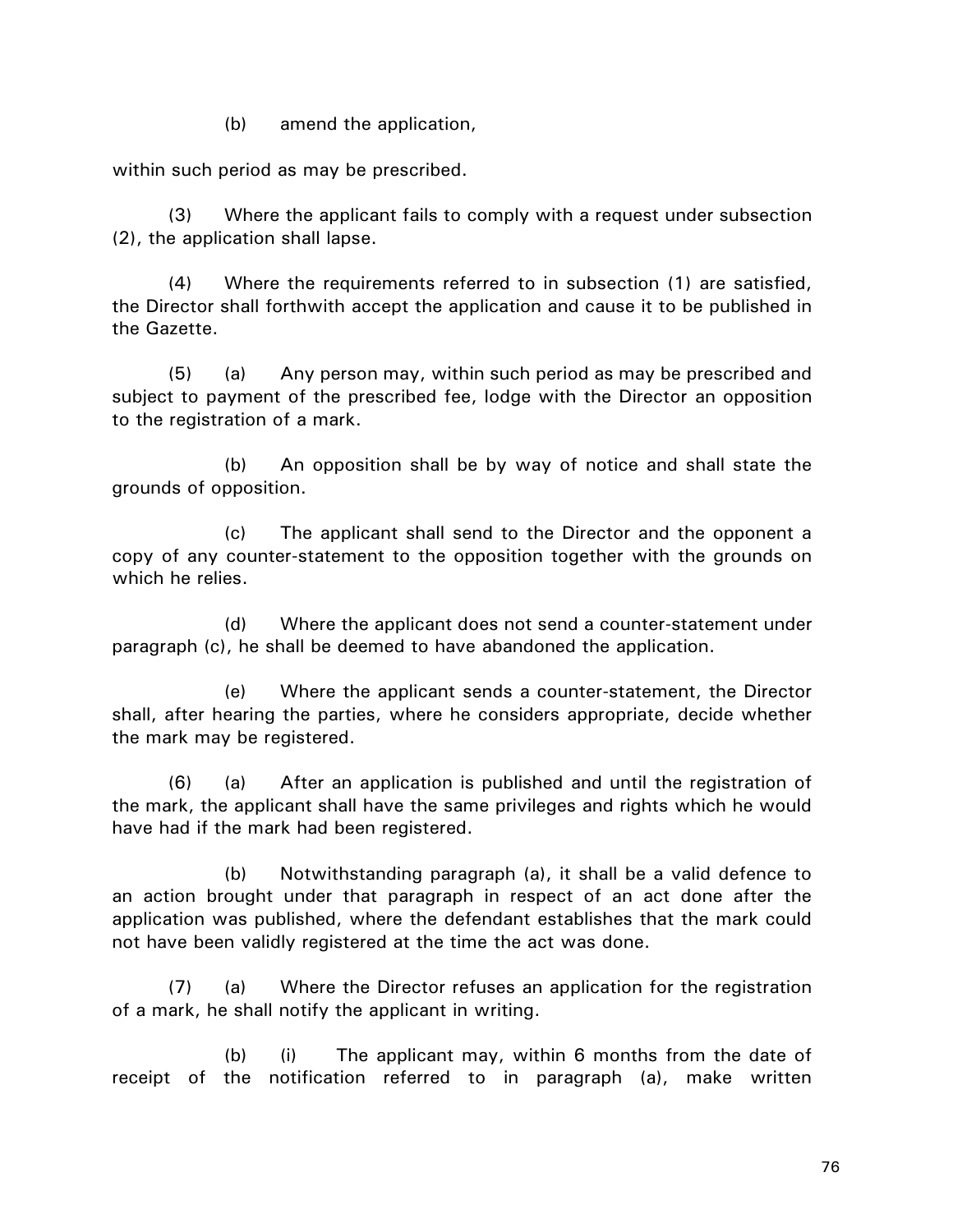(b) amend the application,

within such period as may be prescribed.

(3) Where the applicant fails to comply with a request under subsection (2), the application shall lapse.

(4) Where the requirements referred to in subsection (1) are satisfied, the Director shall forthwith accept the application and cause it to be published in the Gazette.

(5) (a) Any person may, within such period as may be prescribed and subject to payment of the prescribed fee, lodge with the Director an opposition to the registration of a mark.

(b) An opposition shall be by way of notice and shall state the grounds of opposition.

(c) The applicant shall send to the Director and the opponent a copy of any counter-statement to the opposition together with the grounds on which he relies.

(d) Where the applicant does not send a counter-statement under paragraph (c), he shall be deemed to have abandoned the application.

(e) Where the applicant sends a counter-statement, the Director shall, after hearing the parties, where he considers appropriate, decide whether the mark may be registered.

(6) (a) After an application is published and until the registration of the mark, the applicant shall have the same privileges and rights which he would have had if the mark had been registered.

(b) Notwithstanding paragraph (a), it shall be a valid defence to an action brought under that paragraph in respect of an act done after the application was published, where the defendant establishes that the mark could not have been validly registered at the time the act was done.

(7) (a) Where the Director refuses an application for the registration of a mark, he shall notify the applicant in writing.

(b) (i) The applicant may, within 6 months from the date of receipt of the notification referred to in paragraph (a), make written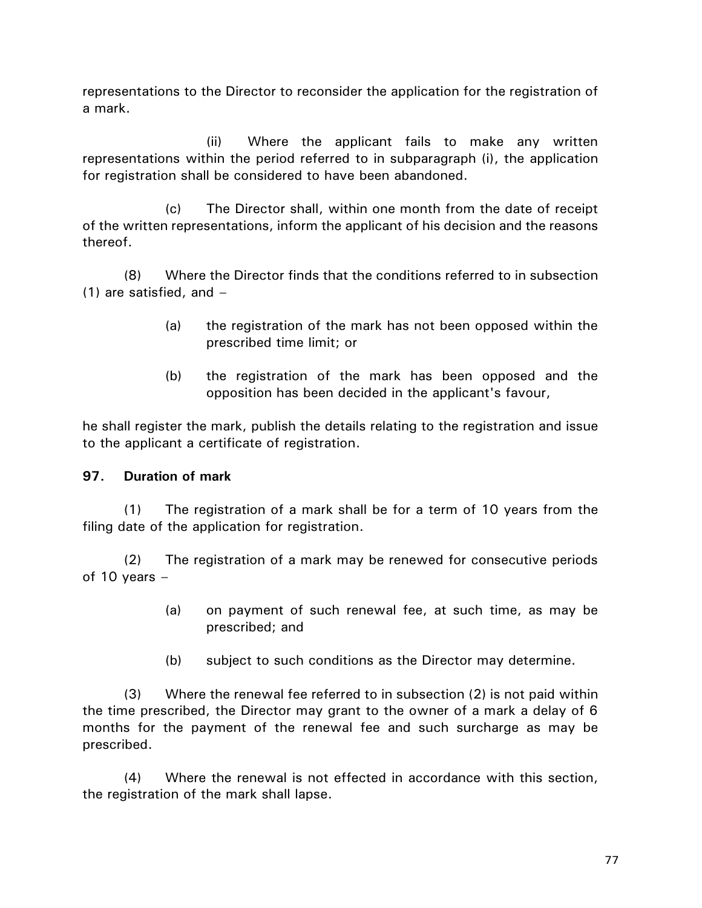representations to the Director to reconsider the application for the registration of a mark.

(ii) Where the applicant fails to make any written representations within the period referred to in subparagraph (i), the application for registration shall be considered to have been abandoned.

(c) The Director shall, within one month from the date of receipt of the written representations, inform the applicant of his decision and the reasons thereof.

(8) Where the Director finds that the conditions referred to in subsection (1) are satisfied, and –

(a) the registration of the mark has not been opposed within the prescribed time limit; or

(b) the registration of the mark has been opposed and the opposition has been decided in the applicant's favour,

he shall register the mark, publish the details relating to the registration and issue to the applicant a certificate of registration.

**97. Duration of mark**

(1) The registration of a mark shall be for a term of 10 years from the filing date of the application for registration.

(2) The registration of a mark may be renewed for consecutive periods of 10 years –

(a) on payment of such renewal fee, at such time, as may be prescribed; and

(b) subject to such conditions as the Director may determine.

(3) Where the renewal fee referred to in subsection (2) is not paid within the time prescribed, the Director may grant to the owner of a mark a delay of 6 months for the payment of the renewal fee and such surcharge as may be prescribed.

(4) Where the renewal is not effected in accordance with this section, the registration of the mark shall lapse.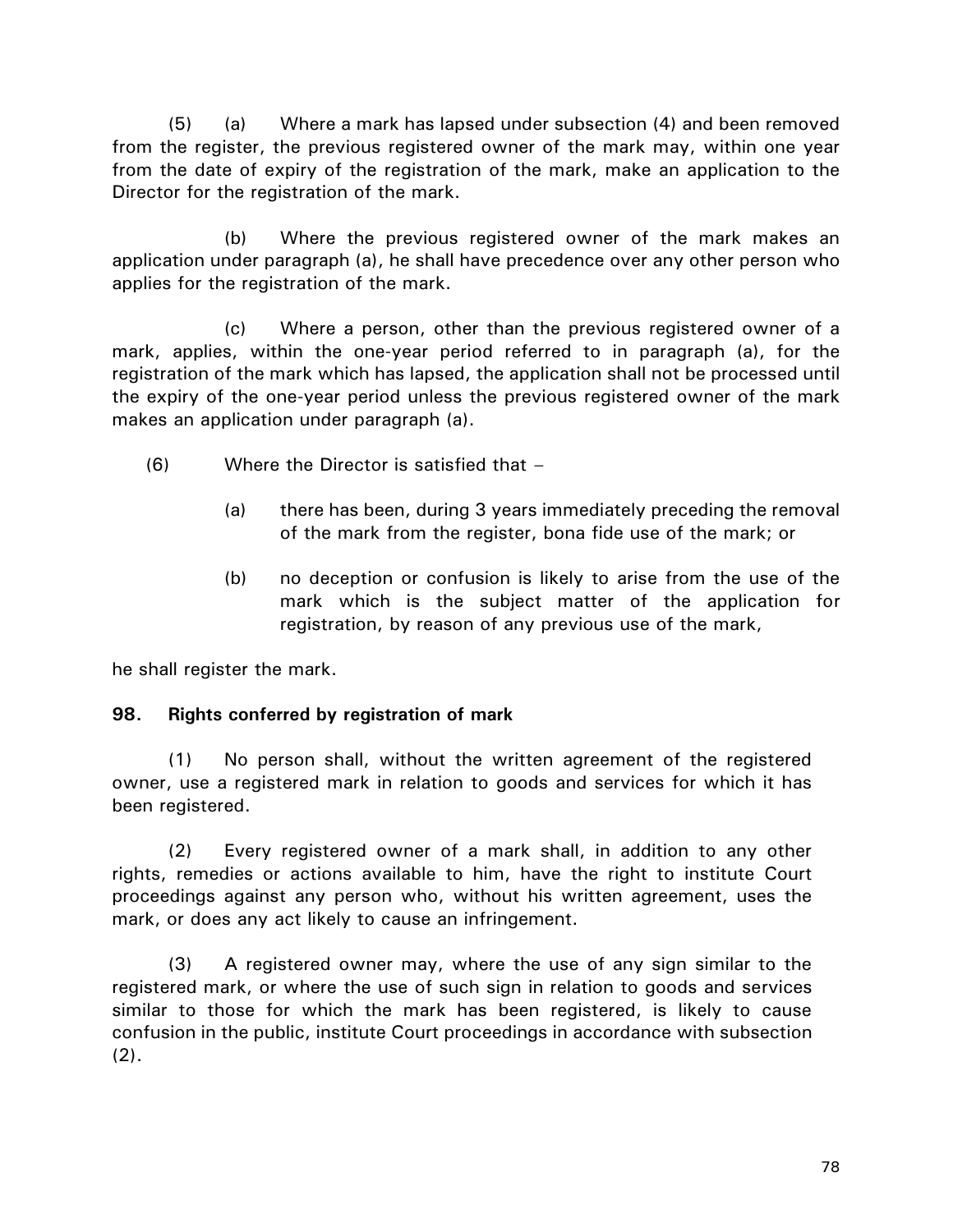(5) (a) Where a mark has lapsed under subsection (4) and been removed from the register, the previous registered owner of the mark may, within one year from the date of expiry of the registration of the mark, make an application to the Director for the registration of the mark.

(b) Where the previous registered owner of the mark makes an application under paragraph (a), he shall have precedence over any other person who applies for the registration of the mark.

(c) Where a person, other than the previous registered owner of a mark, applies, within the one-year period referred to in paragraph (a), for the registration of the mark which has lapsed, the application shall not be processed until the expiry of the one-year period unless the previous registered owner of the mark makes an application under paragraph (a).

(6) Where the Director is satisfied that –

(a) there has been, during 3 years immediately preceding the removal of the mark from the register, bona fide use of the mark; or

(b) no deception or confusion is likely to arise from the use of the mark which is the subject matter of the application for registration, by reason of any previous use of the mark,

he shall register the mark.

**98. Rights conferred by registration of mark**

(1) No person shall, without the written agreement of the registered owner, use a registered mark in relation to goods and services for which it has been registered.

(2) Every registered owner of a mark shall, in addition to any other rights, remedies or actions available to him, have the right to institute Court proceedings against any person who, without his written agreement, uses the mark, or does any act likely to cause an infringement.

(3) A registered owner may, where the use of any sign similar to the registered mark, or where the use of such sign in relation to goods and services similar to those for which the mark has been registered, is likely to cause confusion in the public, institute Court proceedings in accordance with subsection (2).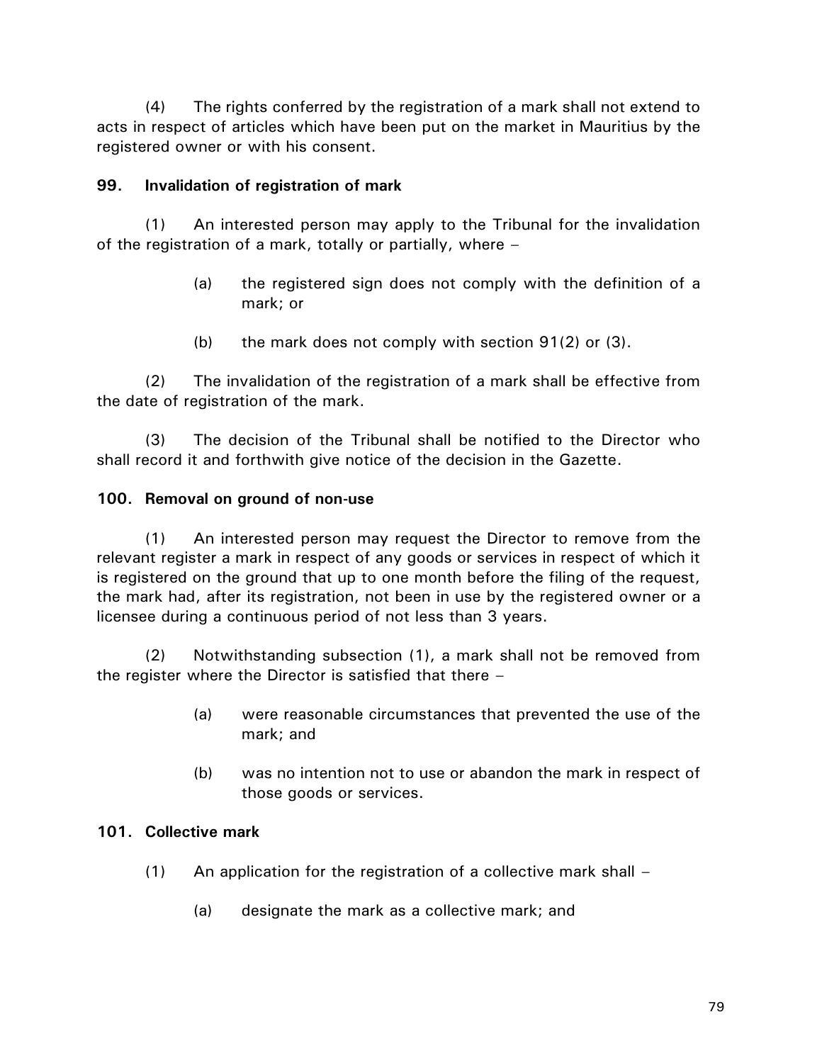(4) The rights conferred by the registration of a mark shall not extend to acts in respect of articles which have been put on the market in Mauritius by the registered owner or with his consent.

**99. Invalidation of registration of mark**

(1) An interested person may apply to the Tribunal for the invalidation of the registration of a mark, totally or partially, where –

(a) the registered sign does not comply with the definition of a mark; or

(b) the mark does not comply with section 91(2) or (3).

(2) The invalidation of the registration of a mark shall be effective from the date of registration of the mark.

(3) The decision of the Tribunal shall be notified to the Director who shall record it and forthwith give notice of the decision in the Gazette.

**100. Removal on ground of non-use**

(1) An interested person may request the Director to remove from the relevant register a mark in respect of any goods or services in respect of which it is registered on the ground that up to one month before the filing of the request, the mark had, after its registration, not been in use by the registered owner or a licensee during a continuous period of not less than 3 years.

(2) Notwithstanding subsection (1), a mark shall not be removed from the register where the Director is satisfied that there –

(a) were reasonable circumstances that prevented the use of the mark; and

(b) was no intention not to use or abandon the mark in respect of those goods or services.

**101. Collective mark**

(1) An application for the registration of a collective mark shall –

(a) designate the mark as a collective mark; and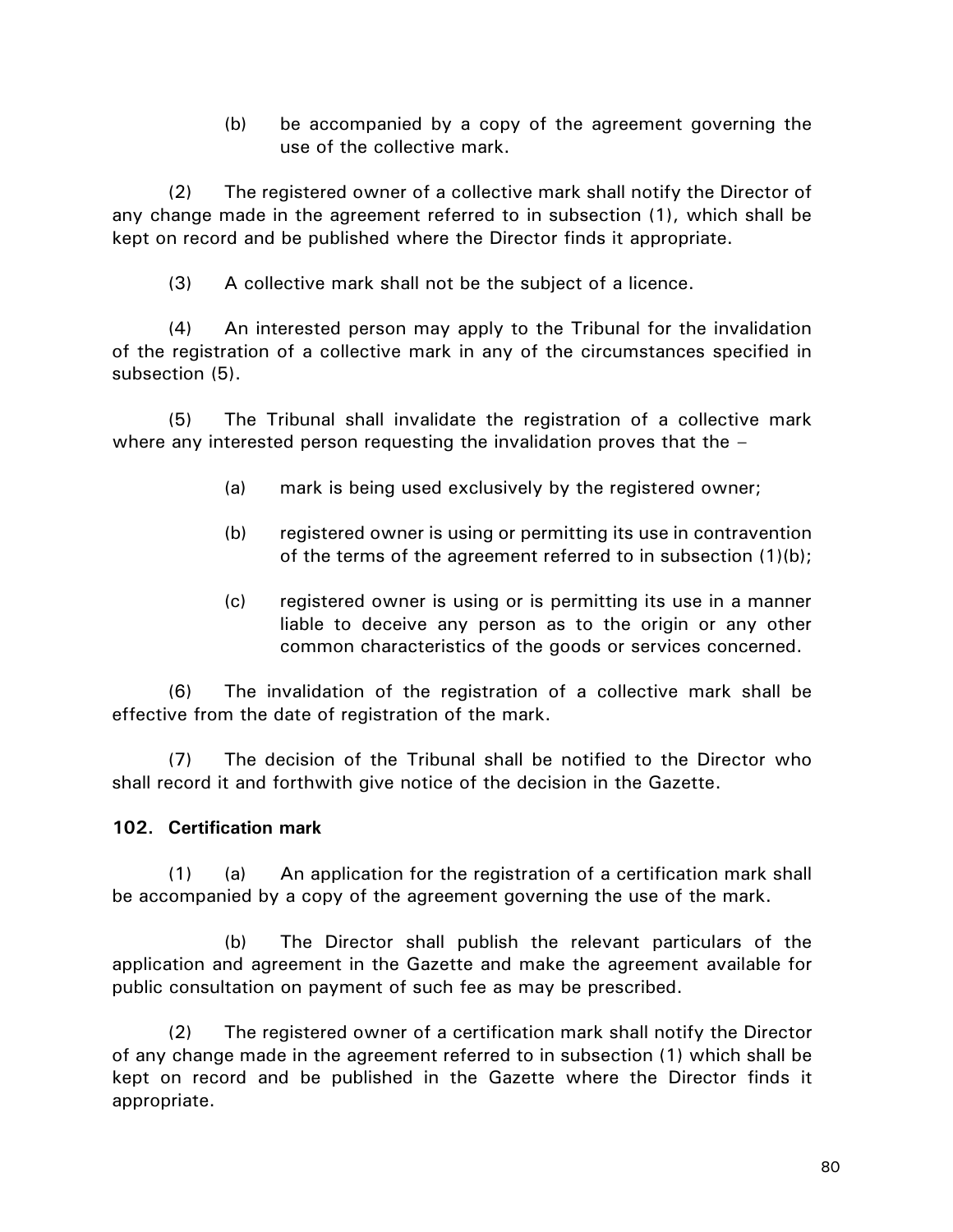(b) be accompanied by a copy of the agreement governing the use of the collective mark.

(2) The registered owner of a collective mark shall notify the Director of any change made in the agreement referred to in subsection (1), which shall be kept on record and be published where the Director finds it appropriate.

(3) A collective mark shall not be the subject of a licence.

(4) An interested person may apply to the Tribunal for the invalidation of the registration of a collective mark in any of the circumstances specified in subsection (5).

(5) The Tribunal shall invalidate the registration of a collective mark where any interested person requesting the invalidation proves that the –

(a) mark is being used exclusively by the registered owner;

(b) registered owner is using or permitting its use in contravention of the terms of the agreement referred to in subsection (1)(b);

(c) registered owner is using or is permitting its use in a manner liable to deceive any person as to the origin or any other common characteristics of the goods or services concerned.

(6) The invalidation of the registration of a collective mark shall be effective from the date of registration of the mark.

(7) The decision of the Tribunal shall be notified to the Director who shall record it and forthwith give notice of the decision in the Gazette.

**102. Certification mark**

(1) (a) An application for the registration of a certification mark shall be accompanied by a copy of the agreement governing the use of the mark.

(b) The Director shall publish the relevant particulars of the application and agreement in the Gazette and make the agreement available for public consultation on payment of such fee as may be prescribed.

(2) The registered owner of a certification mark shall notify the Director of any change made in the agreement referred to in subsection (1) which shall be kept on record and be published in the Gazette where the Director finds it appropriate.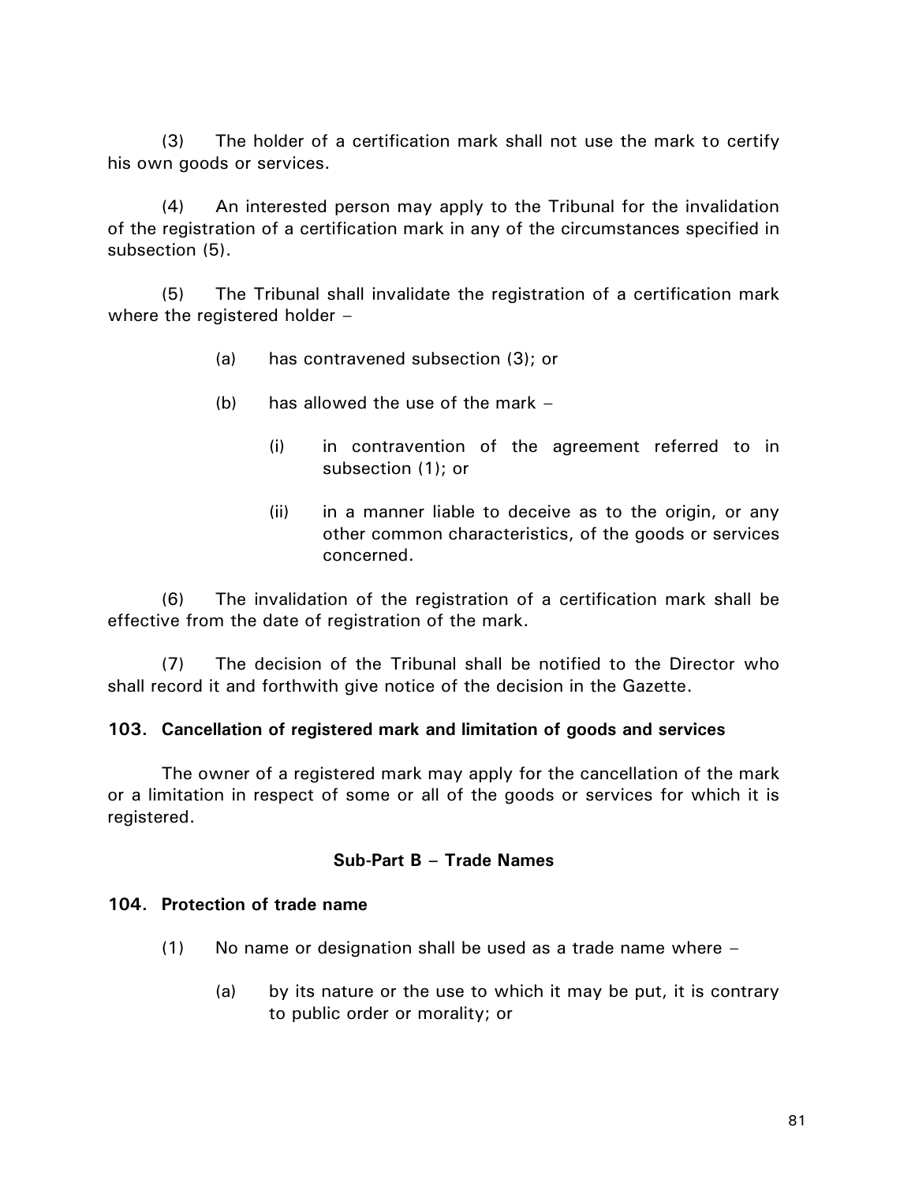(3) The holder of a certification mark shall not use the mark to certify his own goods or services.

(4) An interested person may apply to the Tribunal for the invalidation of the registration of a certification mark in any of the circumstances specified in subsection (5).

(5) The Tribunal shall invalidate the registration of a certification mark where the registered holder –

- (a) has contravened subsection (3); or
- (b) has allowed the use of the mark –
  - (i) in contravention of the agreement referred to in subsection (1); or
  - (ii) in a manner liable to deceive as to the origin, or any other common characteristics, of the goods or services concerned.

(6) The invalidation of the registration of a certification mark shall be effective from the date of registration of the mark.

(7) The decision of the Tribunal shall be notified to the Director who shall record it and forthwith give notice of the decision in the Gazette.

**103. Cancellation of registered mark and limitation of goods and services**

The owner of a registered mark may apply for the cancellation of the mark or a limitation in respect of some or all of the goods or services for which it is registered.

**Sub-Part B – Trade Names**

**104. Protection of trade name**

(1) No name or designation shall be used as a trade name where –

- (a) by its nature or the use to which it may be put, it is contrary to public order or morality; or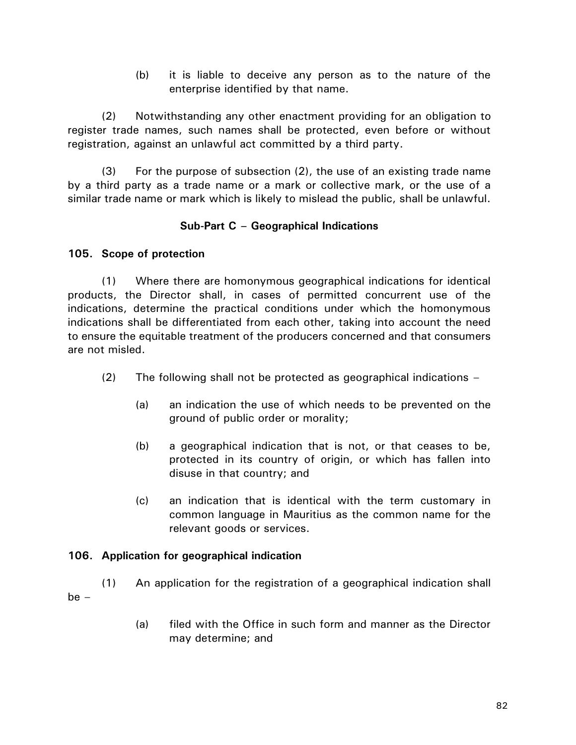(b) it is liable to deceive any person as to the nature of the enterprise identified by that name.

(2) Notwithstanding any other enactment providing for an obligation to register trade names, such names shall be protected, even before or without registration, against an unlawful act committed by a third party.

(3) For the purpose of subsection (2), the use of an existing trade name by a third party as a trade name or a mark or collective mark, or the use of a similar trade name or mark which is likely to mislead the public, shall be unlawful.

**Sub-Part C – Geographical Indications**

**105. Scope of protection**

(1) Where there are homonymous geographical indications for identical products, the Director shall, in cases of permitted concurrent use of the indications, determine the practical conditions under which the homonymous indications shall be differentiated from each other, taking into account the need to ensure the equitable treatment of the producers concerned and that consumers are not misled.

(2) The following shall not be protected as geographical indications –

(a) an indication the use of which needs to be prevented on the ground of public order or morality;

(b) a geographical indication that is not, or that ceases to be, protected in its country of origin, or which has fallen into disuse in that country; and

(c) an indication that is identical with the term customary in common language in Mauritius as the common name for the relevant goods or services.

**106. Application for geographical indication**

(1) An application for the registration of a geographical indication shall be –

(a) filed with the Office in such form and manner as the Director may determine; and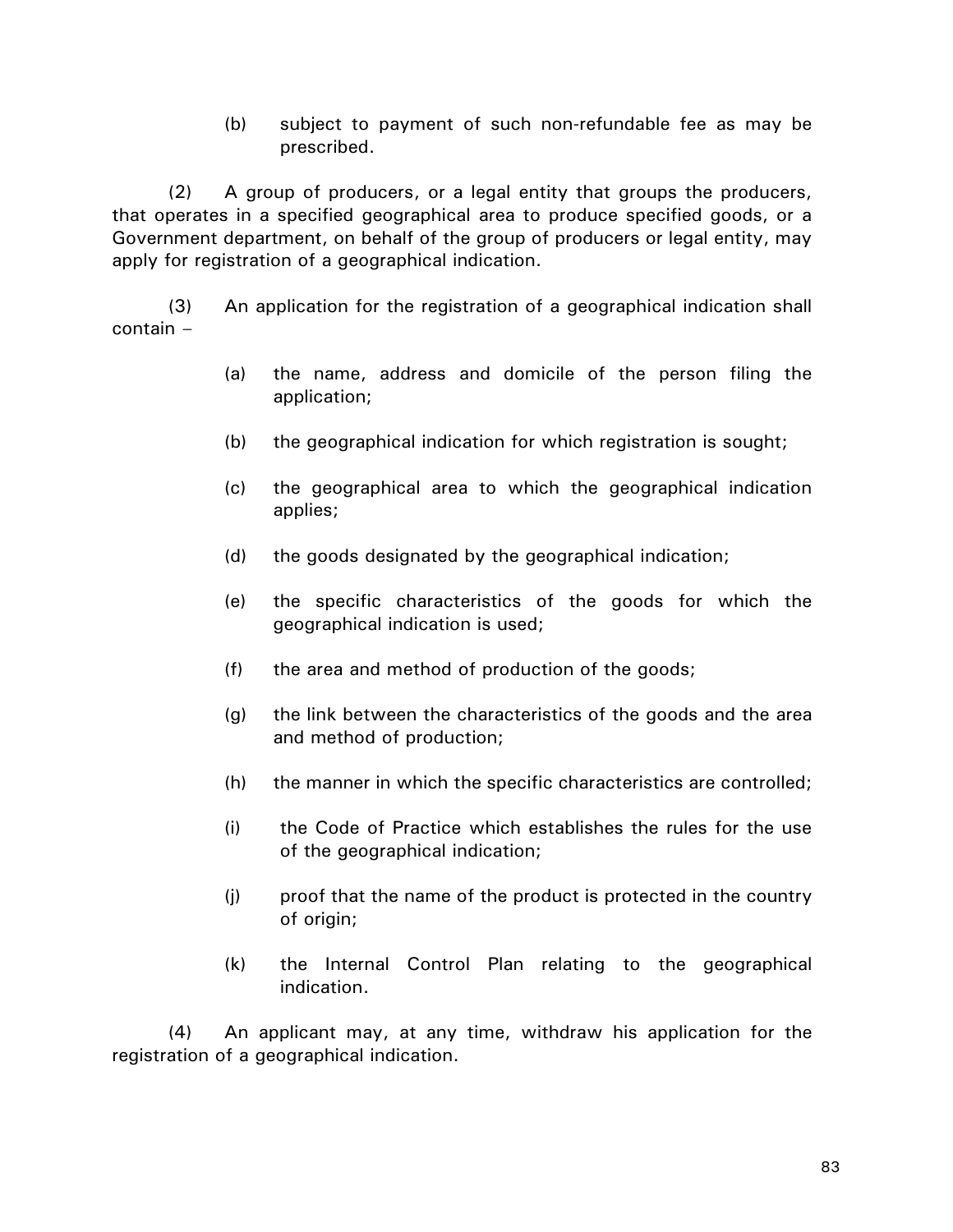(b) subject to payment of such non-refundable fee as may be prescribed.

(2) A group of producers, or a legal entity that groups the producers, that operates in a specified geographical area to produce specified goods, or a Government department, on behalf of the group of producers or legal entity, may apply for registration of a geographical indication.

(3) An application for the registration of a geographical indication shall contain –

(a) the name, address and domicile of the person filing the application;

(b) the geographical indication for which registration is sought;

(c) the geographical area to which the geographical indication applies;

(d) the goods designated by the geographical indication;

(e) the specific characteristics of the goods for which the geographical indication is used;

(f) the area and method of production of the goods;

(g) the link between the characteristics of the goods and the area and method of production;

(h) the manner in which the specific characteristics are controlled;

(i) the Code of Practice which establishes the rules for the use of the geographical indication;

(j) proof that the name of the product is protected in the country of origin;

(k) the Internal Control Plan relating to the geographical indication.

(4) An applicant may, at any time, withdraw his application for the registration of a geographical indication.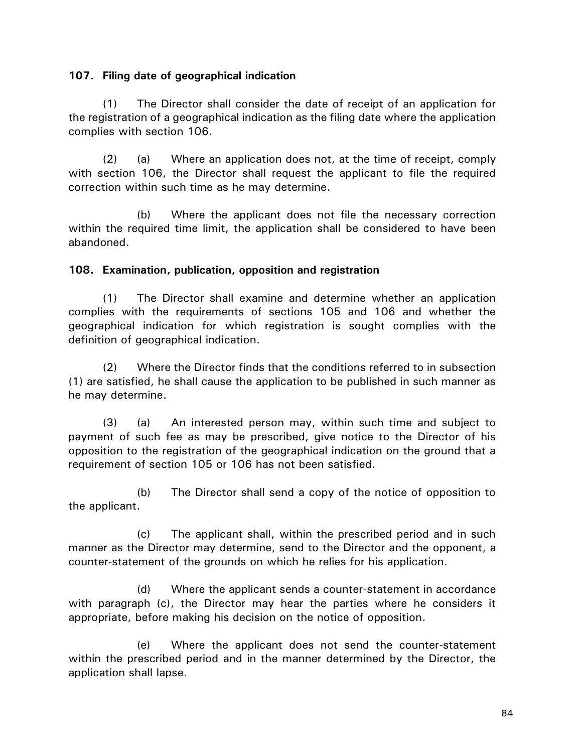**107. Filing date of geographical indication**

(1) The Director shall consider the date of receipt of an application for the registration of a geographical indication as the filing date where the application complies with section 106.

(2) (a) Where an application does not, at the time of receipt, comply with section 106, the Director shall request the applicant to file the required correction within such time as he may determine.

(b) Where the applicant does not file the necessary correction within the required time limit, the application shall be considered to have been abandoned.

**108. Examination, publication, opposition and registration**

(1) The Director shall examine and determine whether an application complies with the requirements of sections 105 and 106 and whether the geographical indication for which registration is sought complies with the definition of geographical indication.

(2) Where the Director finds that the conditions referred to in subsection (1) are satisfied, he shall cause the application to be published in such manner as he may determine.

(3) (a) An interested person may, within such time and subject to payment of such fee as may be prescribed, give notice to the Director of his opposition to the registration of the geographical indication on the ground that a requirement of section 105 or 106 has not been satisfied.

(b) The Director shall send a copy of the notice of opposition to the applicant.

(c) The applicant shall, within the prescribed period and in such manner as the Director may determine, send to the Director and the opponent, a counter-statement of the grounds on which he relies for his application.

(d) Where the applicant sends a counter-statement in accordance with paragraph (c), the Director may hear the parties where he considers it appropriate, before making his decision on the notice of opposition.

(e) Where the applicant does not send the counter-statement within the prescribed period and in the manner determined by the Director, the application shall lapse.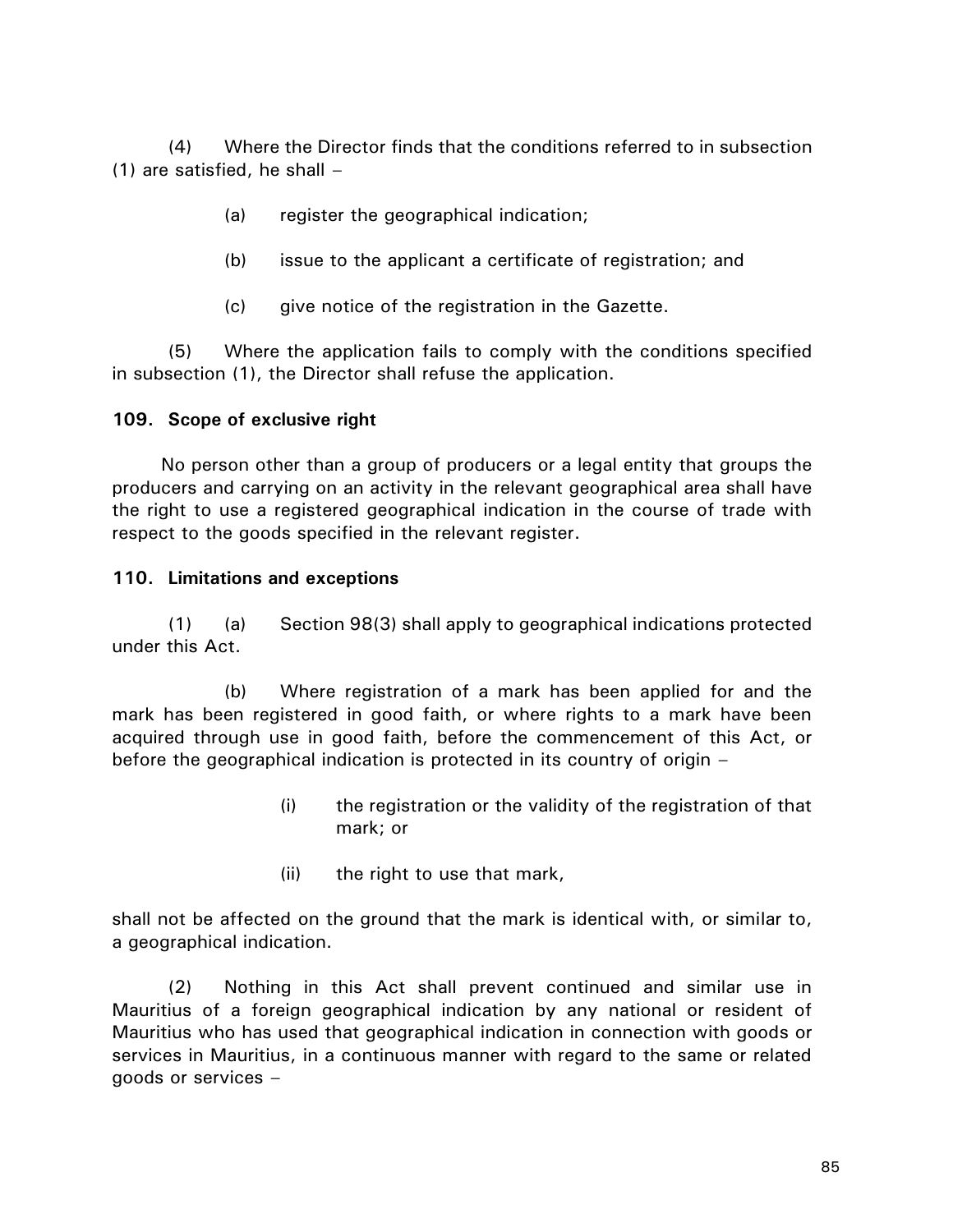(4) Where the Director finds that the conditions referred to in subsection (1) are satisfied, he shall –

(a) register the geographical indication;

(b) issue to the applicant a certificate of registration; and

(c) give notice of the registration in the Gazette.

(5) Where the application fails to comply with the conditions specified in subsection (1), the Director shall refuse the application.

**109. Scope of exclusive right**

No person other than a group of producers or a legal entity that groups the producers and carrying on an activity in the relevant geographical area shall have the right to use a registered geographical indication in the course of trade with respect to the goods specified in the relevant register.

**110. Limitations and exceptions**

(1) (a) Section 98(3) shall apply to geographical indications protected under this Act.

(b) Where registration of a mark has been applied for and the mark has been registered in good faith, or where rights to a mark have been acquired through use in good faith, before the commencement of this Act, or before the geographical indication is protected in its country of origin –

(i) the registration or the validity of the registration of that mark; or

(ii) the right to use that mark,

shall not be affected on the ground that the mark is identical with, or similar to, a geographical indication.

(2) Nothing in this Act shall prevent continued and similar use in Mauritius of a foreign geographical indication by any national or resident of Mauritius who has used that geographical indication in connection with goods or services in Mauritius, in a continuous manner with regard to the same or related goods or services –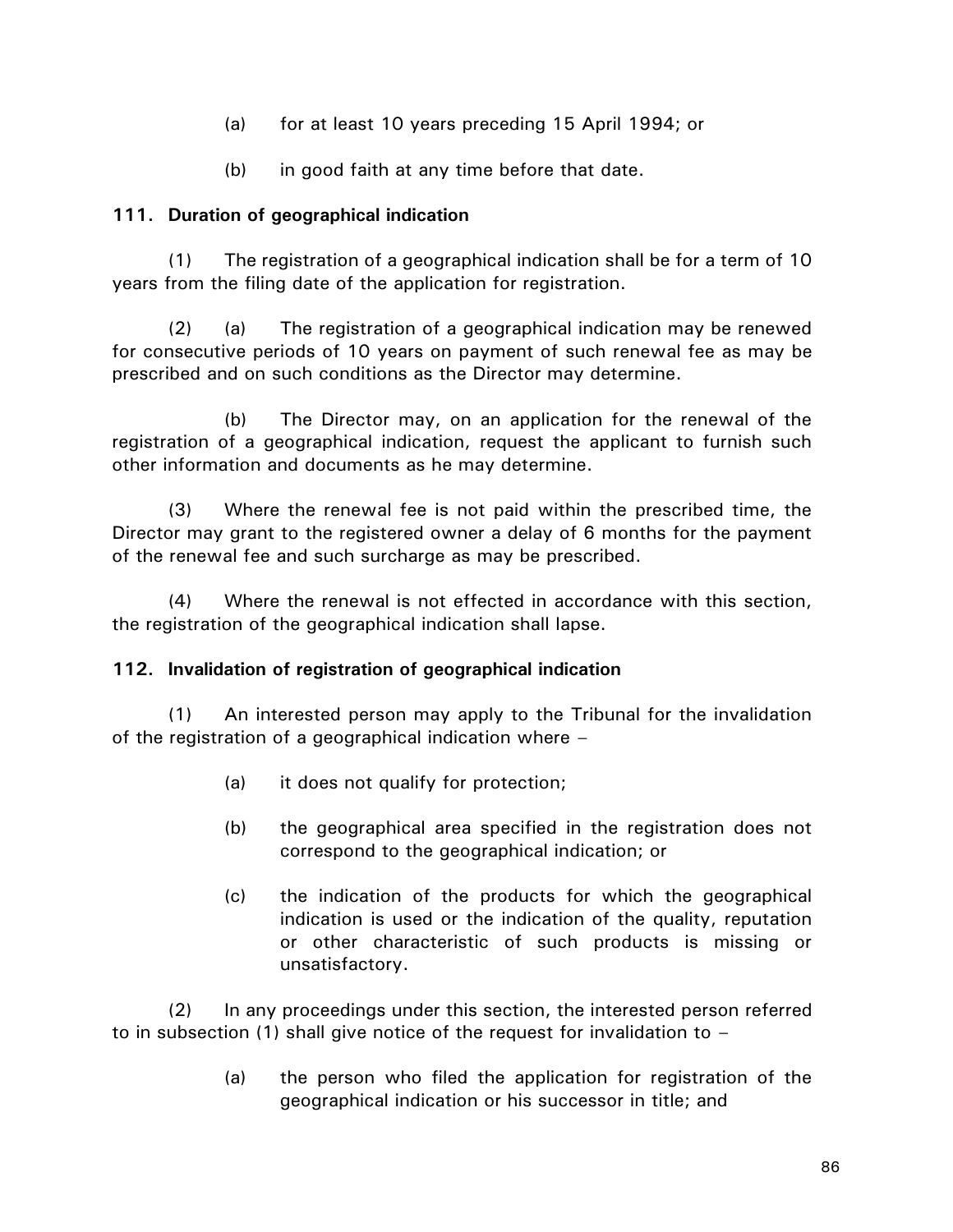(a) for at least 10 years preceding 15 April 1994; or

(b) in good faith at any time before that date.

### 111. Duration of geographical indication

(1) The registration of a geographical indication shall be for a term of 10 years from the filing date of the application for registration.

(2) (a) The registration of a geographical indication may be renewed for consecutive periods of 10 years on payment of such renewal fee as may be prescribed and on such conditions as the Director may determine.

(b) The Director may, on an application for the renewal of the registration of a geographical indication, request the applicant to furnish such other information and documents as he may determine.

(3) Where the renewal fee is not paid within the prescribed time, the Director may grant to the registered owner a delay of 6 months for the payment of the renewal fee and such surcharge as may be prescribed.

(4) Where the renewal is not effected in accordance with this section, the registration of the geographical indication shall lapse.

### 112. Invalidation of registration of geographical indication

(1) An interested person may apply to the Tribunal for the invalidation of the registration of a geographical indication where –

(a) it does not qualify for protection;

(b) the geographical area specified in the registration does not correspond to the geographical indication; or

(c) the indication of the products for which the geographical indication is used or the indication of the quality, reputation or other characteristic of such products is missing or unsatisfactory.

(2) In any proceedings under this section, the interested person referred to in subsection (1) shall give notice of the request for invalidation to –

(a) the person who filed the application for registration of the geographical indication or his successor in title; and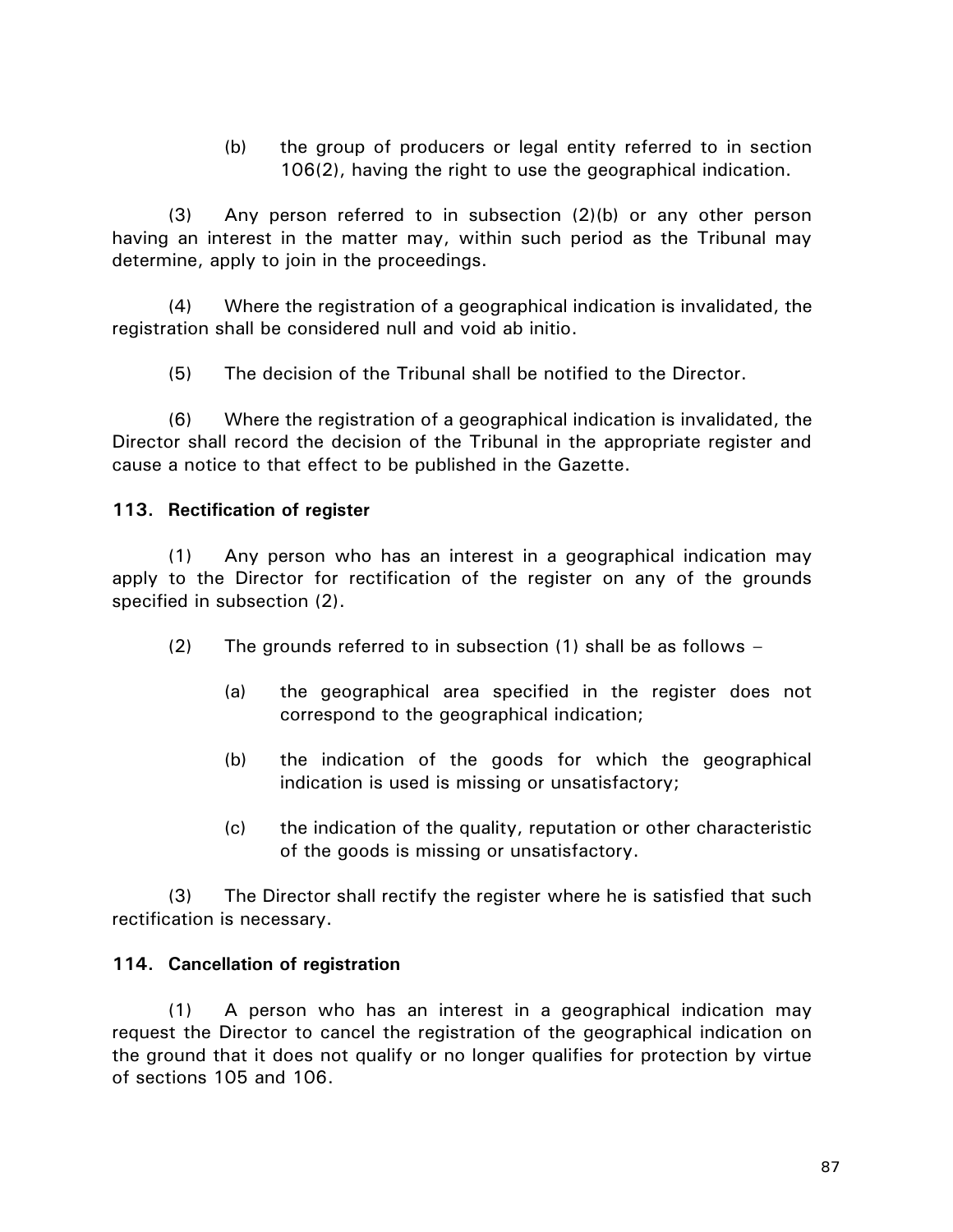(b) the group of producers or legal entity referred to in section 106(2), having the right to use the geographical indication.

(3) Any person referred to in subsection (2)(b) or any other person having an interest in the matter may, within such period as the Tribunal may determine, apply to join in the proceedings.

(4) Where the registration of a geographical indication is invalidated, the registration shall be considered null and void ab initio.

(5) The decision of the Tribunal shall be notified to the Director.

(6) Where the registration of a geographical indication is invalidated, the Director shall record the decision of the Tribunal in the appropriate register and cause a notice to that effect to be published in the Gazette.

**113. Rectification of register**

(1) Any person who has an interest in a geographical indication may apply to the Director for rectification of the register on any of the grounds specified in subsection (2).

(2) The grounds referred to in subsection (1) shall be as follows –

(a) the geographical area specified in the register does not correspond to the geographical indication;

(b) the indication of the goods for which the geographical indication is used is missing or unsatisfactory;

(c) the indication of the quality, reputation or other characteristic of the goods is missing or unsatisfactory.

(3) The Director shall rectify the register where he is satisfied that such rectification is necessary.

**114. Cancellation of registration**

(1) A person who has an interest in a geographical indication may request the Director to cancel the registration of the geographical indication on the ground that it does not qualify or no longer qualifies for protection by virtue of sections 105 and 106.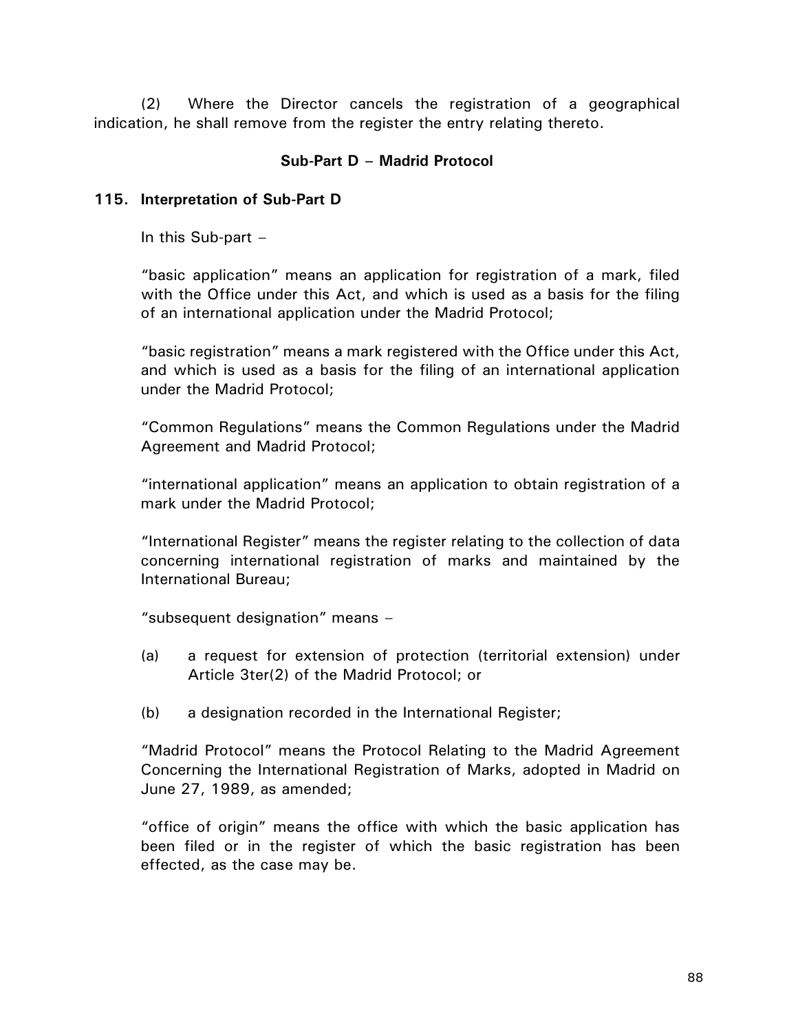(2) Where the Director cancels the registration of a geographical indication, he shall remove from the register the entry relating thereto.

### Sub-Part D – Madrid Protocol

**115. Interpretation of Sub-Part D**

In this Sub-part –

"basic application" means an application for registration of a mark, filed with the Office under this Act, and which is used as a basis for the filing of an international application under the Madrid Protocol;

"basic registration" means a mark registered with the Office under this Act, and which is used as a basis for the filing of an international application under the Madrid Protocol;

"Common Regulations" means the Common Regulations under the Madrid Agreement and Madrid Protocol;

"international application" means an application to obtain registration of a mark under the Madrid Protocol;

"International Register" means the register relating to the collection of data concerning international registration of marks and maintained by the International Bureau;

"subsequent designation" means –

(a) a request for extension of protection (territorial extension) under Article 3ter(2) of the Madrid Protocol; or

(b) a designation recorded in the International Register;

"Madrid Protocol" means the Protocol Relating to the Madrid Agreement Concerning the International Registration of Marks, adopted in Madrid on June 27, 1989, as amended;

"office of origin" means the office with which the basic application has been filed or in the register of which the basic registration has been effected, as the case may be.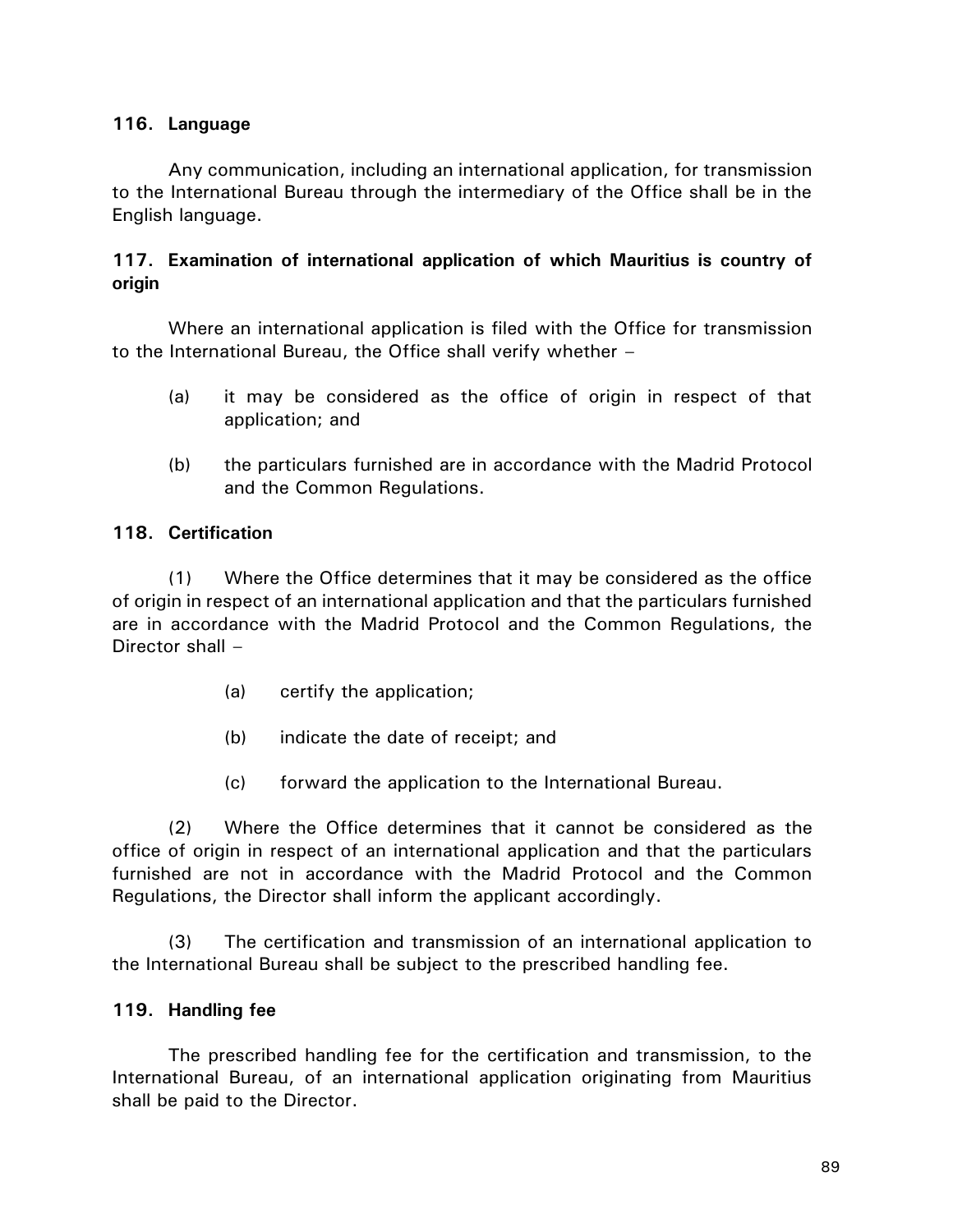**116. Language**

Any communication, including an international application, for transmission to the International Bureau through the intermediary of the Office shall be in the English language.

**117. Examination of international application of which Mauritius is country of origin**

Where an international application is filed with the Office for transmission to the International Bureau, the Office shall verify whether –

(a) it may be considered as the office of origin in respect of that application; and

(b) the particulars furnished are in accordance with the Madrid Protocol and the Common Regulations.

**118. Certification**

(1) Where the Office determines that it may be considered as the office of origin in respect of an international application and that the particulars furnished are in accordance with the Madrid Protocol and the Common Regulations, the Director shall –

(a) certify the application;

(b) indicate the date of receipt; and

(c) forward the application to the International Bureau.

(2) Where the Office determines that it cannot be considered as the office of origin in respect of an international application and that the particulars furnished are not in accordance with the Madrid Protocol and the Common Regulations, the Director shall inform the applicant accordingly.

(3) The certification and transmission of an international application to the International Bureau shall be subject to the prescribed handling fee.

**119. Handling fee**

The prescribed handling fee for the certification and transmission, to the International Bureau, of an international application originating from Mauritius shall be paid to the Director.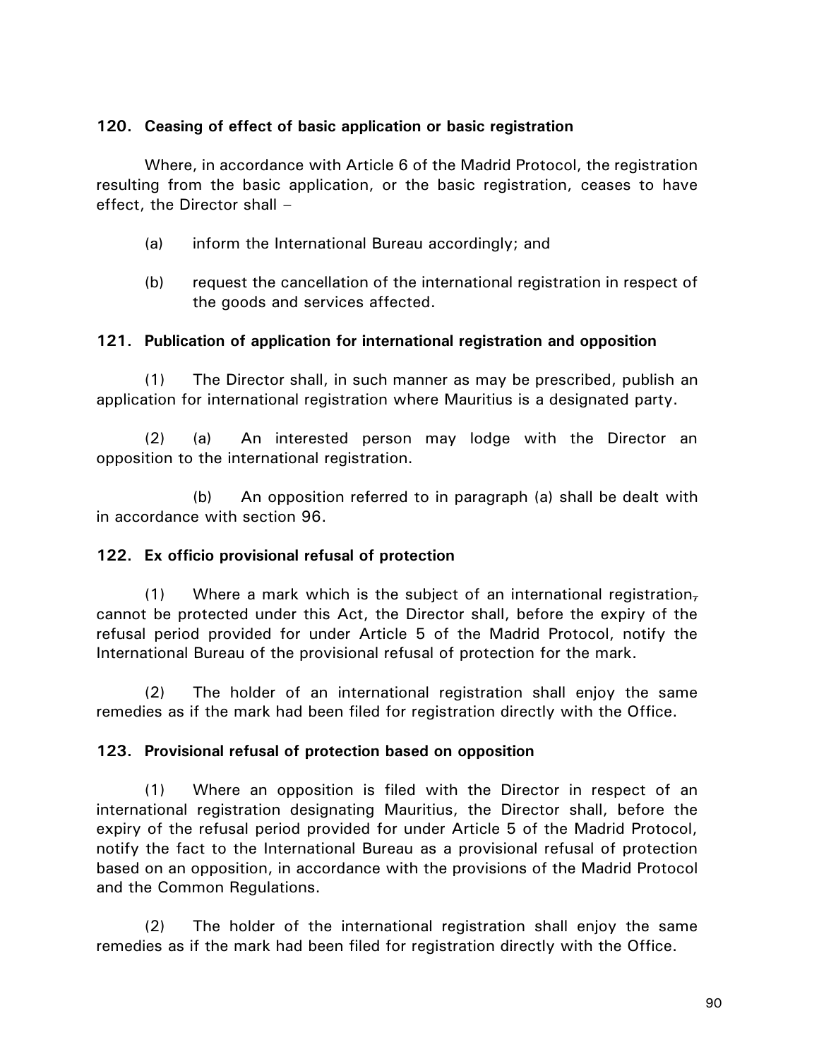**120. Ceasing of effect of basic application or basic registration**

Where, in accordance with Article 6 of the Madrid Protocol, the registration resulting from the basic application, or the basic registration, ceases to have effect, the Director shall –

(a) inform the International Bureau accordingly; and

(b) request the cancellation of the international registration in respect of the goods and services affected.

**121. Publication of application for international registration and opposition**

(1) The Director shall, in such manner as may be prescribed, publish an application for international registration where Mauritius is a designated party.

(2) (a) An interested person may lodge with the Director an opposition to the international registration.

(b) An opposition referred to in paragraph (a) shall be dealt with in accordance with section 96.

**122. Ex officio provisional refusal of protection**

(1) Where a mark which is the subject of an international registration, cannot be protected under this Act, the Director shall, before the expiry of the refusal period provided for under Article 5 of the Madrid Protocol, notify the International Bureau of the provisional refusal of protection for the mark.

(2) The holder of an international registration shall enjoy the same remedies as if the mark had been filed for registration directly with the Office.

**123. Provisional refusal of protection based on opposition**

(1) Where an opposition is filed with the Director in respect of an international registration designating Mauritius, the Director shall, before the expiry of the refusal period provided for under Article 5 of the Madrid Protocol, notify the fact to the International Bureau as a provisional refusal of protection based on an opposition, in accordance with the provisions of the Madrid Protocol and the Common Regulations.

(2) The holder of the international registration shall enjoy the same remedies as if the mark had been filed for registration directly with the Office.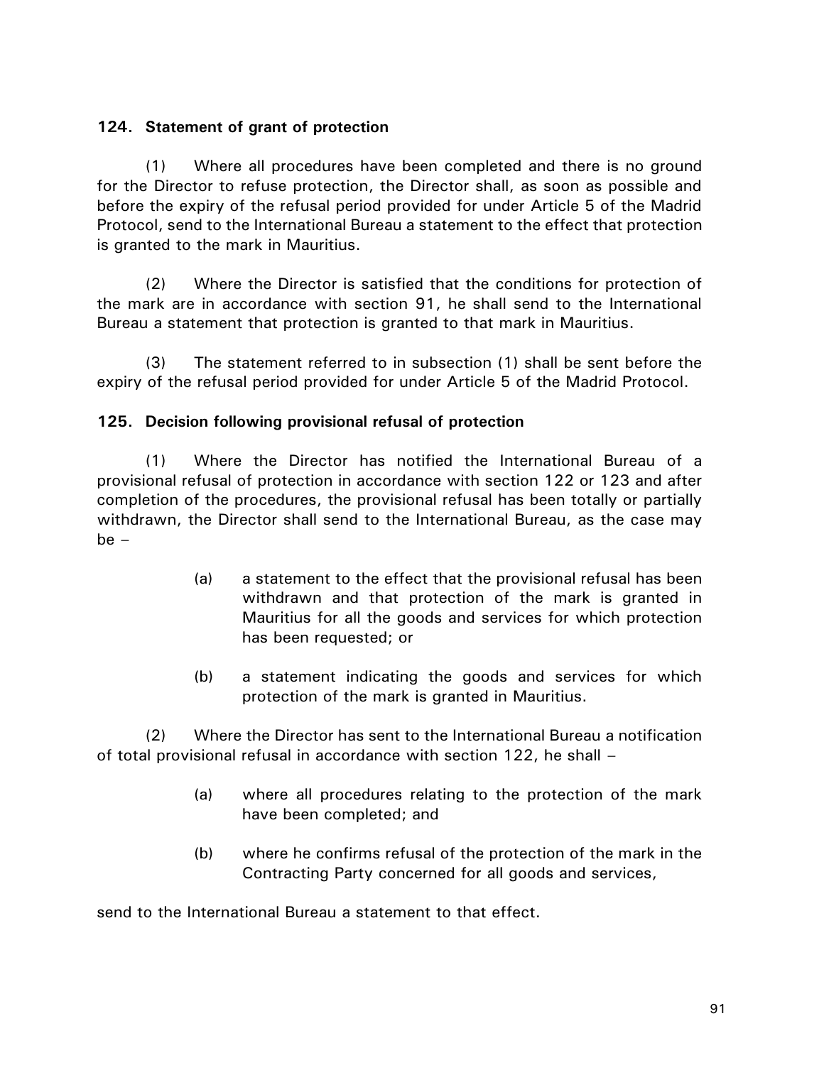**124. Statement of grant of protection**

(1) Where all procedures have been completed and there is no ground for the Director to refuse protection, the Director shall, as soon as possible and before the expiry of the refusal period provided for under Article 5 of the Madrid Protocol, send to the International Bureau a statement to the effect that protection is granted to the mark in Mauritius.

(2) Where the Director is satisfied that the conditions for protection of the mark are in accordance with section 91, he shall send to the International Bureau a statement that protection is granted to that mark in Mauritius.

(3) The statement referred to in subsection (1) shall be sent before the expiry of the refusal period provided for under Article 5 of the Madrid Protocol.

**125. Decision following provisional refusal of protection**

(1) Where the Director has notified the International Bureau of a provisional refusal of protection in accordance with section 122 or 123 and after completion of the procedures, the provisional refusal has been totally or partially withdrawn, the Director shall send to the International Bureau, as the case may be –

(a) a statement to the effect that the provisional refusal has been withdrawn and that protection of the mark is granted in Mauritius for all the goods and services for which protection has been requested; or

(b) a statement indicating the goods and services for which protection of the mark is granted in Mauritius.

(2) Where the Director has sent to the International Bureau a notification of total provisional refusal in accordance with section 122, he shall –

(a) where all procedures relating to the protection of the mark have been completed; and

(b) where he confirms refusal of the protection of the mark in the Contracting Party concerned for all goods and services,

send to the International Bureau a statement to that effect.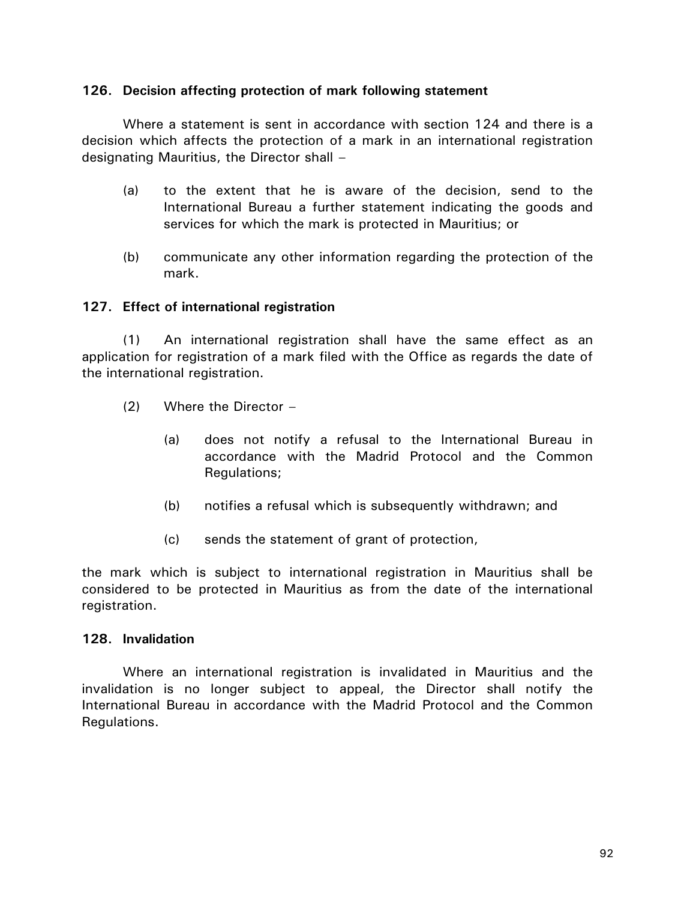### 126. Decision affecting protection of mark following statement

Where a statement is sent in accordance with section 124 and there is a decision which affects the protection of a mark in an international registration designating Mauritius, the Director shall –

(a) to the extent that he is aware of the decision, send to the International Bureau a further statement indicating the goods and services for which the mark is protected in Mauritius; or

(b) communicate any other information regarding the protection of the mark.

### 127. Effect of international registration

(1) An international registration shall have the same effect as an application for registration of a mark filed with the Office as regards the date of the international registration.

(2) Where the Director –

(a) does not notify a refusal to the International Bureau in accordance with the Madrid Protocol and the Common Regulations;

(b) notifies a refusal which is subsequently withdrawn; and

(c) sends the statement of grant of protection,

the mark which is subject to international registration in Mauritius shall be considered to be protected in Mauritius as from the date of the international registration.

### 128. Invalidation

Where an international registration is invalidated in Mauritius and the invalidation is no longer subject to appeal, the Director shall notify the International Bureau in accordance with the Madrid Protocol and the Common Regulations.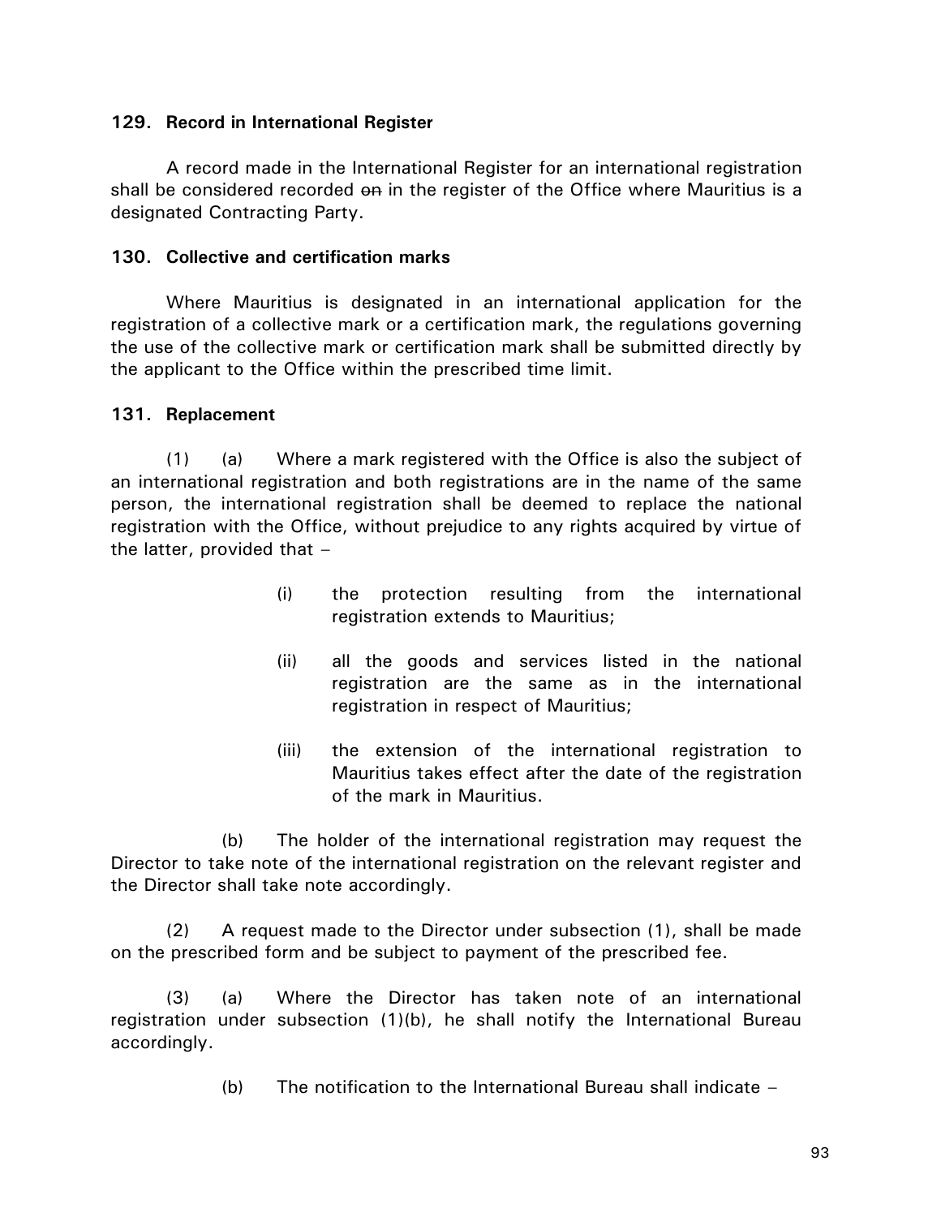### 129. Record in International Register

A record made in the International Register for an international registration shall be considered recorded ~~on~~ in the register of the Office where Mauritius is a designated Contracting Party.

### 130. Collective and certification marks

Where Mauritius is designated in an international application for the registration of a collective mark or a certification mark, the regulations governing the use of the collective mark or certification mark shall be submitted directly by the applicant to the Office within the prescribed time limit.

### 131. Replacement

(1) (a) Where a mark registered with the Office is also the subject of an international registration and both registrations are in the name of the same person, the international registration shall be deemed to replace the national registration with the Office, without prejudice to any rights acquired by virtue of the latter, provided that –

(i) the protection resulting from the international registration extends to Mauritius;

(ii) all the goods and services listed in the national registration are the same as in the international registration in respect of Mauritius;

(iii) the extension of the international registration to Mauritius takes effect after the date of the registration of the mark in Mauritius.

(b) The holder of the international registration may request the Director to take note of the international registration on the relevant register and the Director shall take note accordingly.

(2) A request made to the Director under subsection (1), shall be made on the prescribed form and be subject to payment of the prescribed fee.

(3) (a) Where the Director has taken note of an international registration under subsection (1)(b), he shall notify the International Bureau accordingly.

(b) The notification to the International Bureau shall indicate –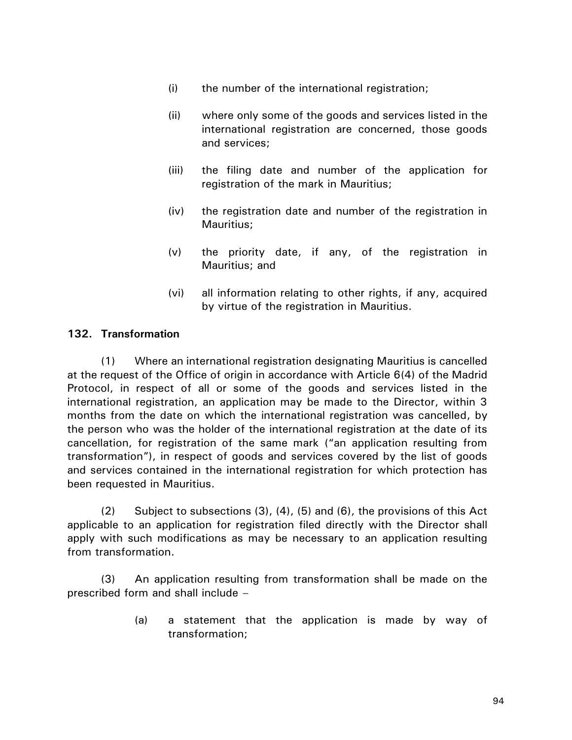(i) the number of the international registration;

(ii) where only some of the goods and services listed in the international registration are concerned, those goods and services;

(iii) the filing date and number of the application for registration of the mark in Mauritius;

(iv) the registration date and number of the registration in Mauritius;

(v) the priority date, if any, of the registration in Mauritius; and

(vi) all information relating to other rights, if any, acquired by virtue of the registration in Mauritius.

**132. Transformation**

(1) Where an international registration designating Mauritius is cancelled at the request of the Office of origin in accordance with Article 6(4) of the Madrid Protocol, in respect of all or some of the goods and services listed in the international registration, an application may be made to the Director, within 3 months from the date on which the international registration was cancelled, by the person who was the holder of the international registration at the date of its cancellation, for registration of the same mark ("an application resulting from transformation"), in respect of goods and services covered by the list of goods and services contained in the international registration for which protection has been requested in Mauritius.

(2) Subject to subsections (3), (4), (5) and (6), the provisions of this Act applicable to an application for registration filed directly with the Director shall apply with such modifications as may be necessary to an application resulting from transformation.

(3) An application resulting from transformation shall be made on the prescribed form and shall include –

(a) a statement that the application is made by way of transformation;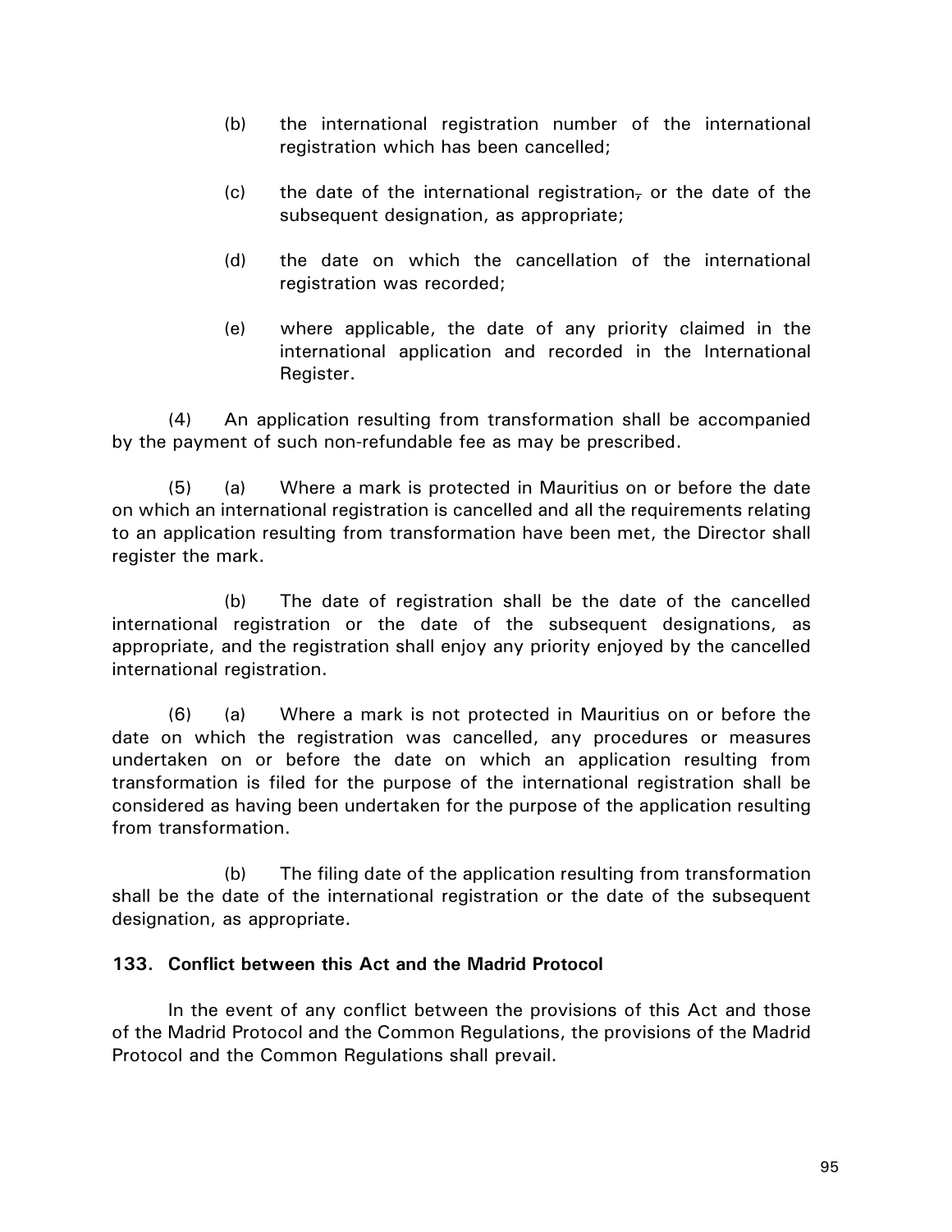(b) the international registration number of the international registration which has been cancelled;

(c) the date of the international registration, or the date of the subsequent designation, as appropriate;

(d) the date on which the cancellation of the international registration was recorded;

(e) where applicable, the date of any priority claimed in the international application and recorded in the International Register.

(4) An application resulting from transformation shall be accompanied by the payment of such non-refundable fee as may be prescribed.

(5) (a) Where a mark is protected in Mauritius on or before the date on which an international registration is cancelled and all the requirements relating to an application resulting from transformation have been met, the Director shall register the mark.

(b) The date of registration shall be the date of the cancelled international registration or the date of the subsequent designations, as appropriate, and the registration shall enjoy any priority enjoyed by the cancelled international registration.

(6) (a) Where a mark is not protected in Mauritius on or before the date on which the registration was cancelled, any procedures or measures undertaken on or before the date on which an application resulting from transformation is filed for the purpose of the international registration shall be considered as having been undertaken for the purpose of the application resulting from transformation.

(b) The filing date of the application resulting from transformation shall be the date of the international registration or the date of the subsequent designation, as appropriate.

**133. Conflict between this Act and the Madrid Protocol**

In the event of any conflict between the provisions of this Act and those of the Madrid Protocol and the Common Regulations, the provisions of the Madrid Protocol and the Common Regulations shall prevail.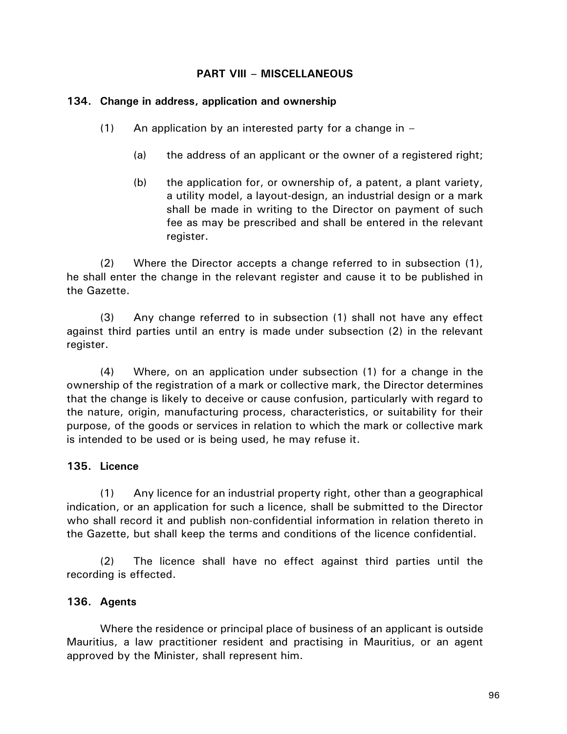## PART VIII – MISCELLANEOUS

### 134. Change in address, application and ownership

(1) An application by an interested party for a change in –

(a) the address of an applicant or the owner of a registered right;

(b) the application for, or ownership of, a patent, a plant variety, a utility model, a layout-design, an industrial design or a mark shall be made in writing to the Director on payment of such fee as may be prescribed and shall be entered in the relevant register.

(2) Where the Director accepts a change referred to in subsection (1), he shall enter the change in the relevant register and cause it to be published in the Gazette.

(3) Any change referred to in subsection (1) shall not have any effect against third parties until an entry is made under subsection (2) in the relevant register.

(4) Where, on an application under subsection (1) for a change in the ownership of the registration of a mark or collective mark, the Director determines that the change is likely to deceive or cause confusion, particularly with regard to the nature, origin, manufacturing process, characteristics, or suitability for their purpose, of the goods or services in relation to which the mark or collective mark is intended to be used or is being used, he may refuse it.

### 135. Licence

(1) Any licence for an industrial property right, other than a geographical indication, or an application for such a licence, shall be submitted to the Director who shall record it and publish non-confidential information in relation thereto in the Gazette, but shall keep the terms and conditions of the licence confidential.

(2) The licence shall have no effect against third parties until the recording is effected.

### 136. Agents

Where the residence or principal place of business of an applicant is outside Mauritius, a law practitioner resident and practising in Mauritius, or an agent approved by the Minister, shall represent him.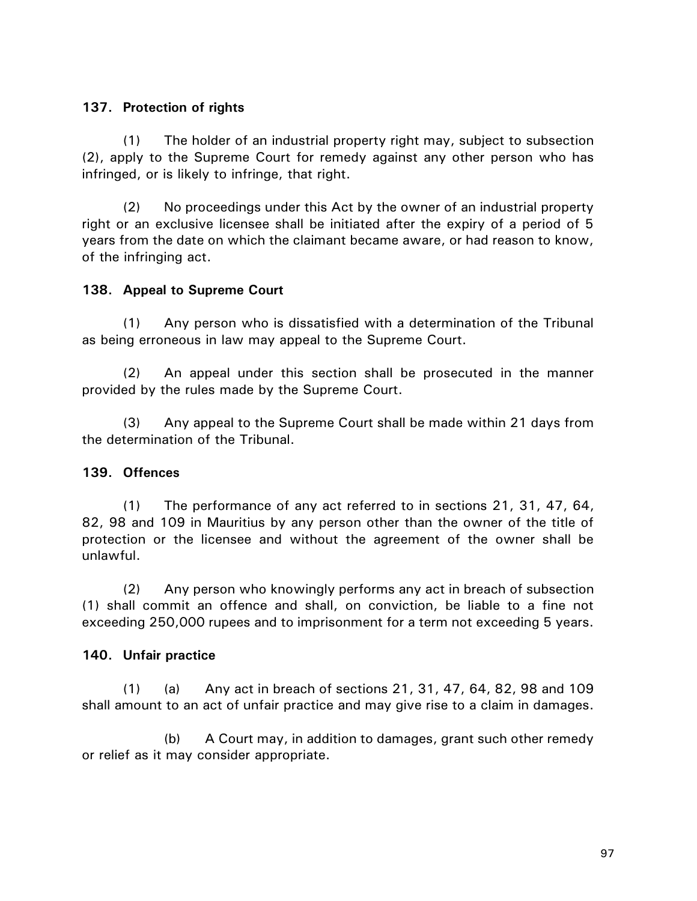**137. Protection of rights**

(1) The holder of an industrial property right may, subject to subsection (2), apply to the Supreme Court for remedy against any other person who has infringed, or is likely to infringe, that right.

(2) No proceedings under this Act by the owner of an industrial property right or an exclusive licensee shall be initiated after the expiry of a period of 5 years from the date on which the claimant became aware, or had reason to know, of the infringing act.

**138. Appeal to Supreme Court**

(1) Any person who is dissatisfied with a determination of the Tribunal as being erroneous in law may appeal to the Supreme Court.

(2) An appeal under this section shall be prosecuted in the manner provided by the rules made by the Supreme Court.

(3) Any appeal to the Supreme Court shall be made within 21 days from the determination of the Tribunal.

**139. Offences**

(1) The performance of any act referred to in sections 21, 31, 47, 64, 82, 98 and 109 in Mauritius by any person other than the owner of the title of protection or the licensee and without the agreement of the owner shall be unlawful.

(2) Any person who knowingly performs any act in breach of subsection (1) shall commit an offence and shall, on conviction, be liable to a fine not exceeding 250,000 rupees and to imprisonment for a term not exceeding 5 years.

**140. Unfair practice**

(1) (a) Any act in breach of sections 21, 31, 47, 64, 82, 98 and 109 shall amount to an act of unfair practice and may give rise to a claim in damages.

(b) A Court may, in addition to damages, grant such other remedy or relief as it may consider appropriate.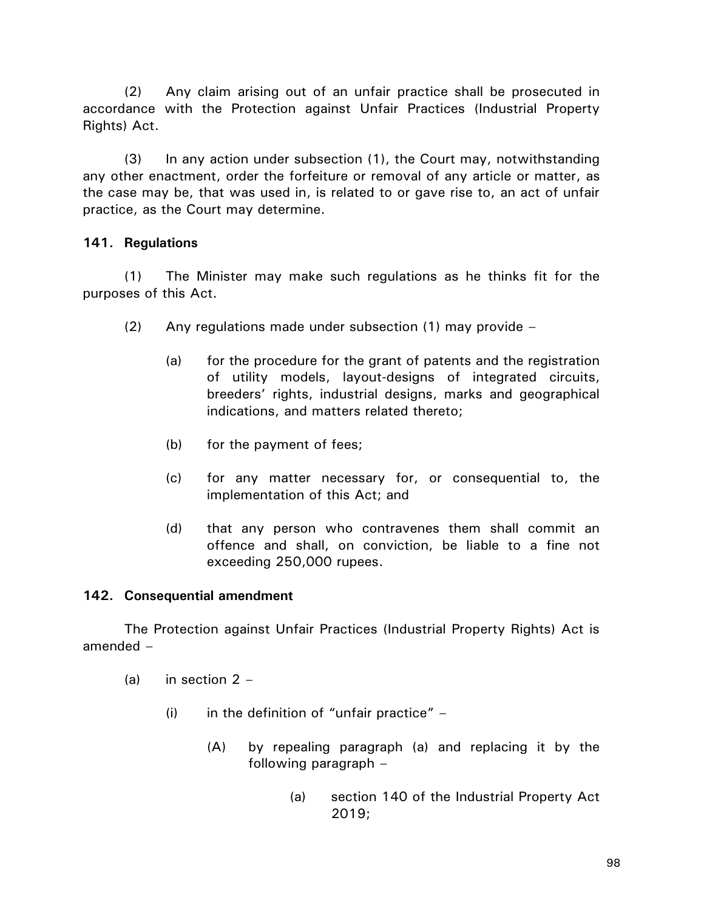(2) Any claim arising out of an unfair practice shall be prosecuted in accordance with the Protection against Unfair Practices (Industrial Property Rights) Act.

(3) In any action under subsection (1), the Court may, notwithstanding any other enactment, order the forfeiture or removal of any article or matter, as the case may be, that was used in, is related to or gave rise to, an act of unfair practice, as the Court may determine.

**141. Regulations**

(1) The Minister may make such regulations as he thinks fit for the purposes of this Act.

(2) Any regulations made under subsection (1) may provide –

- (a) for the procedure for the grant of patents and the registration of utility models, layout-designs of integrated circuits, breeders' rights, industrial designs, marks and geographical indications, and matters related thereto;
- (b) for the payment of fees;
- (c) for any matter necessary for, or consequential to, the implementation of this Act; and
- (d) that any person who contravenes them shall commit an offence and shall, on conviction, be liable to a fine not exceeding 250,000 rupees.

**142. Consequential amendment**

The Protection against Unfair Practices (Industrial Property Rights) Act is amended –

- (a) in section 2 –
  - (i) in the definition of "unfair practice" –
    - (A) by repealing paragraph (a) and replacing it by the following paragraph –
      - (a) section 140 of the Industrial Property Act 2019;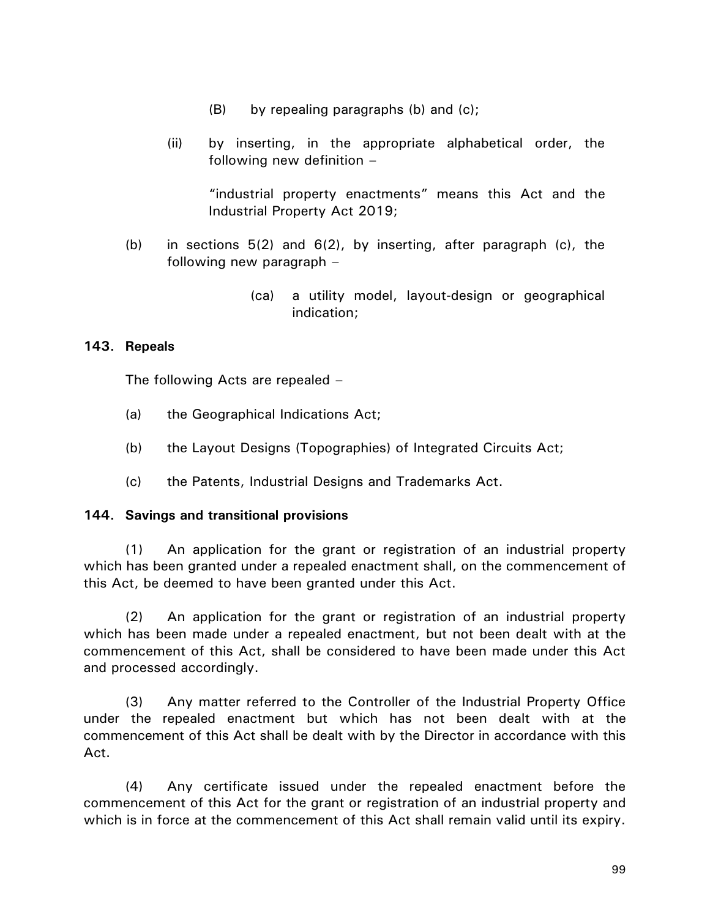(B) by repealing paragraphs (b) and (c);

(ii) by inserting, in the appropriate alphabetical order, the following new definition –

"industrial property enactments" means this Act and the Industrial Property Act 2019;

(b) in sections 5(2) and 6(2), by inserting, after paragraph (c), the following new paragraph –

(ca) a utility model, layout-design or geographical indication;

**143. Repeals**

The following Acts are repealed –

(a) the Geographical Indications Act;

(b) the Layout Designs (Topographies) of Integrated Circuits Act;

(c) the Patents, Industrial Designs and Trademarks Act.

**144. Savings and transitional provisions**

(1) An application for the grant or registration of an industrial property which has been granted under a repealed enactment shall, on the commencement of this Act, be deemed to have been granted under this Act.

(2) An application for the grant or registration of an industrial property which has been made under a repealed enactment, but not been dealt with at the commencement of this Act, shall be considered to have been made under this Act and processed accordingly.

(3) Any matter referred to the Controller of the Industrial Property Office under the repealed enactment but which has not been dealt with at the commencement of this Act shall be dealt with by the Director in accordance with this Act.

(4) Any certificate issued under the repealed enactment before the commencement of this Act for the grant or registration of an industrial property and which is in force at the commencement of this Act shall remain valid until its expiry.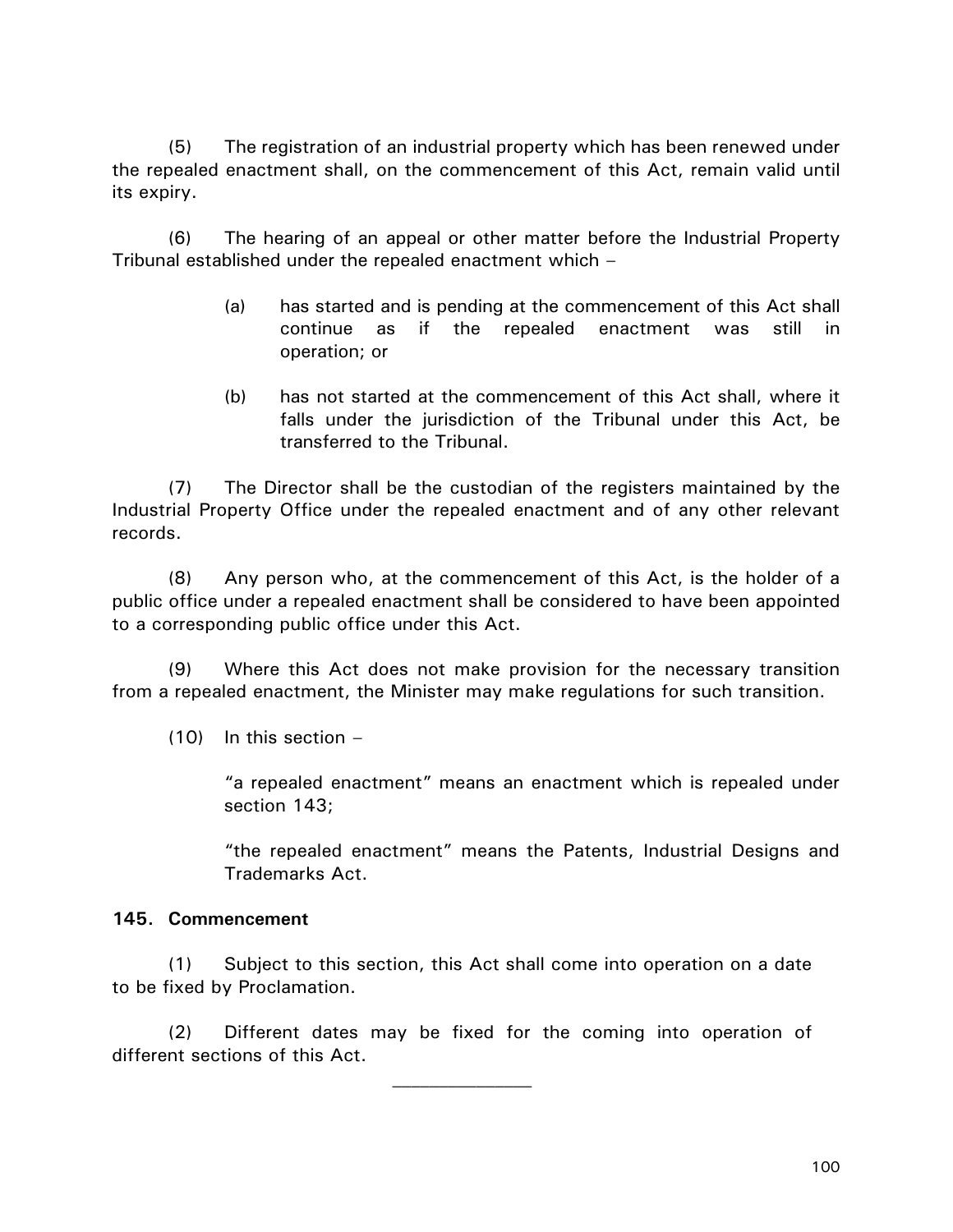(5) The registration of an industrial property which has been renewed under the repealed enactment shall, on the commencement of this Act, remain valid until its expiry.

(6) The hearing of an appeal or other matter before the Industrial Property Tribunal established under the repealed enactment which –

(a) has started and is pending at the commencement of this Act shall continue as if the repealed enactment was still in operation; or

(b) has not started at the commencement of this Act shall, where it falls under the jurisdiction of the Tribunal under this Act, be transferred to the Tribunal.

(7) The Director shall be the custodian of the registers maintained by the Industrial Property Office under the repealed enactment and of any other relevant records.

(8) Any person who, at the commencement of this Act, is the holder of a public office under a repealed enactment shall be considered to have been appointed to a corresponding public office under this Act.

(9) Where this Act does not make provision for the necessary transition from a repealed enactment, the Minister may make regulations for such transition.

(10) In this section –

"a repealed enactment" means an enactment which is repealed under section 143;

"the repealed enactment" means the Patents, Industrial Designs and Trademarks Act.

**145. Commencement**

(1) Subject to this section, this Act shall come into operation on a date to be fixed by Proclamation.

(2) Different dates may be fixed for the coming into operation of different sections of this Act.

---